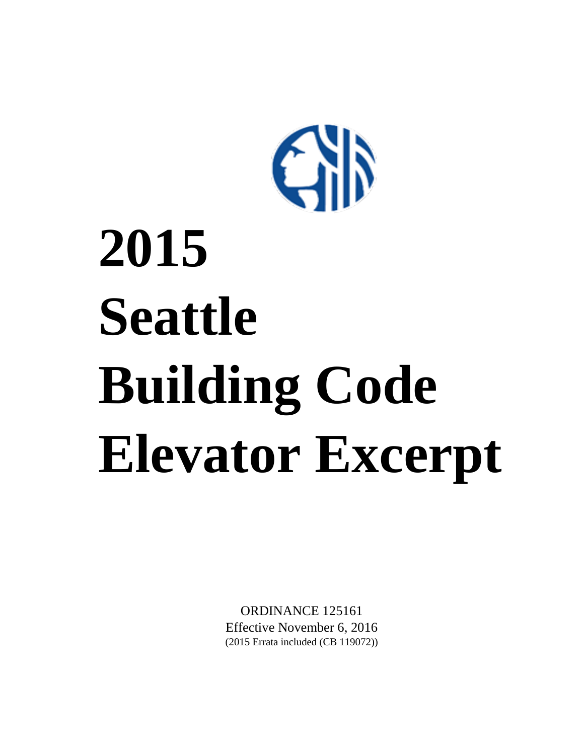# 2015 Seattle Building Code Elevator Excerpt

ORDINANCE 125161

Effective November 6, 2016

(2015 Errata included (CB 119072))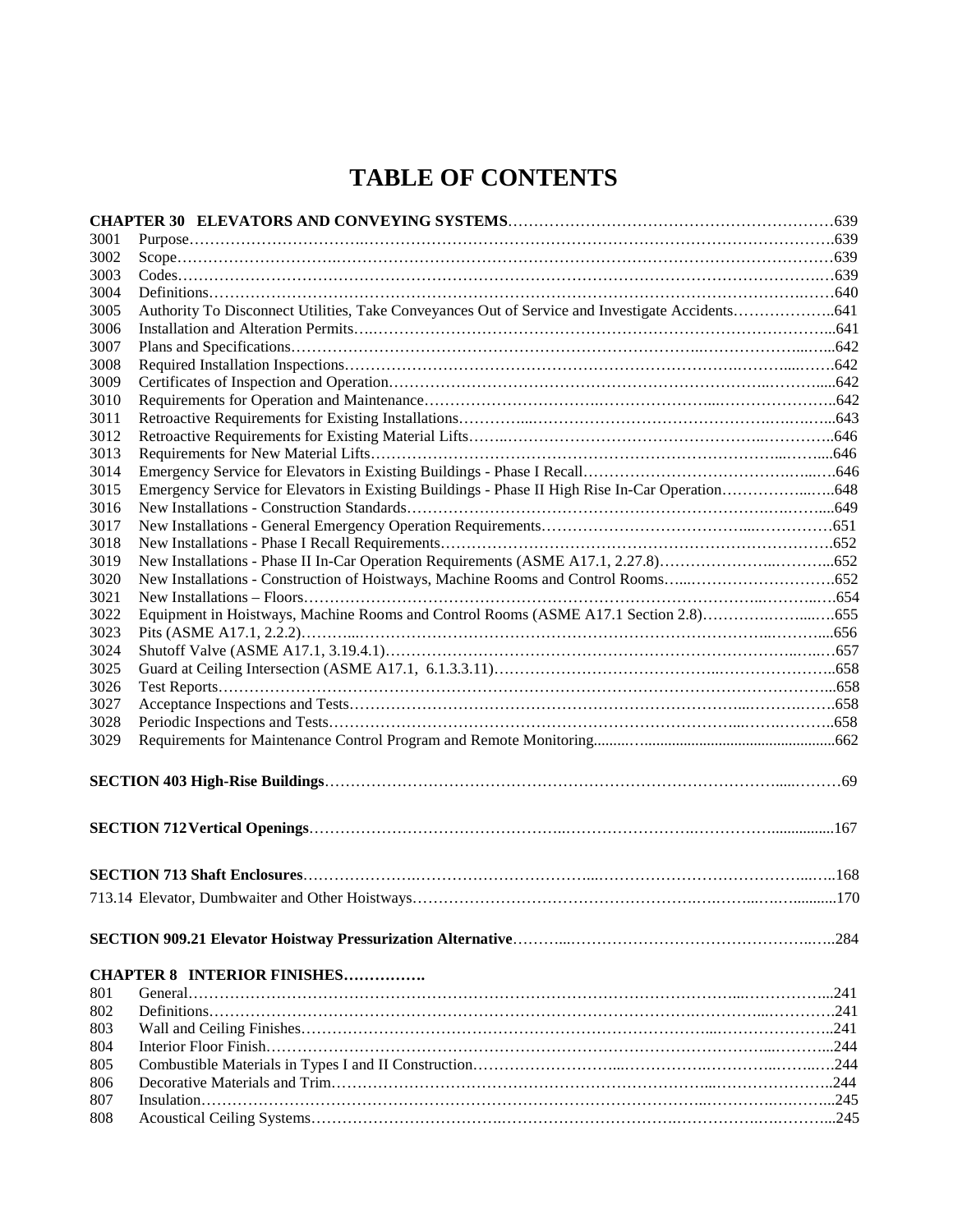# TABLE OF CONTENTS

**CHAPTER 30 ELEVATORS AND CONVEYING SYSTEMS**……639

| | | |
|---|---|---|
| 3001 | Purpose | 639 |
| 3002 | Scope | 639 |
| 3003 | Codes | 639 |
| 3004 | Definitions | 640 |
| 3005 | Authority To Disconnect Utilities, Take Conveyances Out of Service and Investigate Accidents | 641 |
| 3006 | Installation and Alteration Permits | 641 |
| 3007 | Plans and Specifications | 642 |
| 3008 | Required Installation Inspections | 642 |
| 3009 | Certificates of Inspection and Operation | 642 |
| 3010 | Requirements for Operation and Maintenance | 642 |
| 3011 | Retroactive Requirements for Existing Installations | 643 |
| 3012 | Retroactive Requirements for Existing Material Lifts | 646 |
| 3013 | Requirements for New Material Lifts | 646 |
| 3014 | Emergency Service for Elevators in Existing Buildings - Phase I Recall | 646 |
| 3015 | Emergency Service for Elevators in Existing Buildings - Phase II High Rise In-Car Operation | 648 |
| 3016 | New Installations - Construction Standards | 649 |
| 3017 | New Installations - General Emergency Operation Requirements | 651 |
| 3018 | New Installations - Phase I Recall Requirements | 652 |
| 3019 | New Installations - Phase II In-Car Operation Requirements (ASME A17.1, 2.27.8) | 652 |
| 3020 | New Installations - Construction of Hoistways, Machine Rooms and Control Rooms | 652 |
| 3021 | New Installations – Floors | 654 |
| 3022 | Equipment in Hoistways, Machine Rooms and Control Rooms (ASME A17.1 Section 2.8) | 655 |
| 3023 | Pits (ASME A17.1, 2.2.2) | 656 |
| 3024 | Shutoff Valve (ASME A17.1, 3.19.4.1) | 657 |
| 3025 | Guard at Ceiling Intersection (ASME A17.1, 6.1.3.3.11) | 658 |
| 3026 | Test Reports | 658 |
| 3027 | Acceptance Inspections and Tests | 658 |
| 3028 | Periodic Inspections and Tests | 658 |
| 3029 | Requirements for Maintenance Control Program and Remote Monitoring | 662 |

**SECTION 403 High-Rise Buildings**……69

**SECTION 712 Vertical Openings**……167

**SECTION 713 Shaft Enclosures**……168

713.14 Elevator, Dumbwaiter and Other Hoistways……170

**SECTION 909.21 Elevator Hoistway Pressurization Alternative**……284

**CHAPTER 8 INTERIOR FINISHES…………….**

| | | |
|---|---|---|
| 801 | General | 241 |
| 802 | Definitions | 241 |
| 803 | Wall and Ceiling Finishes | 241 |
| 804 | Interior Floor Finish | 244 |
| 805 | Combustible Materials in Types I and II Construction | 244 |
| 806 | Decorative Materials and Trim | 244 |
| 807 | Insulation | 245 |
| 808 | Acoustical Ceiling Systems | 245 |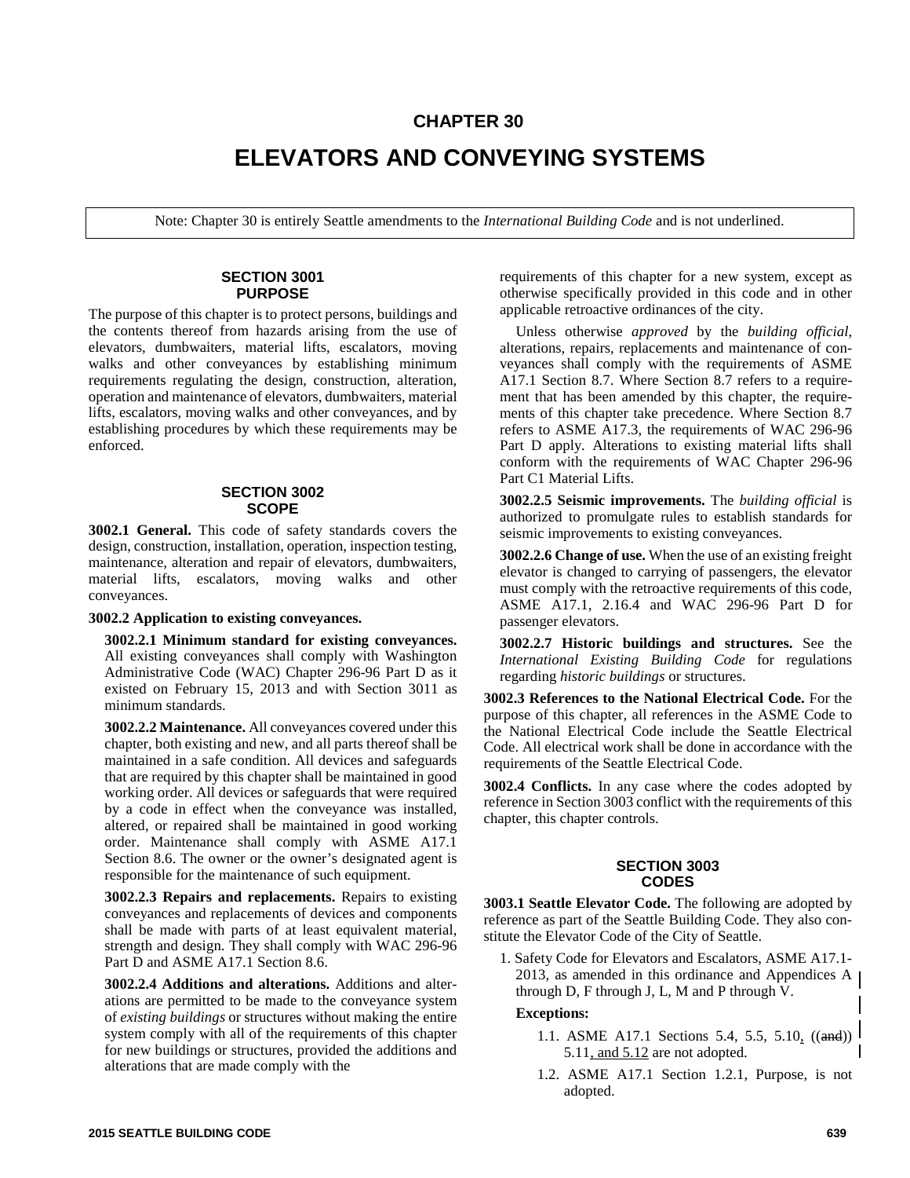# CHAPTER 30

# ELEVATORS AND CONVEYING SYSTEMS

Note: Chapter 30 is entirely Seattle amendments to the *International Building Code* and is not underlined.

## SECTION 3001 PURPOSE

The purpose of this chapter is to protect persons, buildings and the contents thereof from hazards arising from the use of elevators, dumbwaiters, material lifts, escalators, moving walks and other conveyances by establishing minimum requirements regulating the design, construction, alteration, operation and maintenance of elevators, dumbwaiters, material lifts, escalators, moving walks and other conveyances, and by establishing procedures by which these requirements may be enforced.

## SECTION 3002 SCOPE

**3002.1 General.** This code of safety standards covers the design, construction, installation, operation, inspection testing, maintenance, alteration and repair of elevators, dumbwaiters, material lifts, escalators, moving walks and other conveyances.

**3002.2 Application to existing conveyances.**

**3002.2.1 Minimum standard for existing conveyances.** All existing conveyances shall comply with Washington Administrative Code (WAC) Chapter 296-96 Part D as it existed on February 15, 2013 and with Section 3011 as minimum standards.

**3002.2.2 Maintenance.** All conveyances covered under this chapter, both existing and new, and all parts thereof shall be maintained in a safe condition. All devices and safeguards that are required by this chapter shall be maintained in good working order. All devices or safeguards that were required by a code in effect when the conveyance was installed, altered, or repaired shall be maintained in good working order. Maintenance shall comply with ASME A17.1 Section 8.6. The owner or the owner's designated agent is responsible for the maintenance of such equipment.

**3002.2.3 Repairs and replacements.** Repairs to existing conveyances and replacements of devices and components shall be made with parts of at least equivalent material, strength and design. They shall comply with WAC 296-96 Part D and ASME A17.1 Section 8.6.

**3002.2.4 Additions and alterations.** Additions and alterations are permitted to be made to the conveyance system of *existing buildings* or structures without making the entire system comply with all of the requirements of this chapter for new buildings or structures, provided the additions and alterations that are made comply with the requirements of this chapter for a new system, except as otherwise specifically provided in this code and in other applicable retroactive ordinances of the city.

Unless otherwise *approved* by the *building official*, alterations, repairs, replacements and maintenance of conveyances shall comply with the requirements of ASME A17.1 Section 8.7. Where Section 8.7 refers to a requirement that has been amended by this chapter, the requirements of this chapter take precedence. Where Section 8.7 refers to ASME A17.3, the requirements of WAC 296-96 Part D apply. Alterations to existing material lifts shall conform with the requirements of WAC Chapter 296-96 Part C1 Material Lifts.

**3002.2.5 Seismic improvements.** The *building official* is authorized to promulgate rules to establish standards for seismic improvements to existing conveyances.

**3002.2.6 Change of use.** When the use of an existing freight elevator is changed to carrying of passengers, the elevator must comply with the retroactive requirements of this code, ASME A17.1, 2.16.4 and WAC 296-96 Part D for passenger elevators.

**3002.2.7 Historic buildings and structures.** See the *International Existing Building Code* for regulations regarding *historic buildings* or structures.

**3002.3 References to the National Electrical Code.** For the purpose of this chapter, all references in the ASME Code to the National Electrical Code include the Seattle Electrical Code. All electrical work shall be done in accordance with the requirements of the Seattle Electrical Code.

**3002.4 Conflicts.** In any case where the codes adopted by reference in Section 3003 conflict with the requirements of this chapter, this chapter controls.

## SECTION 3003 CODES

**3003.1 Seattle Elevator Code.** The following are adopted by reference as part of the Seattle Building Code. They also constitute the Elevator Code of the City of Seattle.

1. Safety Code for Elevators and Escalators, ASME A17.1-2013, as amended in this ordinance and Appendices A through D, F through J, L, M and P through V.

   **Exceptions:**

   1.1. ASME A17.1 Sections 5.4, 5.5, 5.10, ~~((and))~~ 5.11, and 5.12 are not adopted.

   1.2. ASME A17.1 Section 1.2.1, Purpose, is not adopted.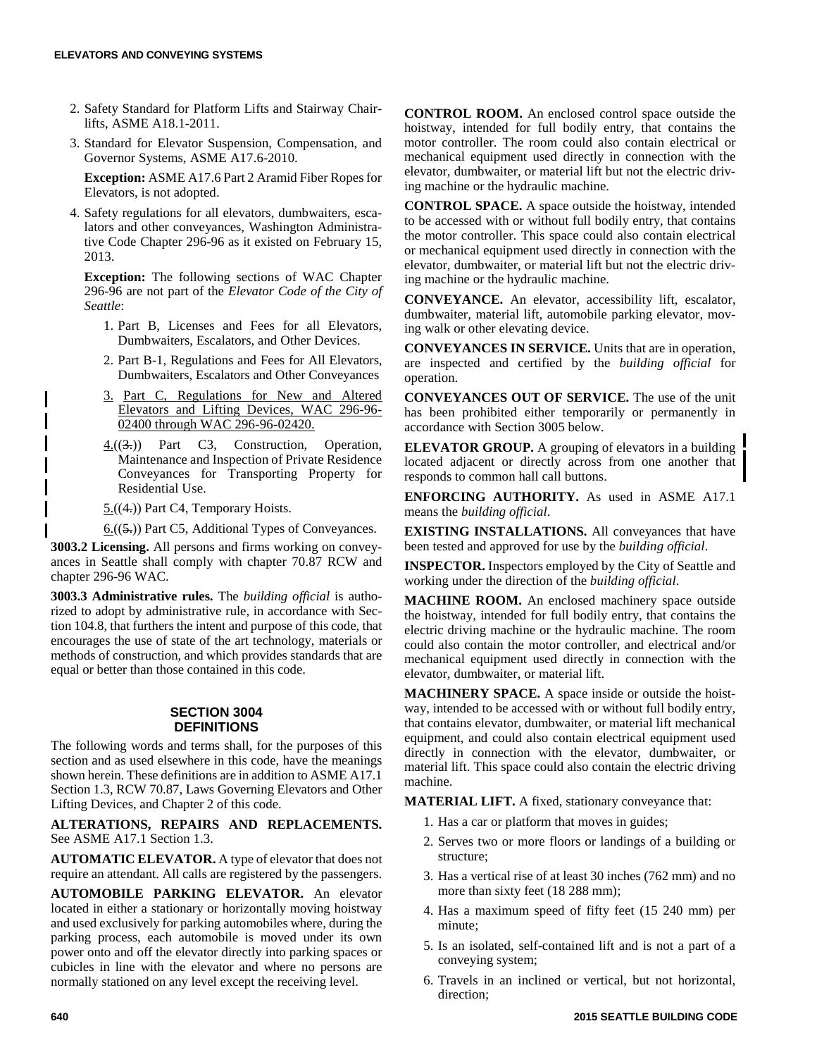2. Safety Standard for Platform Lifts and Stairway Chairlifts, ASME A18.1-2011.

3. Standard for Elevator Suspension, Compensation, and Governor Systems, ASME A17.6-2010.

   **Exception:** ASME A17.6 Part 2 Aramid Fiber Ropes for Elevators, is not adopted.

4. Safety regulations for all elevators, dumbwaiters, escalators and other conveyances, Washington Administrative Code Chapter 296-96 as it existed on February 15, 2013.

   **Exception:** The following sections of WAC Chapter 296-96 are not part of the *Elevator Code of the City of Seattle*:

   1. Part B, Licenses and Fees for all Elevators, Dumbwaiters, Escalators, and Other Devices.
   2. Part B-1, Regulations and Fees for All Elevators, Dumbwaiters, Escalators and Other Conveyances
   3. Part C, Regulations for New and Altered Elevators and Lifting Devices, WAC 296-96-02400 through WAC 296-96-02420.
   4.((3.)) Part C3, Construction, Operation, Maintenance and Inspection of Private Residence Conveyances for Transporting Property for Residential Use.
   5.((4.)) Part C4, Temporary Hoists.
   6.((5.)) Part C5, Additional Types of Conveyances.

**3003.2 Licensing.** All persons and firms working on conveyances in Seattle shall comply with chapter 70.87 RCW and chapter 296-96 WAC.

**3003.3 Administrative rules.** The *building official* is authorized to adopt by administrative rule, in accordance with Section 104.8, that furthers the intent and purpose of this code, that encourages the use of state of the art technology, materials or methods of construction, and which provides standards that are equal or better than those contained in this code.

## SECTION 3004 DEFINITIONS

The following words and terms shall, for the purposes of this section and as used elsewhere in this code, have the meanings shown herein. These definitions are in addition to ASME A17.1 Section 1.3, RCW 70.87, Laws Governing Elevators and Other Lifting Devices, and Chapter 2 of this code.

**ALTERATIONS, REPAIRS AND REPLACEMENTS.** See ASME A17.1 Section 1.3.

**AUTOMATIC ELEVATOR.** A type of elevator that does not require an attendant. All calls are registered by the passengers.

**AUTOMOBILE PARKING ELEVATOR.** An elevator located in either a stationary or horizontally moving hoistway and used exclusively for parking automobiles where, during the parking process, each automobile is moved under its own power onto and off the elevator directly into parking spaces or cubicles in line with the elevator and where no persons are normally stationed on any level except the receiving level.

**CONTROL ROOM.** An enclosed control space outside the hoistway, intended for full bodily entry, that contains the motor controller. The room could also contain electrical or mechanical equipment used directly in connection with the elevator, dumbwaiter, or material lift but not the electric driving machine or the hydraulic machine.

**CONTROL SPACE.** A space outside the hoistway, intended to be accessed with or without full bodily entry, that contains the motor controller. This space could also contain electrical or mechanical equipment used directly in connection with the elevator, dumbwaiter, or material lift but not the electric driving machine or the hydraulic machine.

**CONVEYANCE.** An elevator, accessibility lift, escalator, dumbwaiter, material lift, automobile parking elevator, moving walk or other elevating device.

**CONVEYANCES IN SERVICE.** Units that are in operation, are inspected and certified by the *building official* for operation.

**CONVEYANCES OUT OF SERVICE.** The use of the unit has been prohibited either temporarily or permanently in accordance with Section 3005 below.

**ELEVATOR GROUP.** A grouping of elevators in a building located adjacent or directly across from one another that responds to common hall call buttons.

**ENFORCING AUTHORITY.** As used in ASME A17.1 means the *building official*.

**EXISTING INSTALLATIONS.** All conveyances that have been tested and approved for use by the *building official*.

**INSPECTOR.** Inspectors employed by the City of Seattle and working under the direction of the *building official*.

**MACHINE ROOM.** An enclosed machinery space outside the hoistway, intended for full bodily entry, that contains the electric driving machine or the hydraulic machine. The room could also contain the motor controller, and electrical and/or mechanical equipment used directly in connection with the elevator, dumbwaiter, or material lift.

**MACHINERY SPACE.** A space inside or outside the hoistway, intended to be accessed with or without full bodily entry, that contains elevator, dumbwaiter, or material lift mechanical equipment, and could also contain electrical equipment used directly in connection with the elevator, dumbwaiter, or material lift. This space could also contain the electric driving machine.

**MATERIAL LIFT.** A fixed, stationary conveyance that:

1. Has a car or platform that moves in guides;
2. Serves two or more floors or landings of a building or structure;
3. Has a vertical rise of at least 30 inches (762 mm) and no more than sixty feet (18 288 mm);
4. Has a maximum speed of fifty feet (15 240 mm) per minute;
5. Is an isolated, self-contained lift and is not a part of a conveying system;
6. Travels in an inclined or vertical, but not horizontal, direction;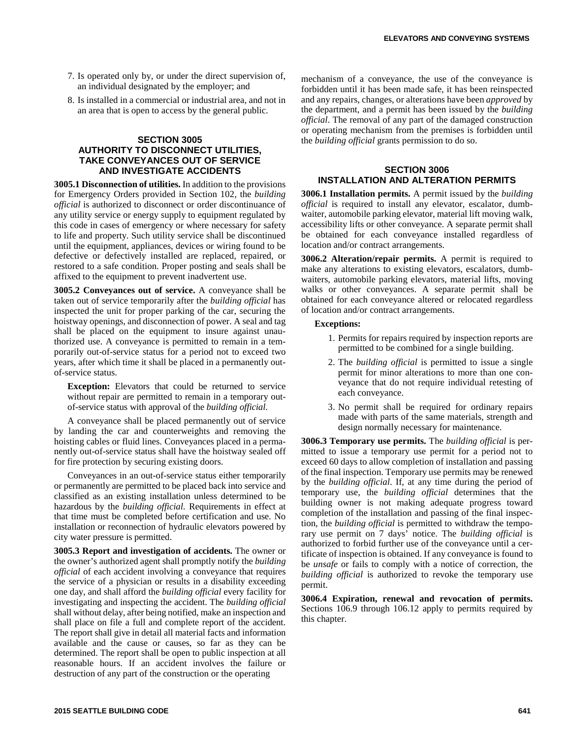7. Is operated only by, or under the direct supervision of, an individual designated by the employer; and
8. Is installed in a commercial or industrial area, and not in an area that is open to access by the general public.

## SECTION 3005 AUTHORITY TO DISCONNECT UTILITIES, TAKE CONVEYANCES OUT OF SERVICE AND INVESTIGATE ACCIDENTS

**3005.1 Disconnection of utilities.** In addition to the provisions for Emergency Orders provided in Section 102, the *building official* is authorized to disconnect or order discontinuance of any utility service or energy supply to equipment regulated by this code in cases of emergency or where necessary for safety to life and property. Such utility service shall be discontinued until the equipment, appliances, devices or wiring found to be defective or defectively installed are replaced, repaired, or restored to a safe condition. Proper posting and seals shall be affixed to the equipment to prevent inadvertent use.

**3005.2 Conveyances out of service.** A conveyance shall be taken out of service temporarily after the *building official* has inspected the unit for proper parking of the car, securing the hoistway openings, and disconnection of power. A seal and tag shall be placed on the equipment to insure against unauthorized use. A conveyance is permitted to remain in a temporarily out-of-service status for a period not to exceed two years, after which time it shall be placed in a permanently out-of-service status.

**Exception:** Elevators that could be returned to service without repair are permitted to remain in a temporary out-of-service status with approval of the *building official*.

A conveyance shall be placed permanently out of service by landing the car and counterweights and removing the hoisting cables or fluid lines. Conveyances placed in a permanently out-of-service status shall have the hoistway sealed off for fire protection by securing existing doors.

Conveyances in an out-of-service status either temporarily or permanently are permitted to be placed back into service and classified as an existing installation unless determined to be hazardous by the *building official*. Requirements in effect at that time must be completed before certification and use. No installation or reconnection of hydraulic elevators powered by city water pressure is permitted.

**3005.3 Report and investigation of accidents.** The owner or the owner's authorized agent shall promptly notify the *building official* of each accident involving a conveyance that requires the service of a physician or results in a disability exceeding one day, and shall afford the *building official* every facility for investigating and inspecting the accident. The *building official* shall without delay, after being notified, make an inspection and shall place on file a full and complete report of the accident. The report shall give in detail all material facts and information available and the cause or causes, so far as they can be determined. The report shall be open to public inspection at all reasonable hours. If an accident involves the failure or destruction of any part of the construction or the operating mechanism of a conveyance, the use of the conveyance is forbidden until it has been made safe, it has been reinspected and any repairs, changes, or alterations have been *approved* by the department, and a permit has been issued by the *building official*. The removal of any part of the damaged construction or operating mechanism from the premises is forbidden until the *building official* grants permission to do so.

## SECTION 3006 INSTALLATION AND ALTERATION PERMITS

**3006.1 Installation permits.** A permit issued by the *building official* is required to install any elevator, escalator, dumbwaiter, automobile parking elevator, material lift moving walk, accessibility lifts or other conveyance. A separate permit shall be obtained for each conveyance installed regardless of location and/or contract arrangements.

**3006.2 Alteration/repair permits.** A permit is required to make any alterations to existing elevators, escalators, dumbwaiters, automobile parking elevators, material lifts, moving walks or other conveyances. A separate permit shall be obtained for each conveyance altered or relocated regardless of location and/or contract arrangements.

**Exceptions:**

1. Permits for repairs required by inspection reports are permitted to be combined for a single building.
2. The *building official* is permitted to issue a single permit for minor alterations to more than one conveyance that do not require individual retesting of each conveyance.
3. No permit shall be required for ordinary repairs made with parts of the same materials, strength and design normally necessary for maintenance.

**3006.3 Temporary use permits.** The *building official* is permitted to issue a temporary use permit for a period not to exceed 60 days to allow completion of installation and passing of the final inspection. Temporary use permits may be renewed by the *building official*. If, at any time during the period of temporary use, the *building official* determines that the building owner is not making adequate progress toward completion of the installation and passing of the final inspection, the *building official* is permitted to withdraw the temporary use permit on 7 days' notice. The *building official* is authorized to forbid further use of the conveyance until a certificate of inspection is obtained. If any conveyance is found to be *unsafe* or fails to comply with a notice of correction, the *building official* is authorized to revoke the temporary use permit.

**3006.4 Expiration, renewal and revocation of permits.** Sections 106.9 through 106.12 apply to permits required by this chapter.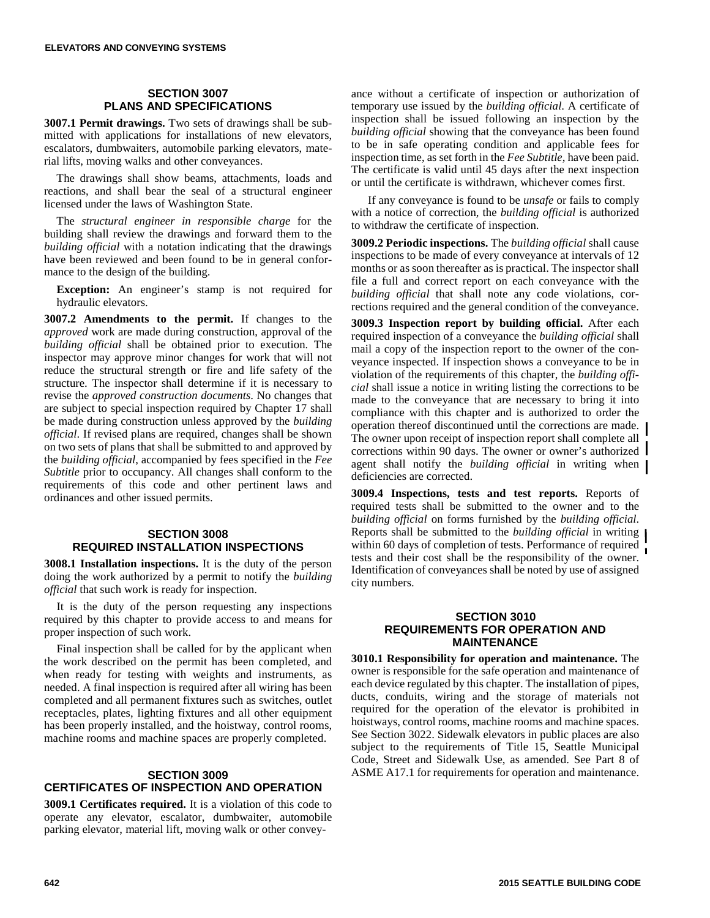## SECTION 3007 PLANS AND SPECIFICATIONS

**3007.1 Permit drawings.** Two sets of drawings shall be submitted with applications for installations of new elevators, escalators, dumbwaiters, automobile parking elevators, material lifts, moving walks and other conveyances.

The drawings shall show beams, attachments, loads and reactions, and shall bear the seal of a structural engineer licensed under the laws of Washington State.

The *structural engineer in responsible charge* for the building shall review the drawings and forward them to the *building official* with a notation indicating that the drawings have been reviewed and been found to be in general conformance to the design of the building.

**Exception:** An engineer's stamp is not required for hydraulic elevators.

**3007.2 Amendments to the permit.** If changes to the *approved* work are made during construction, approval of the *building official* shall be obtained prior to execution. The inspector may approve minor changes for work that will not reduce the structural strength or fire and life safety of the structure. The inspector shall determine if it is necessary to revise the *approved construction documents*. No changes that are subject to special inspection required by Chapter 17 shall be made during construction unless approved by the *building official*. If revised plans are required, changes shall be shown on two sets of plans that shall be submitted to and approved by the *building official*, accompanied by fees specified in the *Fee Subtitle* prior to occupancy. All changes shall conform to the requirements of this code and other pertinent laws and ordinances and other issued permits.

## SECTION 3008 REQUIRED INSTALLATION INSPECTIONS

**3008.1 Installation inspections.** It is the duty of the person doing the work authorized by a permit to notify the *building official* that such work is ready for inspection.

It is the duty of the person requesting any inspections required by this chapter to provide access to and means for proper inspection of such work.

Final inspection shall be called for by the applicant when the work described on the permit has been completed, and when ready for testing with weights and instruments, as needed. A final inspection is required after all wiring has been completed and all permanent fixtures such as switches, outlet receptacles, plates, lighting fixtures and all other equipment has been properly installed, and the hoistway, control rooms, machine rooms and machine spaces are properly completed.

## SECTION 3009 CERTIFICATES OF INSPECTION AND OPERATION

**3009.1 Certificates required.** It is a violation of this code to operate any elevator, escalator, dumbwaiter, automobile parking elevator, material lift, moving walk or other conveyance without a certificate of inspection or authorization of temporary use issued by the *building official*. A certificate of inspection shall be issued following an inspection by the *building official* showing that the conveyance has been found to be in safe operating condition and applicable fees for inspection time, as set forth in the *Fee Subtitle*, have been paid. The certificate is valid until 45 days after the next inspection or until the certificate is withdrawn, whichever comes first.

If any conveyance is found to be *unsafe* or fails to comply with a notice of correction, the *building official* is authorized to withdraw the certificate of inspection.

**3009.2 Periodic inspections.** The *building official* shall cause inspections to be made of every conveyance at intervals of 12 months or as soon thereafter as is practical. The inspector shall file a full and correct report on each conveyance with the *building official* that shall note any code violations, corrections required and the general condition of the conveyance.

**3009.3 Inspection report by building official.** After each required inspection of a conveyance the *building official* shall mail a copy of the inspection report to the owner of the conveyance inspected. If inspection shows a conveyance to be in violation of the requirements of this chapter, the *building official* shall issue a notice in writing listing the corrections to be made to the conveyance that are necessary to bring it into compliance with this chapter and is authorized to order the operation thereof discontinued until the corrections are made. The owner upon receipt of inspection report shall complete all corrections within 90 days. The owner or owner's authorized agent shall notify the *building official* in writing when deficiencies are corrected.

**3009.4 Inspections, tests and test reports.** Reports of required tests shall be submitted to the owner and to the *building official* on forms furnished by the *building official*. Reports shall be submitted to the *building official* in writing within 60 days of completion of tests. Performance of required tests and their cost shall be the responsibility of the owner. Identification of conveyances shall be noted by use of assigned city numbers.

## SECTION 3010 REQUIREMENTS FOR OPERATION AND MAINTENANCE

**3010.1 Responsibility for operation and maintenance.** The owner is responsible for the safe operation and maintenance of each device regulated by this chapter. The installation of pipes, ducts, conduits, wiring and the storage of materials not required for the operation of the elevator is prohibited in hoistways, control rooms, machine rooms and machine spaces. See Section 3022. Sidewalk elevators in public places are also subject to the requirements of Title 15, Seattle Municipal Code, Street and Sidewalk Use, as amended. See Part 8 of ASME A17.1 for requirements for operation and maintenance.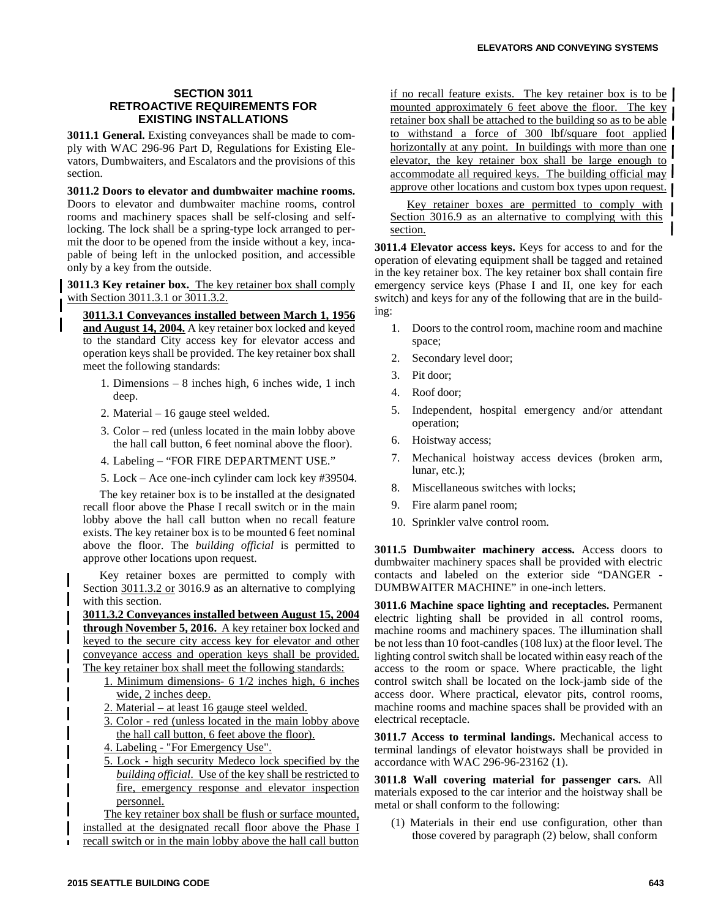## SECTION 3011
## RETROACTIVE REQUIREMENTS FOR EXISTING INSTALLATIONS

**3011.1 General.** Existing conveyances shall be made to comply with WAC 296-96 Part D, Regulations for Existing Elevators, Dumbwaiters, and Escalators and the provisions of this section.

**3011.2 Doors to elevator and dumbwaiter machine rooms.** Doors to elevator and dumbwaiter machine rooms, control rooms and machinery spaces shall be self-closing and self-locking. The lock shall be a spring-type lock arranged to permit the door to be opened from the inside without a key, incapable of being left in the unlocked position, and accessible only by a key from the outside.

**3011.3 Key retainer box.** The key retainer box shall comply with Section 3011.3.1 or 3011.3.2.

**3011.3.1 Conveyances installed between March 1, 1956 and August 14, 2004.** A key retainer box locked and keyed to the standard City access key for elevator access and operation keys shall be provided. The key retainer box shall meet the following standards:

1. Dimensions – 8 inches high, 6 inches wide, 1 inch deep.
2. Material – 16 gauge steel welded.
3. Color – red (unless located in the main lobby above the hall call button, 6 feet nominal above the floor).
4. Labeling – "FOR FIRE DEPARTMENT USE."
5. Lock – Ace one-inch cylinder cam lock key #39504.

The key retainer box is to be installed at the designated recall floor above the Phase I recall switch or in the main lobby above the hall call button when no recall feature exists. The key retainer box is to be mounted 6 feet nominal above the floor. The *building official* is permitted to approve other locations upon request.

Key retainer boxes are permitted to comply with Section 3011.3.2 or 3016.9 as an alternative to complying with this section.

**3011.3.2 Conveyances installed between August 15, 2004 through November 5, 2016.** A key retainer box locked and keyed to the secure city access key for elevator and other conveyance access and operation keys shall be provided. The key retainer box shall meet the following standards:

1. Minimum dimensions- 6 1/2 inches high, 6 inches wide, 2 inches deep.
2. Material – at least 16 gauge steel welded.
3. Color - red (unless located in the main lobby above the hall call button, 6 feet above the floor).
4. Labeling - "For Emergency Use".
5. Lock - high security Medeco lock specified by the *building official*. Use of the key shall be restricted to fire, emergency response and elevator inspection personnel.

The key retainer box shall be flush or surface mounted, installed at the designated recall floor above the Phase I recall switch or in the main lobby above the hall call button if no recall feature exists. The key retainer box is to be mounted approximately 6 feet above the floor. The key retainer box shall be attached to the building so as to be able to withstand a force of 300 lbf/square foot applied horizontally at any point. In buildings with more than one elevator, the key retainer box shall be large enough to accommodate all required keys. The building official may approve other locations and custom box types upon request.

Key retainer boxes are permitted to comply with Section 3016.9 as an alternative to complying with this section.

**3011.4 Elevator access keys.** Keys for access to and for the operation of elevating equipment shall be tagged and retained in the key retainer box. The key retainer box shall contain fire emergency service keys (Phase I and II, one key for each switch) and keys for any of the following that are in the building:

1. Doors to the control room, machine room and machine space;
2. Secondary level door;
3. Pit door;
4. Roof door;
5. Independent, hospital emergency and/or attendant operation;
6. Hoistway access;
7. Mechanical hoistway access devices (broken arm, lunar, etc.);
8. Miscellaneous switches with locks;
9. Fire alarm panel room;
10. Sprinkler valve control room.

**3011.5 Dumbwaiter machinery access.** Access doors to dumbwaiter machinery spaces shall be provided with electric contacts and labeled on the exterior side "DANGER - DUMBWAITER MACHINE" in one-inch letters.

**3011.6 Machine space lighting and receptacles.** Permanent electric lighting shall be provided in all control rooms, machine rooms and machinery spaces. The illumination shall be not less than 10 foot-candles (108 lux) at the floor level. The lighting control switch shall be located within easy reach of the access to the room or space. Where practicable, the light control switch shall be located on the lock-jamb side of the access door. Where practical, elevator pits, control rooms, machine rooms and machine spaces shall be provided with an electrical receptacle.

**3011.7 Access to terminal landings.** Mechanical access to terminal landings of elevator hoistways shall be provided in accordance with WAC 296-96-23162 (1).

**3011.8 Wall covering material for passenger cars.** All materials exposed to the car interior and the hoistway shall be metal or shall conform to the following:

(1) Materials in their end use configuration, other than those covered by paragraph (2) below, shall conform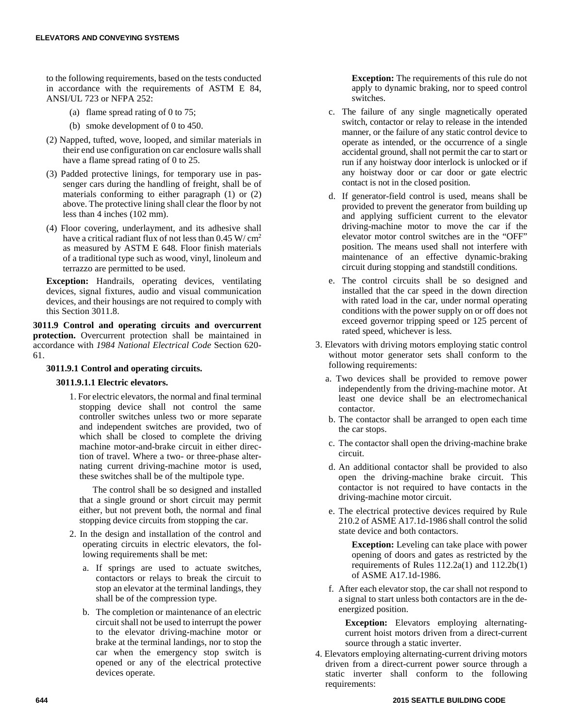to the following requirements, based on the tests conducted in accordance with the requirements of ASTM E 84, ANSI/UL 723 or NFPA 252:

(a) flame spread rating of 0 to 75;

(b) smoke development of 0 to 450.

(2) Napped, tufted, wove, looped, and similar materials in their end use configuration on car enclosure walls shall have a flame spread rating of 0 to 25.

(3) Padded protective linings, for temporary use in passenger cars during the handling of freight, shall be of materials conforming to either paragraph (1) or (2) above. The protective lining shall clear the floor by not less than 4 inches (102 mm).

(4) Floor covering, underlayment, and its adhesive shall have a critical radiant flux of not less than 0.45 W/ $cm^2$ as measured by ASTM E 648. Floor finish materials of a traditional type such as wood, vinyl, linoleum and terrazzo are permitted to be used.

**Exception:** Handrails, operating devices, ventilating devices, signal fixtures, audio and visual communication devices, and their housings are not required to comply with this Section 3011.8.

**3011.9 Control and operating circuits and overcurrent protection.** Overcurrent protection shall be maintained in accordance with *1984 National Electrical Code* Section 620-61.

**3011.9.1 Control and operating circuits.**

**3011.9.1.1 Electric elevators.**

1. For electric elevators, the normal and final terminal stopping device shall not control the same controller switches unless two or more separate and independent switches are provided, two of which shall be closed to complete the driving machine motor-and-brake circuit in either direction of travel. Where a two- or three-phase alternating current driving-machine motor is used, these switches shall be of the multipole type.

   The control shall be so designed and installed that a single ground or short circuit may permit either, but not prevent both, the normal and final stopping device circuits from stopping the car.

2. In the design and installation of the control and operating circuits in electric elevators, the following requirements shall be met:

   a. If springs are used to actuate switches, contactors or relays to break the circuit to stop an elevator at the terminal landings, they shall be of the compression type.

   b. The completion or maintenance of an electric circuit shall not be used to interrupt the power to the elevator driving-machine motor or brake at the terminal landings, nor to stop the car when the emergency stop switch is opened or any of the electrical protective devices operate.

      **Exception:** The requirements of this rule do not apply to dynamic braking, nor to speed control switches.

   c. The failure of any single magnetically operated switch, contactor or relay to release in the intended manner, or the failure of any static control device to operate as intended, or the occurrence of a single accidental ground, shall not permit the car to start or run if any hoistway door interlock is unlocked or if any hoistway door or car door or gate electric contact is not in the closed position.

   d. If generator-field control is used, means shall be provided to prevent the generator from building up and applying sufficient current to the elevator driving-machine motor to move the car if the elevator motor control switches are in the "OFF" position. The means used shall not interfere with maintenance of an effective dynamic-braking circuit during stopping and standstill conditions.

   e. The control circuits shall be so designed and installed that the car speed in the down direction with rated load in the car, under normal operating conditions with the power supply on or off does not exceed governor tripping speed or 125 percent of rated speed, whichever is less.

3. Elevators with driving motors employing static control without motor generator sets shall conform to the following requirements:

   a. Two devices shall be provided to remove power independently from the driving-machine motor. At least one device shall be an electromechanical contactor.

   b. The contactor shall be arranged to open each time the car stops.

   c. The contactor shall open the driving-machine brake circuit.

   d. An additional contactor shall be provided to also open the driving-machine brake circuit. This contactor is not required to have contacts in the driving-machine motor circuit.

   e. The electrical protective devices required by Rule 210.2 of ASME A17.1d-1986 shall control the solid state device and both contactors.

      **Exception:** Leveling can take place with power opening of doors and gates as restricted by the requirements of Rules 112.2a(1) and 112.2b(1) of ASME A17.1d-1986.

   f. After each elevator stop, the car shall not respond to a signal to start unless both contactors are in the de-energized position.

      **Exception:** Elevators employing alternating-current hoist motors driven from a direct-current source through a static inverter.

4. Elevators employing alternating-current driving motors driven from a direct-current power source through a static inverter shall conform to the following requirements: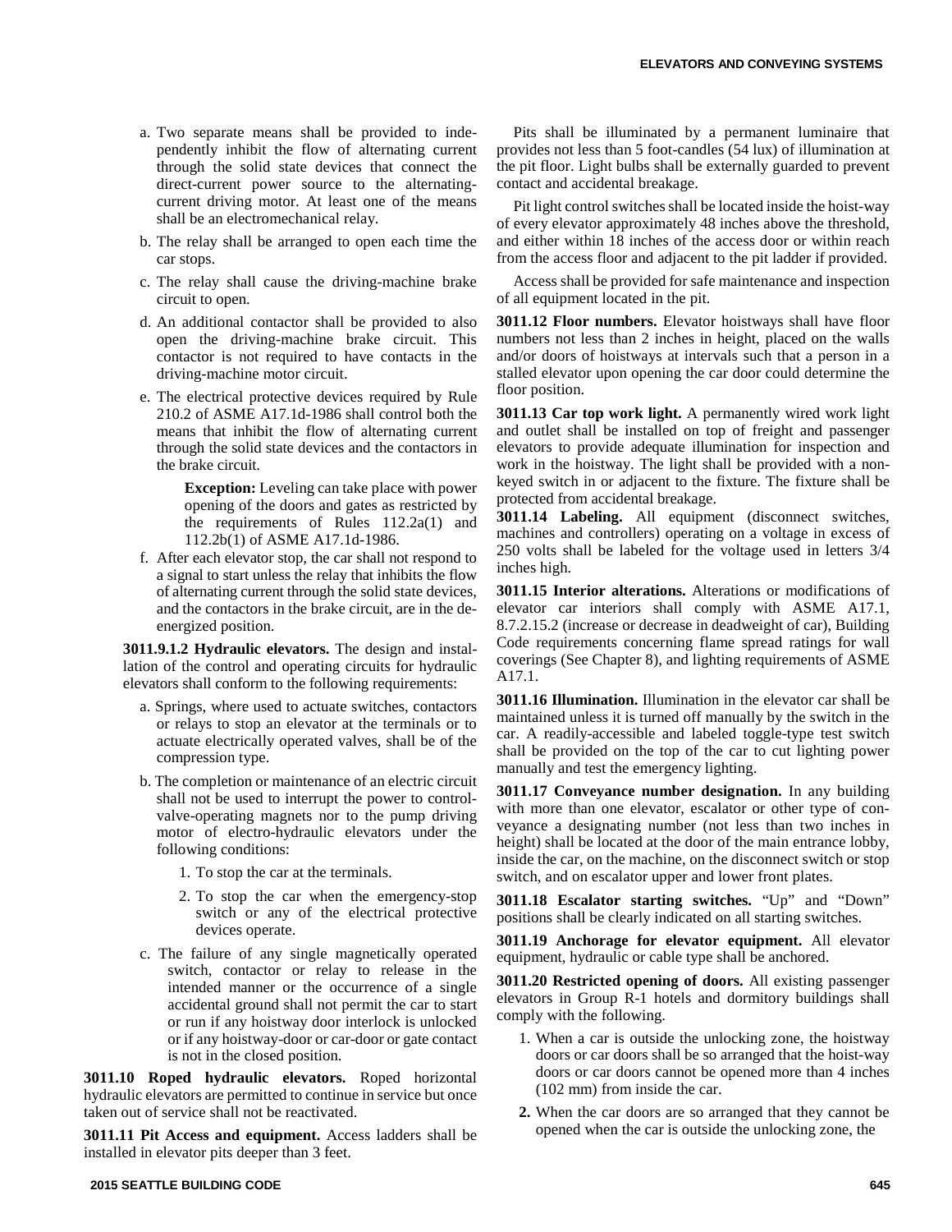a. Two separate means shall be provided to independently inhibit the flow of alternating current through the solid state devices that connect the direct-current power source to the alternating-current driving motor. At least one of the means shall be an electromechanical relay.

b. The relay shall be arranged to open each time the car stops.

c. The relay shall cause the driving-machine brake circuit to open.

d. An additional contactor shall be provided to also open the driving-machine brake circuit. This contactor is not required to have contacts in the driving-machine motor circuit.

e. The electrical protective devices required by Rule 210.2 of ASME A17.1d-1986 shall control both the means that inhibit the flow of alternating current through the solid state devices and the contactors in the brake circuit.

> **Exception:** Leveling can take place with power opening of the doors and gates as restricted by the requirements of Rules 112.2a(1) and 112.2b(1) of ASME A17.1d-1986.

f. After each elevator stop, the car shall not respond to a signal to start unless the relay that inhibits the flow of alternating current through the solid state devices, and the contactors in the brake circuit, are in the de-energized position.

**3011.9.1.2 Hydraulic elevators.** The design and installation of the control and operating circuits for hydraulic elevators shall conform to the following requirements:

a. Springs, where used to actuate switches, contactors or relays to stop an elevator at the terminals or to actuate electrically operated valves, shall be of the compression type.

b. The completion or maintenance of an electric circuit shall not be used to interrupt the power to control-valve-operating magnets nor to the pump driving motor of electro-hydraulic elevators under the following conditions:

1. To stop the car at the terminals.
2. To stop the car when the emergency-stop switch or any of the electrical protective devices operate.

c. The failure of any single magnetically operated switch, contactor or relay to release in the intended manner or the occurrence of a single accidental ground shall not permit the car to start or run if any hoistway door interlock is unlocked or if any hoistway-door or car-door or gate contact is not in the closed position.

**3011.10 Roped hydraulic elevators.** Roped horizontal hydraulic elevators are permitted to continue in service but once taken out of service shall not be reactivated.

**3011.11 Pit Access and equipment.** Access ladders shall be installed in elevator pits deeper than 3 feet.

Pits shall be illuminated by a permanent luminaire that provides not less than 5 foot-candles (54 lux) of illumination at the pit floor. Light bulbs shall be externally guarded to prevent contact and accidental breakage.

Pit light control switches shall be located inside the hoist-way of every elevator approximately 48 inches above the threshold, and either within 18 inches of the access door or within reach from the access floor and adjacent to the pit ladder if provided.

Access shall be provided for safe maintenance and inspection of all equipment located in the pit.

**3011.12 Floor numbers.** Elevator hoistways shall have floor numbers not less than 2 inches in height, placed on the walls and/or doors of hoistways at intervals such that a person in a stalled elevator upon opening the car door could determine the floor position.

**3011.13 Car top work light.** A permanently wired work light and outlet shall be installed on top of freight and passenger elevators to provide adequate illumination for inspection and work in the hoistway. The light shall be provided with a non-keyed switch in or adjacent to the fixture. The fixture shall be protected from accidental breakage.

**3011.14 Labeling.** All equipment (disconnect switches, machines and controllers) operating on a voltage in excess of 250 volts shall be labeled for the voltage used in letters 3/4 inches high.

**3011.15 Interior alterations.** Alterations or modifications of elevator car interiors shall comply with ASME A17.1, 8.7.2.15.2 (increase or decrease in deadweight of car), Building Code requirements concerning flame spread ratings for wall coverings (See Chapter 8), and lighting requirements of ASME A17.1.

**3011.16 Illumination.** Illumination in the elevator car shall be maintained unless it is turned off manually by the switch in the car. A readily-accessible and labeled toggle-type test switch shall be provided on the top of the car to cut lighting power manually and test the emergency lighting.

**3011.17 Conveyance number designation.** In any building with more than one elevator, escalator or other type of conveyance a designating number (not less than two inches in height) shall be located at the door of the main entrance lobby, inside the car, on the machine, on the disconnect switch or stop switch, and on escalator upper and lower front plates.

**3011.18 Escalator starting switches.** "Up" and "Down" positions shall be clearly indicated on all starting switches.

**3011.19 Anchorage for elevator equipment.** All elevator equipment, hydraulic or cable type shall be anchored.

**3011.20 Restricted opening of doors.** All existing passenger elevators in Group R-1 hotels and dormitory buildings shall comply with the following.

1. When a car is outside the unlocking zone, the hoistway doors or car doors shall be so arranged that the hoist-way doors or car doors cannot be opened more than 4 inches (102 mm) from inside the car.
2. When the car doors are so arranged that they cannot be opened when the car is outside the unlocking zone, the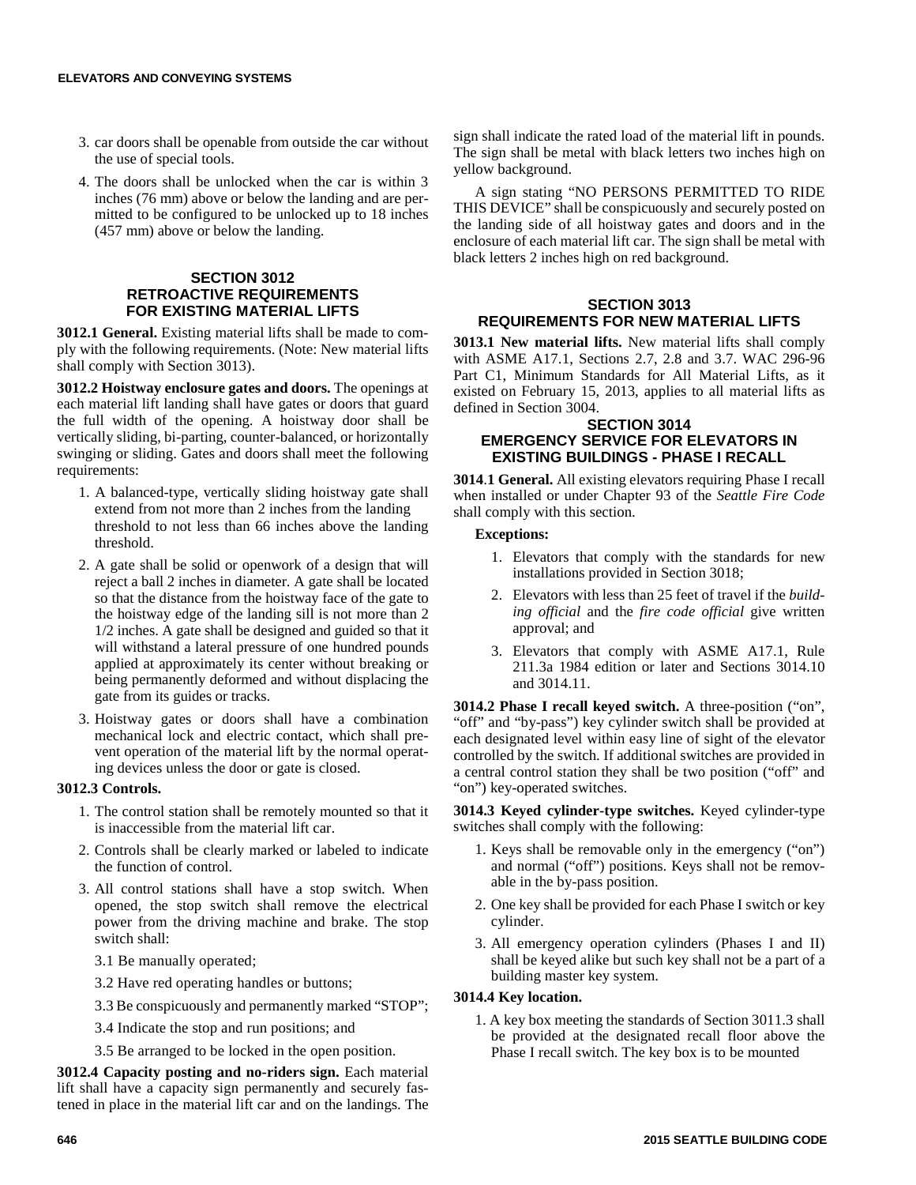3. car doors shall be openable from outside the car without the use of special tools.

4. The doors shall be unlocked when the car is within 3 inches (76 mm) above or below the landing and are permitted to be configured to be unlocked up to 18 inches (457 mm) above or below the landing.

## SECTION 3012
## RETROACTIVE REQUIREMENTS FOR EXISTING MATERIAL LIFTS

**3012.1 General.** Existing material lifts shall be made to comply with the following requirements. (Note: New material lifts shall comply with Section 3013).

**3012.2 Hoistway enclosure gates and doors.** The openings at each material lift landing shall have gates or doors that guard the full width of the opening. A hoistway door shall be vertically sliding, bi-parting, counter-balanced, or horizontally swinging or sliding. Gates and doors shall meet the following requirements:

1. A balanced-type, vertically sliding hoistway gate shall extend from not more than 2 inches from the landing threshold to not less than 66 inches above the landing threshold.

2. A gate shall be solid or openwork of a design that will reject a ball 2 inches in diameter. A gate shall be located so that the distance from the hoistway face of the gate to the hoistway edge of the landing sill is not more than 2 1/2 inches. A gate shall be designed and guided so that it will withstand a lateral pressure of one hundred pounds applied at approximately its center without breaking or being permanently deformed and without displacing the gate from its guides or tracks.

3. Hoistway gates or doors shall have a combination mechanical lock and electric contact, which shall prevent operation of the material lift by the normal operating devices unless the door or gate is closed.

**3012.3 Controls.**

1. The control station shall be remotely mounted so that it is inaccessible from the material lift car.

2. Controls shall be clearly marked or labeled to indicate the function of control.

3. All control stations shall have a stop switch. When opened, the stop switch shall remove the electrical power from the driving machine and brake. The stop switch shall:

   3.1 Be manually operated;

   3.2 Have red operating handles or buttons;

   3.3 Be conspicuously and permanently marked "STOP";

   3.4 Indicate the stop and run positions; and

   3.5 Be arranged to be locked in the open position.

**3012.4 Capacity posting and no-riders sign.** Each material lift shall have a capacity sign permanently and securely fastened in place in the material lift car and on the landings. The sign shall indicate the rated load of the material lift in pounds. The sign shall be metal with black letters two inches high on yellow background.

A sign stating "NO PERSONS PERMITTED TO RIDE THIS DEVICE" shall be conspicuously and securely posted on the landing side of all hoistway gates and doors and in the enclosure of each material lift car. The sign shall be metal with black letters 2 inches high on red background.

## SECTION 3013
## REQUIREMENTS FOR NEW MATERIAL LIFTS

**3013.1 New material lifts.** New material lifts shall comply with ASME A17.1, Sections 2.7, 2.8 and 3.7. WAC 296-96 Part C1, Minimum Standards for All Material Lifts, as it existed on February 15, 2013, applies to all material lifts as defined in Section 3004.

## SECTION 3014
## EMERGENCY SERVICE FOR ELEVATORS IN EXISTING BUILDINGS - PHASE I RECALL

**3014.1 General.** All existing elevators requiring Phase I recall when installed or under Chapter 93 of the *Seattle Fire Code* shall comply with this section.

**Exceptions:**

1. Elevators that comply with the standards for new installations provided in Section 3018;

2. Elevators with less than 25 feet of travel if the *building official* and the *fire code official* give written approval; and

3. Elevators that comply with ASME A17.1, Rule 211.3a 1984 edition or later and Sections 3014.10 and 3014.11.

**3014.2 Phase I recall keyed switch.** A three-position ("on", "off" and "by-pass") key cylinder switch shall be provided at each designated level within easy line of sight of the elevator controlled by the switch. If additional switches are provided in a central control station they shall be two position ("off" and "on") key-operated switches.

**3014.3 Keyed cylinder-type switches.** Keyed cylinder-type switches shall comply with the following:

1. Keys shall be removable only in the emergency ("on") and normal ("off") positions. Keys shall not be removable in the by-pass position.

2. One key shall be provided for each Phase I switch or key cylinder.

3. All emergency operation cylinders (Phases I and II) shall be keyed alike but such key shall not be a part of a building master key system.

**3014.4 Key location.**

1. A key box meeting the standards of Section 3011.3 shall be provided at the designated recall floor above the Phase I recall switch. The key box is to be mounted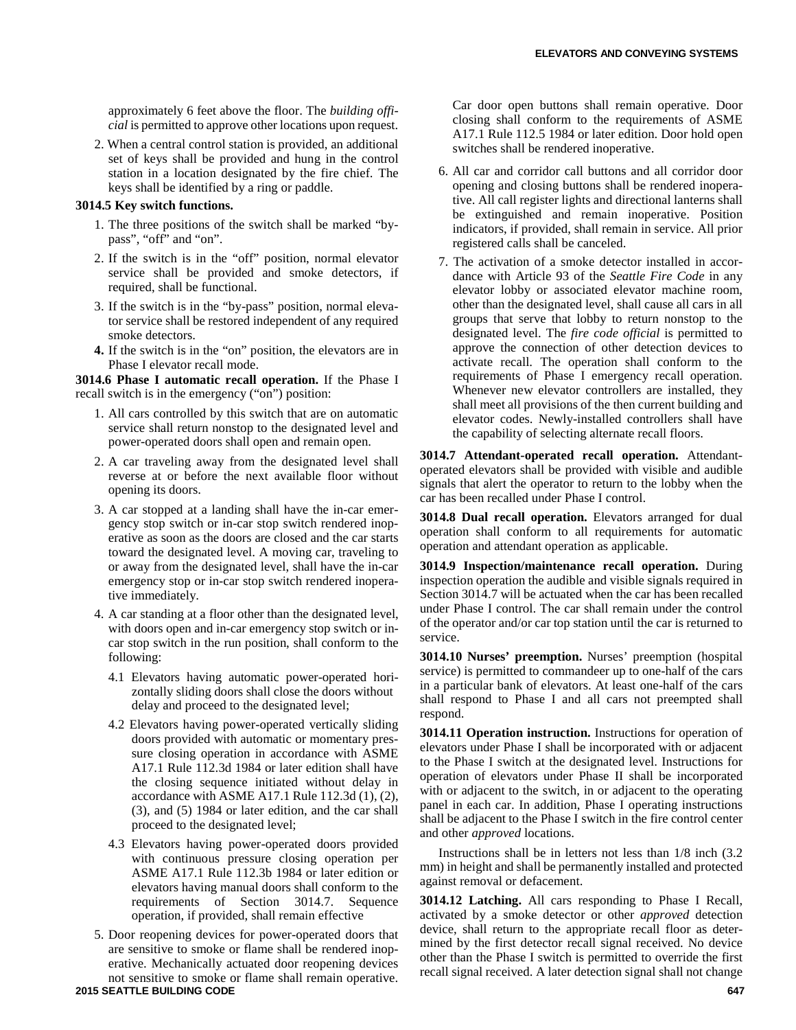approximately 6 feet above the floor. The *building official* is permitted to approve other locations upon request.

2. When a central control station is provided, an additional set of keys shall be provided and hung in the control station in a location designated by the fire chief. The keys shall be identified by a ring or paddle.

**3014.5 Key switch functions.**

1. The three positions of the switch shall be marked "by-pass", "off" and "on".
2. If the switch is in the "off" position, normal elevator service shall be provided and smoke detectors, if required, shall be functional.
3. If the switch is in the "by-pass" position, normal elevator service shall be restored independent of any required smoke detectors.
4. If the switch is in the "on" position, the elevators are in Phase I elevator recall mode.

**3014.6 Phase I automatic recall operation.** If the Phase I recall switch is in the emergency ("on") position:

1. All cars controlled by this switch that are on automatic service shall return nonstop to the designated level and power-operated doors shall open and remain open.
2. A car traveling away from the designated level shall reverse at or before the next available floor without opening its doors.
3. A car stopped at a landing shall have the in-car emergency stop switch or in-car stop switch rendered inoperative as soon as the doors are closed and the car starts toward the designated level. A moving car, traveling to or away from the designated level, shall have the in-car emergency stop or in-car stop switch rendered inoperative immediately.
4. A car standing at a floor other than the designated level, with doors open and in-car emergency stop switch or in-car stop switch in the run position, shall conform to the following:
   4.1 Elevators having automatic power-operated horizontally sliding doors shall close the doors without delay and proceed to the designated level;
   4.2 Elevators having power-operated vertically sliding doors provided with automatic or momentary pressure closing operation in accordance with ASME A17.1 Rule 112.3d 1984 or later edition shall have the closing sequence initiated without delay in accordance with ASME A17.1 Rule 112.3d (1), (2), (3), and (5) 1984 or later edition, and the car shall proceed to the designated level;
   4.3 Elevators having power-operated doors provided with continuous pressure closing operation per ASME A17.1 Rule 112.3b 1984 or later edition or elevators having manual doors shall conform to the requirements of Section 3014.7. Sequence operation, if provided, shall remain effective
5. Door reopening devices for power-operated doors that are sensitive to smoke or flame shall be rendered inoperative. Mechanically actuated door reopening devices not sensitive to smoke or flame shall remain operative. Car door open buttons shall remain operative. Door closing shall conform to the requirements of ASME A17.1 Rule 112.5 1984 or later edition. Door hold open switches shall be rendered inoperative.
6. All car and corridor call buttons and all corridor door opening and closing buttons shall be rendered inoperative. All call register lights and directional lanterns shall be extinguished and remain inoperative. Position indicators, if provided, shall remain in service. All prior registered calls shall be canceled.
7. The activation of a smoke detector installed in accordance with Article 93 of the *Seattle Fire Code* in any elevator lobby or associated elevator machine room, other than the designated level, shall cause all cars in all groups that serve that lobby to return nonstop to the designated level. The *fire code official* is permitted to approve the connection of other detection devices to activate recall. The operation shall conform to the requirements of Phase I emergency recall operation. Whenever new elevator controllers are installed, they shall meet all provisions of the then current building and elevator codes. Newly-installed controllers shall have the capability of selecting alternate recall floors.

**3014.7 Attendant-operated recall operation.** Attendant-operated elevators shall be provided with visible and audible signals that alert the operator to return to the lobby when the car has been recalled under Phase I control.

**3014.8 Dual recall operation.** Elevators arranged for dual operation shall conform to all requirements for automatic operation and attendant operation as applicable.

**3014.9 Inspection/maintenance recall operation.** During inspection operation the audible and visible signals required in Section 3014.7 will be actuated when the car has been recalled under Phase I control. The car shall remain under the control of the operator and/or car top station until the car is returned to service.

**3014.10 Nurses' preemption.** Nurses' preemption (hospital service) is permitted to commandeer up to one-half of the cars in a particular bank of elevators. At least one-half of the cars shall respond to Phase I and all cars not preempted shall respond.

**3014.11 Operation instruction.** Instructions for operation of elevators under Phase I shall be incorporated with or adjacent to the Phase I switch at the designated level. Instructions for operation of elevators under Phase II shall be incorporated with or adjacent to the switch, in or adjacent to the operating panel in each car. In addition, Phase I operating instructions shall be adjacent to the Phase I switch in the fire control center and other *approved* locations.

Instructions shall be in letters not less than 1/8 inch (3.2 mm) in height and shall be permanently installed and protected against removal or defacement.

**3014.12 Latching.** All cars responding to Phase I Recall, activated by a smoke detector or other *approved* detection device, shall return to the appropriate recall floor as determined by the first detector recall signal received. No device other than the Phase I switch is permitted to override the first recall signal received. A later detection signal shall not change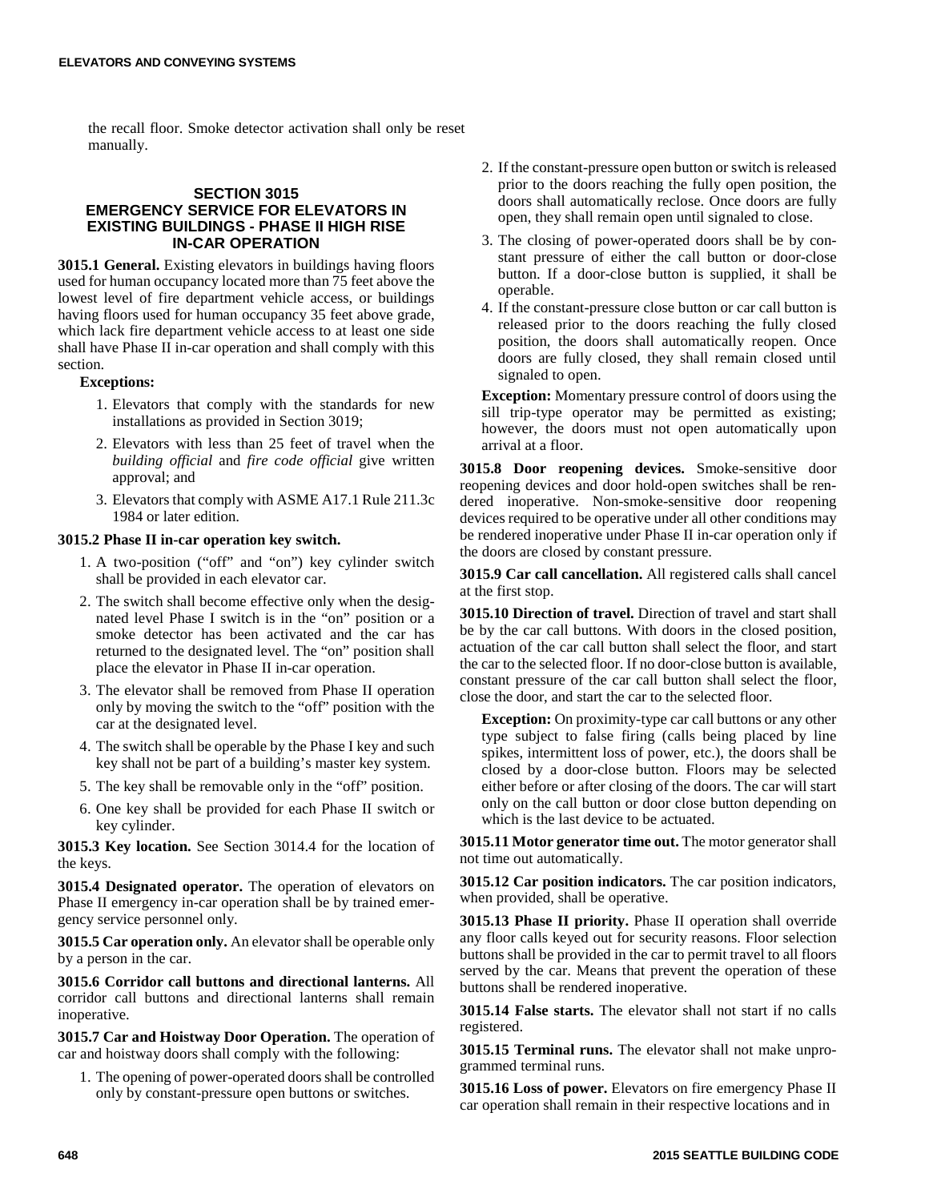the recall floor. Smoke detector activation shall only be reset manually.

## SECTION 3015 EMERGENCY SERVICE FOR ELEVATORS IN EXISTING BUILDINGS - PHASE II HIGH RISE IN-CAR OPERATION

**3015.1 General.** Existing elevators in buildings having floors used for human occupancy located more than 75 feet above the lowest level of fire department vehicle access, or buildings having floors used for human occupancy 35 feet above grade, which lack fire department vehicle access to at least one side shall have Phase II in-car operation and shall comply with this section.

**Exceptions:**

1. Elevators that comply with the standards for new installations as provided in Section 3019;
2. Elevators with less than 25 feet of travel when the *building official* and *fire code official* give written approval; and
3. Elevators that comply with ASME A17.1 Rule 211.3c 1984 or later edition.

**3015.2 Phase II in-car operation key switch.**

1. A two-position ("off" and "on") key cylinder switch shall be provided in each elevator car.
2. The switch shall become effective only when the designated level Phase I switch is in the "on" position or a smoke detector has been activated and the car has returned to the designated level. The "on" position shall place the elevator in Phase II in-car operation.
3. The elevator shall be removed from Phase II operation only by moving the switch to the "off" position with the car at the designated level.
4. The switch shall be operable by the Phase I key and such key shall not be part of a building's master key system.
5. The key shall be removable only in the "off" position.
6. One key shall be provided for each Phase II switch or key cylinder.

**3015.3 Key location.** See Section 3014.4 for the location of the keys.

**3015.4 Designated operator.** The operation of elevators on Phase II emergency in-car operation shall be by trained emergency service personnel only.

**3015.5 Car operation only.** An elevator shall be operable only by a person in the car.

**3015.6 Corridor call buttons and directional lanterns.** All corridor call buttons and directional lanterns shall remain inoperative.

**3015.7 Car and Hoistway Door Operation.** The operation of car and hoistway doors shall comply with the following:

1. The opening of power-operated doors shall be controlled only by constant-pressure open buttons or switches.
2. If the constant-pressure open button or switch is released prior to the doors reaching the fully open position, the doors shall automatically reclose. Once doors are fully open, they shall remain open until signaled to close.
3. The closing of power-operated doors shall be by constant pressure of either the call button or door-close button. If a door-close button is supplied, it shall be operable.
4. If the constant-pressure close button or car call button is released prior to the doors reaching the fully closed position, the doors shall automatically reopen. Once doors are fully closed, they shall remain closed until signaled to open.

**Exception:** Momentary pressure control of doors using the sill trip-type operator may be permitted as existing; however, the doors must not open automatically upon arrival at a floor.

**3015.8 Door reopening devices.** Smoke-sensitive door reopening devices and door hold-open switches shall be rendered inoperative. Non-smoke-sensitive door reopening devices required to be operative under all other conditions may be rendered inoperative under Phase II in-car operation only if the doors are closed by constant pressure.

**3015.9 Car call cancellation.** All registered calls shall cancel at the first stop.

**3015.10 Direction of travel.** Direction of travel and start shall be by the car call buttons. With doors in the closed position, actuation of the car call button shall select the floor, and start the car to the selected floor. If no door-close button is available, constant pressure of the car call button shall select the floor, close the door, and start the car to the selected floor.

**Exception:** On proximity-type car call buttons or any other type subject to false firing (calls being placed by line spikes, intermittent loss of power, etc.), the doors shall be closed by a door-close button. Floors may be selected either before or after closing of the doors. The car will start only on the call button or door close button depending on which is the last device to be actuated.

**3015.11 Motor generator time out.** The motor generator shall not time out automatically.

**3015.12 Car position indicators.** The car position indicators, when provided, shall be operative.

**3015.13 Phase II priority.** Phase II operation shall override any floor calls keyed out for security reasons. Floor selection buttons shall be provided in the car to permit travel to all floors served by the car. Means that prevent the operation of these buttons shall be rendered inoperative.

**3015.14 False starts.** The elevator shall not start if no calls registered.

**3015.15 Terminal runs.** The elevator shall not make unprogrammed terminal runs.

**3015.16 Loss of power.** Elevators on fire emergency Phase II car operation shall remain in their respective locations and in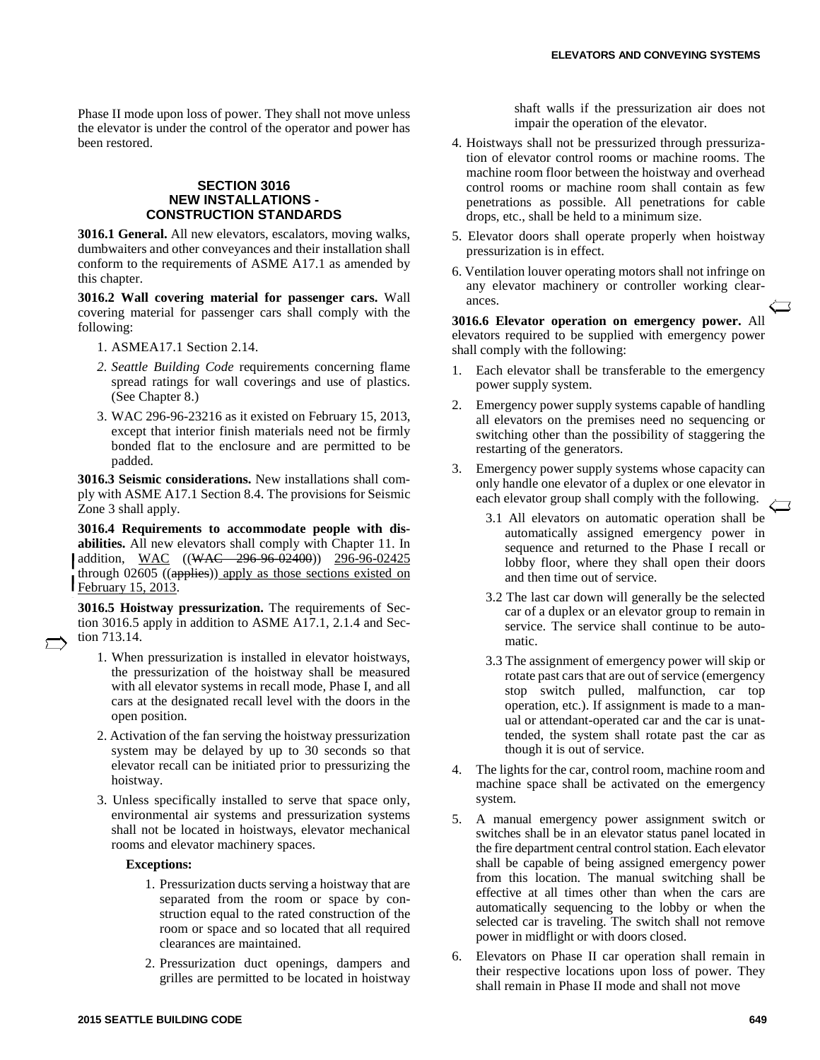Phase II mode upon loss of power. They shall not move unless the elevator is under the control of the operator and power has been restored.

## SECTION 3016 NEW INSTALLATIONS - CONSTRUCTION STANDARDS

**3016.1 General.** All new elevators, escalators, moving walks, dumbwaiters and other conveyances and their installation shall conform to the requirements of ASME A17.1 as amended by this chapter.

**3016.2 Wall covering material for passenger cars.** Wall covering material for passenger cars shall comply with the following:

1. ASMEA17.1 Section 2.14.
2. *Seattle Building Code* requirements concerning flame spread ratings for wall coverings and use of plastics. (See Chapter 8.)
3. WAC 296-96-23216 as it existed on February 15, 2013, except that interior finish materials need not be firmly bonded flat to the enclosure and are permitted to be padded.

**3016.3 Seismic considerations.** New installations shall comply with ASME A17.1 Section 8.4. The provisions for Seismic Zone 3 shall apply.

**3016.4 Requirements to accommodate people with disabilities.** All new elevators shall comply with Chapter 11. In addition, WAC ((~~WAC 296-96-02400~~)) 296-96-02425 through 02605 ((~~applies~~)) apply as those sections existed on February 15, 2013.

**3016.5 Hoistway pressurization.** The requirements of Section 3016.5 apply in addition to ASME A17.1, 2.1.4 and Section 713.14.

1. When pressurization is installed in elevator hoistways, the pressurization of the hoistway shall be measured with all elevator systems in recall mode, Phase I, and all cars at the designated recall level with the doors in the open position.
2. Activation of the fan serving the hoistway pressurization system may be delayed by up to 30 seconds so that elevator recall can be initiated prior to pressurizing the hoistway.
3. Unless specifically installed to serve that space only, environmental air systems and pressurization systems shall not be located in hoistways, elevator mechanical rooms and elevator machinery spaces.

   **Exceptions:**

   1. Pressurization ducts serving a hoistway that are separated from the room or space by construction equal to the rated construction of the room or space and so located that all required clearances are maintained.
   2. Pressurization duct openings, dampers and grilles are permitted to be located in hoistway shaft walls if the pressurization air does not impair the operation of the elevator.

4. Hoistways shall not be pressurized through pressurization of elevator control rooms or machine rooms. The machine room floor between the hoistway and overhead control rooms or machine room shall contain as few penetrations as possible. All penetrations for cable drops, etc., shall be held to a minimum size.
5. Elevator doors shall operate properly when hoistway pressurization is in effect.
6. Ventilation louver operating motors shall not infringe on any elevator machinery or controller working clearances.

**3016.6 Elevator operation on emergency power.** All elevators required to be supplied with emergency power shall comply with the following:

1. Each elevator shall be transferable to the emergency power supply system.
2. Emergency power supply systems capable of handling all elevators on the premises need no sequencing or switching other than the possibility of staggering the restarting of the generators.
3. Emergency power supply systems whose capacity can only handle one elevator of a duplex or one elevator in each elevator group shall comply with the following.
   - 3.1 All elevators on automatic operation shall be automatically assigned emergency power in sequence and returned to the Phase I recall or lobby floor, where they shall open their doors and then time out of service.
   - 3.2 The last car down will generally be the selected car of a duplex or an elevator group to remain in service. The service shall continue to be automatic.
   - 3.3 The assignment of emergency power will skip or rotate past cars that are out of service (emergency stop switch pulled, malfunction, car top operation, etc.). If assignment is made to a manual or attendant-operated car and the car is unattended, the system shall rotate past the car as though it is out of service.
4. The lights for the car, control room, machine room and machine space shall be activated on the emergency system.
5. A manual emergency power assignment switch or switches shall be in an elevator status panel located in the fire department central control station. Each elevator shall be capable of being assigned emergency power from this location. The manual switching shall be effective at all times other than when the cars are automatically sequencing to the lobby or when the selected car is traveling. The switch shall not remove power in midflight or with doors closed.
6. Elevators on Phase II car operation shall remain in their respective locations upon loss of power. They shall remain in Phase II mode and shall not move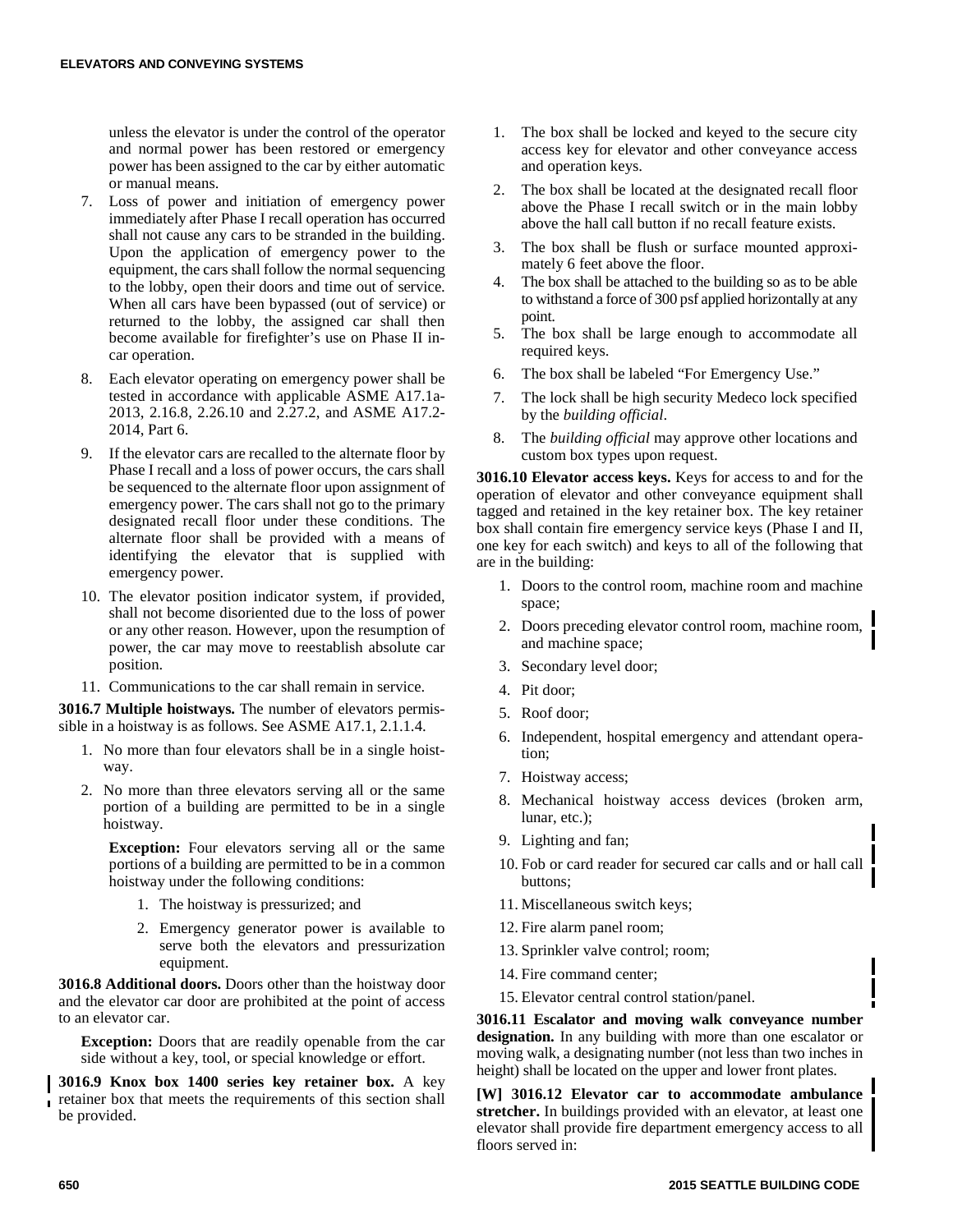unless the elevator is under the control of the operator and normal power has been restored or emergency power has been assigned to the car by either automatic or manual means.

7. Loss of power and initiation of emergency power immediately after Phase I recall operation has occurred shall not cause any cars to be stranded in the building. Upon the application of emergency power to the equipment, the cars shall follow the normal sequencing to the lobby, open their doors and time out of service. When all cars have been bypassed (out of service) or returned to the lobby, the assigned car shall then become available for firefighter's use on Phase II in-car operation.
8. Each elevator operating on emergency power shall be tested in accordance with applicable ASME A17.1a-2013, 2.16.8, 2.26.10 and 2.27.2, and ASME A17.2-2014, Part 6.
9. If the elevator cars are recalled to the alternate floor by Phase I recall and a loss of power occurs, the cars shall be sequenced to the alternate floor upon assignment of emergency power. The cars shall not go to the primary designated recall floor under these conditions. The alternate floor shall be provided with a means of identifying the elevator that is supplied with emergency power.
10. The elevator position indicator system, if provided, shall not become disoriented due to the loss of power or any other reason. However, upon the resumption of power, the car may move to reestablish absolute car position.
11. Communications to the car shall remain in service.

**3016.7 Multiple hoistways.** The number of elevators permissible in a hoistway is as follows. See ASME A17.1, 2.1.1.4.

1. No more than four elevators shall be in a single hoistway.
2. No more than three elevators serving all or the same portion of a building are permitted to be in a single hoistway.

   **Exception:** Four elevators serving all or the same portions of a building are permitted to be in a common hoistway under the following conditions:

   1. The hoistway is pressurized; and
   2. Emergency generator power is available to serve both the elevators and pressurization equipment.

**3016.8 Additional doors.** Doors other than the hoistway door and the elevator car door are prohibited at the point of access to an elevator car.

**Exception:** Doors that are readily openable from the car side without a key, tool, or special knowledge or effort.

**3016.9 Knox box 1400 series key retainer box.** A key retainer box that meets the requirements of this section shall be provided.

1. The box shall be locked and keyed to the secure city access key for elevator and other conveyance access and operation keys.
2. The box shall be located at the designated recall floor above the Phase I recall switch or in the main lobby above the hall call button if no recall feature exists.
3. The box shall be flush or surface mounted approximately 6 feet above the floor.
4. The box shall be attached to the building so as to be able to withstand a force of 300 psf applied horizontally at any point.
5. The box shall be large enough to accommodate all required keys.
6. The box shall be labeled "For Emergency Use."
7. The lock shall be high security Medeco lock specified by the *building official*.
8. The *building official* may approve other locations and custom box types upon request.

**3016.10 Elevator access keys.** Keys for access to and for the operation of elevator and other conveyance equipment shall tagged and retained in the key retainer box. The key retainer box shall contain fire emergency service keys (Phase I and II, one key for each switch) and keys to all of the following that are in the building:

1. Doors to the control room, machine room and machine space;
2. Doors preceding elevator control room, machine room, and machine space;
3. Secondary level door;
4. Pit door;
5. Roof door;
6. Independent, hospital emergency and attendant operation;
7. Hoistway access;
8. Mechanical hoistway access devices (broken arm, lunar, etc.);
9. Lighting and fan;
10. Fob or card reader for secured car calls and or hall call buttons;
11. Miscellaneous switch keys;
12. Fire alarm panel room;
13. Sprinkler valve control; room;
14. Fire command center;
15. Elevator central control station/panel.

**3016.11 Escalator and moving walk conveyance number designation.** In any building with more than one escalator or moving walk, a designating number (not less than two inches in height) shall be located on the upper and lower front plates.

**[W] 3016.12 Elevator car to accommodate ambulance stretcher.** In buildings provided with an elevator, at least one elevator shall provide fire department emergency access to all floors served in: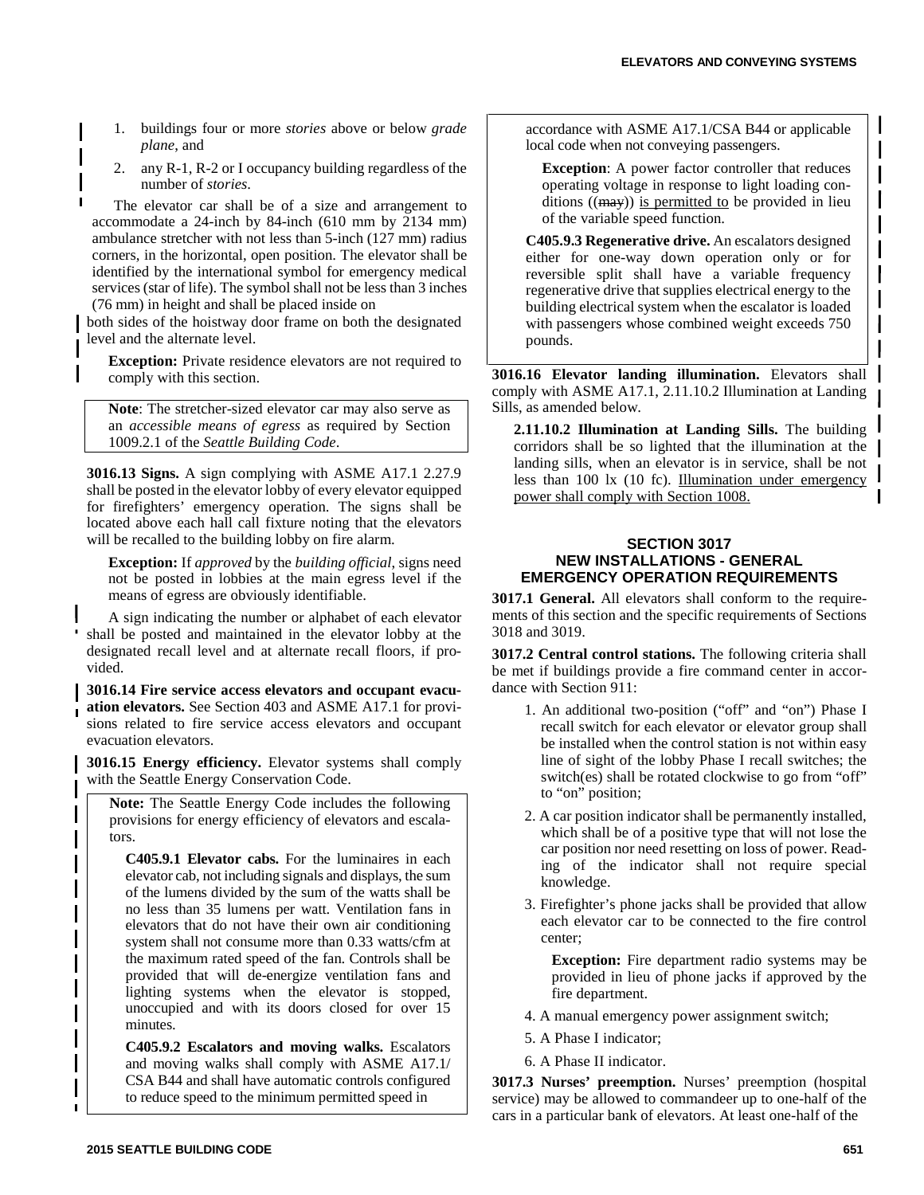1. buildings four or more *stories* above or below *grade plane*, and
2. any R-1, R-2 or I occupancy building regardless of the number of *stories*.

The elevator car shall be of a size and arrangement to accommodate a 24-inch by 84-inch (610 mm by 2134 mm) ambulance stretcher with not less than 5-inch (127 mm) radius corners, in the horizontal, open position. The elevator shall be identified by the international symbol for emergency medical services (star of life). The symbol shall not be less than 3 inches (76 mm) in height and shall be placed inside on both sides of the hoistway door frame on both the designated level and the alternate level.

**Exception:** Private residence elevators are not required to comply with this section.

> **Note**: The stretcher-sized elevator car may also serve as an *accessible means of egress* as required by Section 1009.2.1 of the *Seattle Building Code*.

**3016.13 Signs.** A sign complying with ASME A17.1 2.27.9 shall be posted in the elevator lobby of every elevator equipped for firefighters' emergency operation. The signs shall be located above each hall call fixture noting that the elevators will be recalled to the building lobby on fire alarm.

**Exception:** If *approved* by the *building official*, signs need not be posted in lobbies at the main egress level if the means of egress are obviously identifiable.

A sign indicating the number or alphabet of each elevator shall be posted and maintained in the elevator lobby at the designated recall level and at alternate recall floors, if provided.

**3016.14 Fire service access elevators and occupant evacuation elevators.** See Section 403 and ASME A17.1 for provisions related to fire service access elevators and occupant evacuation elevators.

**3016.15 Energy efficiency.** Elevator systems shall comply with the Seattle Energy Conservation Code.

> **Note:** The Seattle Energy Code includes the following provisions for energy efficiency of elevators and escalators.
>
> **C405.9.1 Elevator cabs.** For the luminaires in each elevator cab, not including signals and displays, the sum of the lumens divided by the sum of the watts shall be no less than 35 lumens per watt. Ventilation fans in elevators that do not have their own air conditioning system shall not consume more than 0.33 watts/cfm at the maximum rated speed of the fan. Controls shall be provided that will de-energize ventilation fans and lighting systems when the elevator is stopped, unoccupied and with its doors closed for over 15 minutes.
>
> **C405.9.2 Escalators and moving walks.** Escalators and moving walks shall comply with ASME A17.1/CSA B44 and shall have automatic controls configured to reduce speed to the minimum permitted speed in accordance with ASME A17.1/CSA B44 or applicable local code when not conveying passengers.
>
> **Exception**: A power factor controller that reduces operating voltage in response to light loading conditions ((~~may~~)) <u>is permitted to</u> be provided in lieu of the variable speed function.
>
> **C405.9.3 Regenerative drive.** An escalators designed either for one-way down operation only or for reversible split shall have a variable frequency regenerative drive that supplies electrical energy to the building electrical system when the escalator is loaded with passengers whose combined weight exceeds 750 pounds.

**3016.16 Elevator landing illumination.** Elevators shall comply with ASME A17.1, 2.11.10.2 Illumination at Landing Sills, as amended below.

**2.11.10.2 Illumination at Landing Sills.** The building corridors shall be so lighted that the illumination at the landing sills, when an elevator is in service, shall be not less than 100 lx (10 fc). <u>Illumination under emergency power shall comply with Section 1008.</u>

## SECTION 3017 NEW INSTALLATIONS - GENERAL EMERGENCY OPERATION REQUIREMENTS

**3017.1 General.** All elevators shall conform to the requirements of this section and the specific requirements of Sections 3018 and 3019.

**3017.2 Central control stations.** The following criteria shall be met if buildings provide a fire command center in accordance with Section 911:

1. An additional two-position ("off" and "on") Phase I recall switch for each elevator or elevator group shall be installed when the control station is not within easy line of sight of the lobby Phase I recall switches; the switch(es) shall be rotated clockwise to go from "off" to "on" position;
2. A car position indicator shall be permanently installed, which shall be of a positive type that will not lose the car position nor need resetting on loss of power. Reading of the indicator shall not require special knowledge.
3. Firefighter's phone jacks shall be provided that allow each elevator car to be connected to the fire control center;

   **Exception:** Fire department radio systems may be provided in lieu of phone jacks if approved by the fire department.
4. A manual emergency power assignment switch;
5. A Phase I indicator;
6. A Phase II indicator.

**3017.3 Nurses' preemption.** Nurses' preemption (hospital service) may be allowed to commandeer up to one-half of the cars in a particular bank of elevators. At least one-half of the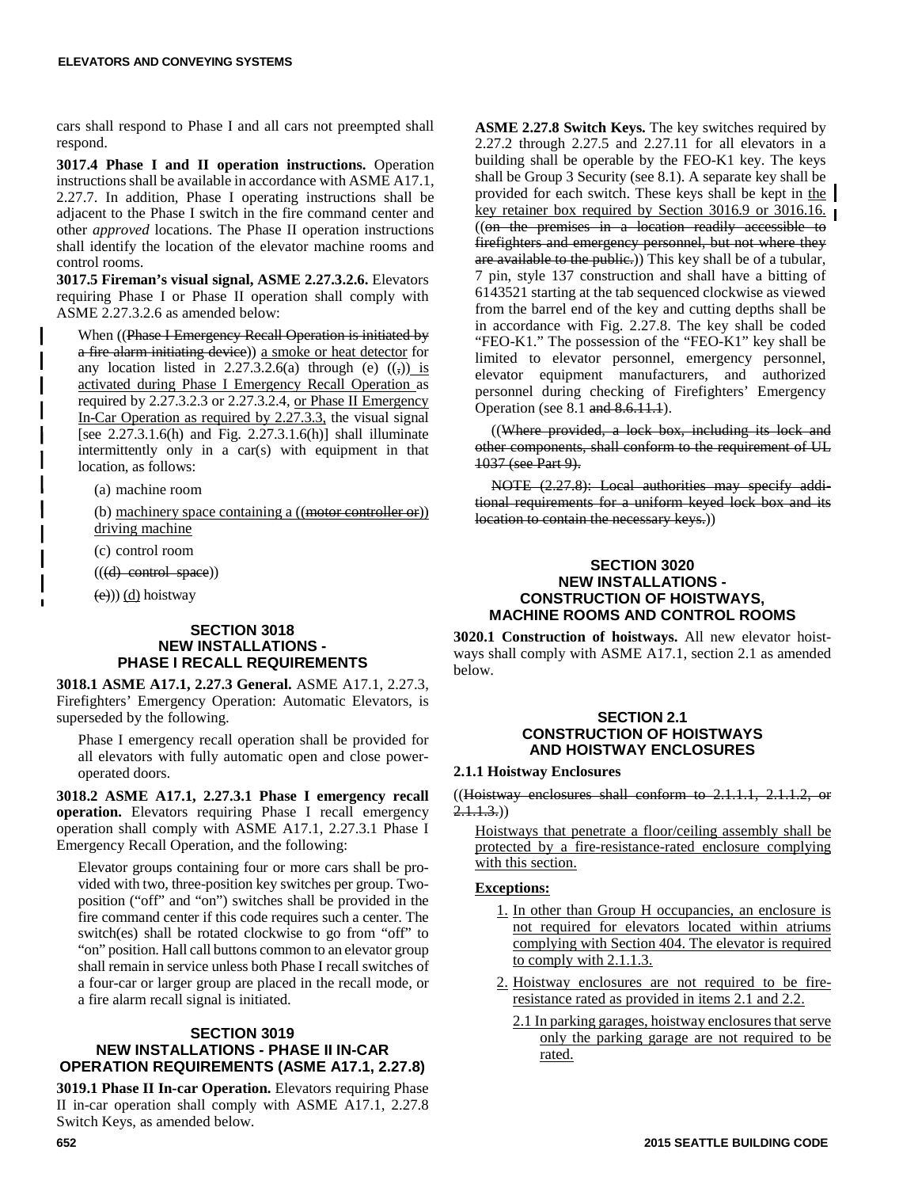cars shall respond to Phase I and all cars not preempted shall respond.

**3017.4 Phase I and II operation instructions.** Operation instructions shall be available in accordance with ASME A17.1, 2.27.7. In addition, Phase I operating instructions shall be adjacent to the Phase I switch in the fire command center and other *approved* locations. The Phase II operation instructions shall identify the location of the elevator machine rooms and control rooms.

**3017.5 Fireman's visual signal, ASME 2.27.3.2.6.** Elevators requiring Phase I or Phase II operation shall comply with ASME 2.27.3.2.6 as amended below:

When ((~~Phase I Emergency Recall Operation is initiated by a fire alarm initiating device~~)) <u>a smoke or heat detector</u> for any location listed in 2.27.3.2.6(a) through (e) ((~~,~~)) <u>is activated during Phase I Emergency Recall Operation</u> as required by 2.27.3.2.3 or 2.27.3.2.4, <u>or Phase II Emergency In-Car Operation as required by 2.27.3.3,</u> the visual signal [see 2.27.3.1.6(h) and Fig. 2.27.3.1.6(h)] shall illuminate intermittently only in a car(s) with equipment in that location, as follows:

(a) machine room

(b) <u>machinery space containing a</u> ((~~motor controller or~~)) <u>driving machine</u>

(c) control room

((~~(d) control space~~))

(~~e~~))) <u>(d)</u> hoistway

## SECTION 3018 NEW INSTALLATIONS - PHASE I RECALL REQUIREMENTS

**3018.1 ASME A17.1, 2.27.3 General.** ASME A17.1, 2.27.3, Firefighters' Emergency Operation: Automatic Elevators, is superseded by the following.

Phase I emergency recall operation shall be provided for all elevators with fully automatic open and close power-operated doors.

**3018.2 ASME A17.1, 2.27.3.1 Phase I emergency recall operation.** Elevators requiring Phase I recall emergency operation shall comply with ASME A17.1, 2.27.3.1 Phase I Emergency Recall Operation, and the following:

Elevator groups containing four or more cars shall be provided with two, three-position key switches per group. Two-position ("off" and "on") switches shall be provided in the fire command center if this code requires such a center. The switch(es) shall be rotated clockwise to go from "off" to "on" position. Hall call buttons common to an elevator group shall remain in service unless both Phase I recall switches of a four-car or larger group are placed in the recall mode, or a fire alarm recall signal is initiated.

## SECTION 3019 NEW INSTALLATIONS - PHASE II IN-CAR OPERATION REQUIREMENTS (ASME A17.1, 2.27.8)

**3019.1 Phase II In-car Operation.** Elevators requiring Phase II in-car operation shall comply with ASME A17.1, 2.27.8 Switch Keys, as amended below.

**ASME 2.27.8 Switch Keys.** The key switches required by 2.27.2 through 2.27.5 and 2.27.11 for all elevators in a building shall be operable by the FEO-K1 key. The keys shall be Group 3 Security (see 8.1). A separate key shall be provided for each switch. These keys shall be kept in <u>the key retainer box required by Section 3016.9 or 3016.16.</u> ((~~on the premises in a location readily accessible to firefighters and emergency personnel, but not where they are available to the public.~~)) This key shall be of a tubular, 7 pin, style 137 construction and shall have a bitting of 6143521 starting at the tab sequenced clockwise as viewed from the barrel end of the key and cutting depths shall be in accordance with Fig. 2.27.8. The key shall be coded "FEO-K1." The possession of the "FEO-K1" key shall be limited to elevator personnel, emergency personnel, elevator equipment manufacturers, and authorized personnel during checking of Firefighters' Emergency Operation (see 8.1 ~~and 8.6.11.1~~).

((~~Where provided, a lock box, including its lock and other components, shall conform to the requirement of UL 1037 (see Part 9).~~

~~NOTE (2.27.8): Local authorities may specify additional requirements for a uniform keyed lock box and its location to contain the necessary keys.~~))

## SECTION 3020 NEW INSTALLATIONS - CONSTRUCTION OF HOISTWAYS, MACHINE ROOMS AND CONTROL ROOMS

**3020.1 Construction of hoistways.** All new elevator hoistways shall comply with ASME A17.1, section 2.1 as amended below.

## SECTION 2.1 CONSTRUCTION OF HOISTWAYS AND HOISTWAY ENCLOSURES

**2.1.1 Hoistway Enclosures**

((~~Hoistway enclosures shall conform to 2.1.1.1, 2.1.1.2, or 2.1.1.3.~~))

<u>Hoistways that penetrate a floor/ceiling assembly shall be protected by a fire-resistance-rated enclosure complying with this section.</u>

**<u>Exceptions:</u>**

1. <u>In other than Group H occupancies, an enclosure is not required for elevators located within atriums complying with Section 404. The elevator is required to comply with 2.1.1.3.</u>
2. <u>Hoistway enclosures are not required to be fire-resistance rated as provided in items 2.1 and 2.2.</u>

   2.1 <u>In parking garages, hoistway enclosures that serve only the parking garage are not required to be rated.</u>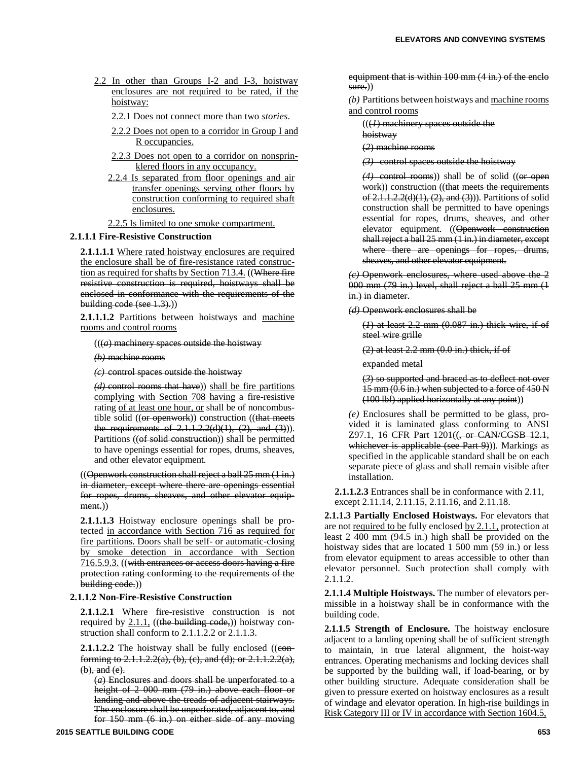2.2 In other than Groups I-2 and I-3, hoistway enclosures are not required to be rated, if the hoistway:

2.2.1 Does not connect more than two *stories*.

2.2.2 Does not open to a corridor in Group I and R occupancies.

2.2.3 Does not open to a corridor on nonsprinklered floors in any occupancy.

2.2.4 Is separated from floor openings and air transfer openings serving other floors by construction conforming to required shaft enclosures.

2.2.5 Is limited to one smoke compartment.

**2.1.1.1 Fire-Resistive Construction**

**2.1.1.1.1** Where rated hoistway enclosures are required the enclosure shall be of fire-resistance rated construction as required for shafts by Section 713.4. ((~~Where fire resistive construction is required, hoistways shall be enclosed in conformance with the requirements of the building code (see 1.3).~~))

**2.1.1.1.2** Partitions between hoistways and machine rooms and control rooms

((~~(*a*) machinery spaces outside the hoistway~~

~~(*b*) machine rooms~~

~~(*c*) control spaces outside the hoistway~~

~~(*d*) control rooms that have~~)) shall be fire partitions complying with Section 708 having a fire-resistive rating of at least one hour, or shall be of noncombustible solid ((~~or openwork~~)) construction ((~~that meets the requirements of 2.1.1.2.2(d)(1), (2), and (3)~~)). Partitions ((~~of solid construction~~)) shall be permitted to have openings essential for ropes, drums, sheaves, and other elevator equipment.

((~~Openwork construction shall reject a ball 25 mm (1 in.) in diameter, except where there are openings essential for ropes, drums, sheaves, and other elevator equipment.~~))

**2.1.1.1.3** Hoistway enclosure openings shall be protected in accordance with Section 716 as required for fire partitions. Doors shall be self- or automatic-closing by smoke detection in accordance with Section 716.5.9.3. ((~~with entrances or access doors having a fire protection rating conforming to the requirements of the building code.~~))

**2.1.1.2 Non-Fire-Resistive Construction**

**2.1.1.2.1** Where fire-resistive construction is not required by 2.1.1, ((~~the building code,~~)) hoistway construction shall conform to 2.1.1.2.2 or 2.1.1.3.

**2.1.1.2.2** The hoistway shall be fully enclosed ((~~conforming to 2.1.1.2.2(a), (b), (c), and (d); or 2.1.1.2.2(a), (b), and (e).~~

~~(*a*) Enclosures and doors shall be unperforated to a height of 2 000 mm (79 in.) above each floor or landing and above the treads of adjacent stairways. The enclosure shall be unperforated, adjacent to, and for 150 mm (6 in.) on either side of any moving equipment that is within 100 mm (4 in.) of the enclosure.~~))

*(b)* Partitions between hoistways and machine rooms and control rooms

((~~(*1*) machinery spaces outside the hoistway~~

~~(2) machine rooms~~

~~(*3*) control spaces outside the hoistway~~

~~(*4*) control rooms~~)) shall be of solid ((~~or open work~~)) construction ((~~that meets the requirements of 2.1.1.2.2(d)(1), (2), and (3)~~)). Partitions of solid construction shall be permitted to have openings essential for ropes, drums, sheaves, and other elevator equipment. ((~~Openwork construction shall reject a ball 25 mm (1 in.) in diameter, except where there are openings for ropes, drums, sheaves, and other elevator equipment.~~

~~(*c*) Openwork enclosures, where used above the 2 000 mm (79 in.) level, shall reject a ball 25 mm (1 in.) in diameter.~~

~~(*d*) Openwork enclosures shall be~~

~~(*1*) at least 2.2 mm (0.087 in.) thick wire, if of steel wire grille~~

~~(2) at least 2.2 mm (0.0 in.) thick, if of~~

~~expanded metal~~

~~(*3*) so supported and braced as to deflect not over 15 mm (0.6 in.) when subjected to a force of 450 N (100 lbf) applied horizontally at any point~~))

*(e)* Enclosures shall be permitted to be glass, provided it is laminated glass conforming to ANSI Z97.1, 16 CFR Part 1201((~~, or CAN/CGSB 12.1, whichever is applicable (see Part 9)~~)). Markings as specified in the applicable standard shall be on each separate piece of glass and shall remain visible after installation.

**2.1.1.2.3** Entrances shall be in conformance with 2.11, except 2.11.14, 2.11.15, 2.11.16, and 2.11.18.

**2.1.1.3 Partially Enclosed Hoistways.** For elevators that are not required to be fully enclosed by 2.1.1, protection at least 2 400 mm (94.5 in.) high shall be provided on the hoistway sides that are located 1 500 mm (59 in.) or less from elevator equipment to areas accessible to other than elevator personnel. Such protection shall comply with 2.1.1.2.

**2.1.1.4 Multiple Hoistways.** The number of elevators permissible in a hoistway shall be in conformance with the building code.

**2.1.1.5 Strength of Enclosure.** The hoistway enclosure adjacent to a landing opening shall be of sufficient strength to maintain, in true lateral alignment, the hoist-way entrances. Operating mechanisms and locking devices shall be supported by the building wall, if load-bearing, or by other building structure. Adequate consideration shall be given to pressure exerted on hoistway enclosures as a result of windage and elevator operation. In high-rise buildings in Risk Category III or IV in accordance with Section 1604.5,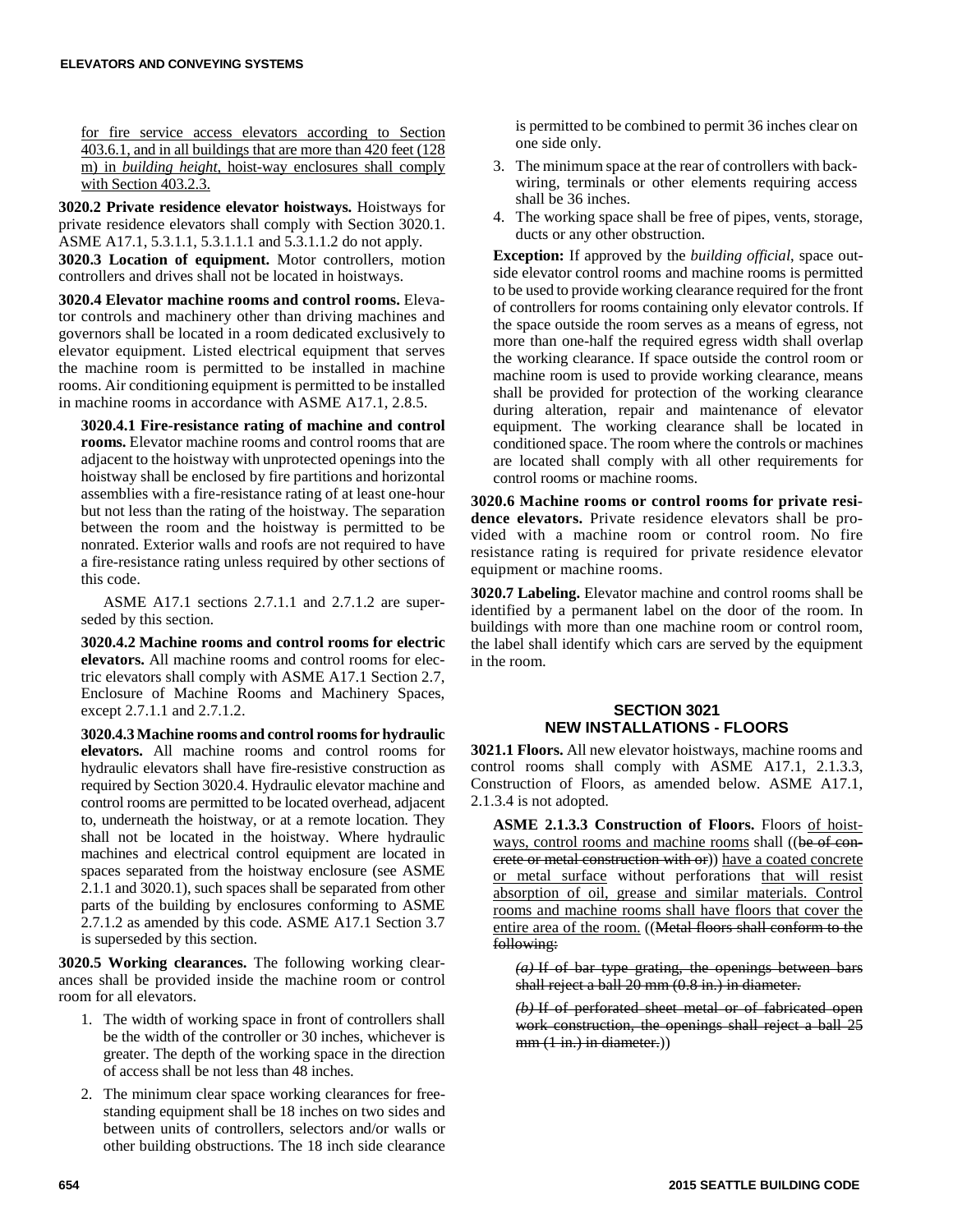for fire service access elevators according to Section 403.6.1, and in all buildings that are more than 420 feet (128 m) in *building height*, hoist-way enclosures shall comply with Section 403.2.3.

**3020.2 Private residence elevator hoistways.** Hoistways for private residence elevators shall comply with Section 3020.1. ASME A17.1, 5.3.1.1, 5.3.1.1.1 and 5.3.1.1.2 do not apply.

**3020.3 Location of equipment.** Motor controllers, motion controllers and drives shall not be located in hoistways.

**3020.4 Elevator machine rooms and control rooms.** Elevator controls and machinery other than driving machines and governors shall be located in a room dedicated exclusively to elevator equipment. Listed electrical equipment that serves the machine room is permitted to be installed in machine rooms. Air conditioning equipment is permitted to be installed in machine rooms in accordance with ASME A17.1, 2.8.5.

**3020.4.1 Fire-resistance rating of machine and control rooms.** Elevator machine rooms and control rooms that are adjacent to the hoistway with unprotected openings into the hoistway shall be enclosed by fire partitions and horizontal assemblies with a fire-resistance rating of at least one-hour but not less than the rating of the hoistway. The separation between the room and the hoistway is permitted to be nonrated. Exterior walls and roofs are not required to have a fire-resistance rating unless required by other sections of this code.

ASME A17.1 sections 2.7.1.1 and 2.7.1.2 are superseded by this section.

**3020.4.2 Machine rooms and control rooms for electric elevators.** All machine rooms and control rooms for electric elevators shall comply with ASME A17.1 Section 2.7, Enclosure of Machine Rooms and Machinery Spaces, except 2.7.1.1 and 2.7.1.2.

**3020.4.3 Machine rooms and control rooms for hydraulic elevators.** All machine rooms and control rooms for hydraulic elevators shall have fire-resistive construction as required by Section 3020.4. Hydraulic elevator machine and control rooms are permitted to be located overhead, adjacent to, underneath the hoistway, or at a remote location. They shall not be located in the hoistway. Where hydraulic machines and electrical control equipment are located in spaces separated from the hoistway enclosure (see ASME 2.1.1 and 3020.1), such spaces shall be separated from other parts of the building by enclosures conforming to ASME 2.7.1.2 as amended by this code. ASME A17.1 Section 3.7 is superseded by this section.

**3020.5 Working clearances.** The following working clearances shall be provided inside the machine room or control room for all elevators.

1. The width of working space in front of controllers shall be the width of the controller or 30 inches, whichever is greater. The depth of the working space in the direction of access shall be not less than 48 inches.
2. The minimum clear space working clearances for free-standing equipment shall be 18 inches on two sides and between units of controllers, selectors and/or walls or other building obstructions. The 18 inch side clearance is permitted to be combined to permit 36 inches clear on one side only.
3. The minimum space at the rear of controllers with back-wiring, terminals or other elements requiring access shall be 36 inches.
4. The working space shall be free of pipes, vents, storage, ducts or any other obstruction.

**Exception:** If approved by the *building official*, space outside elevator control rooms and machine rooms is permitted to be used to provide working clearance required for the front of controllers for rooms containing only elevator controls. If the space outside the room serves as a means of egress, not more than one-half the required egress width shall overlap the working clearance. If space outside the control room or machine room is used to provide working clearance, means shall be provided for protection of the working clearance during alteration, repair and maintenance of elevator equipment. The working clearance shall be located in conditioned space. The room where the controls or machines are located shall comply with all other requirements for control rooms or machine rooms.

**3020.6 Machine rooms or control rooms for private residence elevators.** Private residence elevators shall be provided with a machine room or control room. No fire resistance rating is required for private residence elevator equipment or machine rooms.

**3020.7 Labeling.** Elevator machine and control rooms shall be identified by a permanent label on the door of the room. In buildings with more than one machine room or control room, the label shall identify which cars are served by the equipment in the room.

## SECTION 3021
## NEW INSTALLATIONS - FLOORS

**3021.1 Floors.** All new elevator hoistways, machine rooms and control rooms shall comply with ASME A17.1, 2.1.3.3, Construction of Floors, as amended below. ASME A17.1, 2.1.3.4 is not adopted.

**ASME 2.1.3.3 Construction of Floors.** Floors of hoistways, control rooms and machine rooms shall ((~~be of concrete or metal construction with or~~)) have a coated concrete or metal surface without perforations that will resist absorption of oil, grease and similar materials. Control rooms and machine rooms shall have floors that cover the entire area of the room. ((~~Metal floors shall conform to the following:~~

~~*(a)* If of bar type grating, the openings between bars shall reject a ball 20 mm (0.8 in.) in diameter.~~

~~*(b)* If of perforated sheet metal or of fabricated open work construction, the openings shall reject a ball 25 mm (1 in.) in diameter.~~))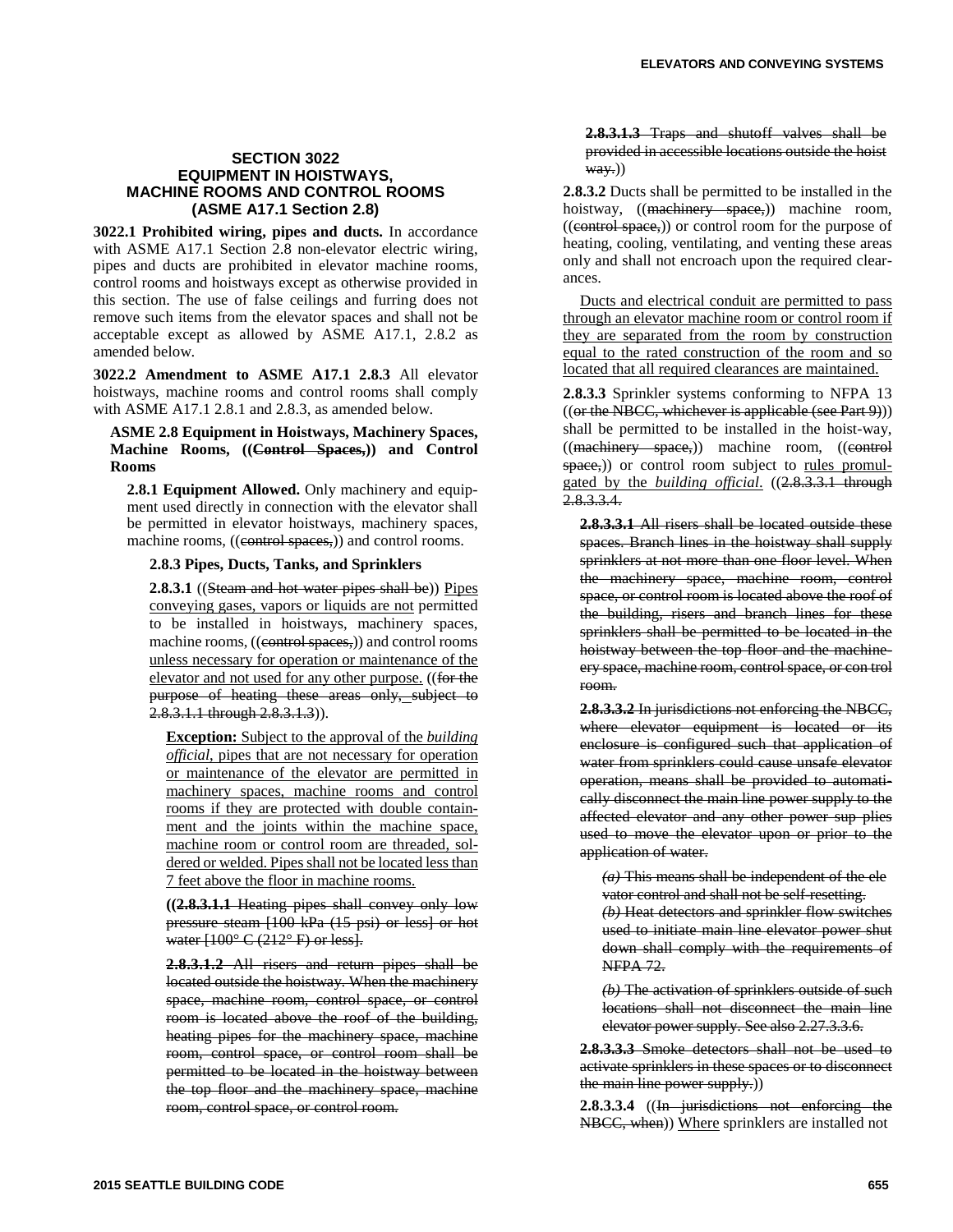## SECTION 3022
## EQUIPMENT IN HOISTWAYS, MACHINE ROOMS AND CONTROL ROOMS (ASME A17.1 Section 2.8)

**3022.1 Prohibited wiring, pipes and ducts.** In accordance with ASME A17.1 Section 2.8 non-elevator electric wiring, pipes and ducts are prohibited in elevator machine rooms, control rooms and hoistways except as otherwise provided in this section. The use of false ceilings and furring does not remove such items from the elevator spaces and shall not be acceptable except as allowed by ASME A17.1, 2.8.2 as amended below.

**3022.2 Amendment to ASME A17.1 2.8.3** All elevator hoistways, machine rooms and control rooms shall comply with ASME A17.1 2.8.1 and 2.8.3, as amended below.

**ASME 2.8 Equipment in Hoistways, Machinery Spaces, Machine Rooms, ((~~Control Spaces,~~)) and Control Rooms**

**2.8.1 Equipment Allowed.** Only machinery and equipment used directly in connection with the elevator shall be permitted in elevator hoistways, machinery spaces, machine rooms, ((~~control spaces,~~)) and control rooms.

**2.8.3 Pipes, Ducts, Tanks, and Sprinklers**

**2.8.3.1** ((~~Steam and hot water pipes shall be~~)) <u>Pipes conveying gases, vapors or liquids are not</u> permitted to be installed in hoistways, machinery spaces, machine rooms, ((~~control spaces,~~)) and control rooms <u>unless necessary for operation or maintenance of the elevator and not used for any other purpose.</u> ((~~for the purpose of heating these areas only, subject to 2.8.3.1.1 through 2.8.3.1.3~~)).

<u>**Exception:** Subject to the approval of the *building official*, pipes that are not necessary for operation or maintenance of the elevator are permitted in machinery spaces, machine rooms and control rooms if they are protected with double containment and the joints within the machine space, machine room or control room are threaded, soldered or welded. Pipes shall not be located less than 7 feet above the floor in machine rooms.</u>

**((~~2.8.3.1.1~~** ~~Heating pipes shall convey only low pressure steam [100 kPa (15 psi) or less] or hot water [100° C (212° F) or less].~~

~~**2.8.3.1.2** All risers and return pipes shall be located outside the hoistway. When the machinery space, machine room, control space, or control room is located above the roof of the building, heating pipes for the machinery space, machine room, control space, or control room shall be permitted to be located in the hoistway between the top floor and the machinery space, machine room, control space, or control room.~~

~~**2.8.3.1.3** Traps and shutoff valves shall be provided in accessible locations outside the hoistway.~~))

**2.8.3.2** Ducts shall be permitted to be installed in the hoistway, ((~~machinery space,~~)) machine room, ((~~control space,~~)) or control room for the purpose of heating, cooling, ventilating, and venting these areas only and shall not encroach upon the required clearances.

<u>Ducts and electrical conduit are permitted to pass through an elevator machine room or control room if they are separated from the room by construction equal to the rated construction of the room and so located that all required clearances are maintained.</u>

**2.8.3.3** Sprinkler systems conforming to NFPA 13 ((~~or the NBCC, whichever is applicable (see Part 9)~~)) shall be permitted to be installed in the hoist-way, ((~~machinery space,~~)) machine room, ((~~control space,~~)) or control room subject to <u>rules promulgated by the *building official*.</u> ((~~2.8.3.3.1 through 2.8.3.3.4.~~

~~**2.8.3.3.1** All risers shall be located outside these spaces. Branch lines in the hoistway shall supply sprinklers at not more than one floor level. When the machinery space, machine room, control space, or control room is located above the roof of the building, risers and branch lines for these sprinklers shall be permitted to be located in the hoistway between the top floor and the machinery space, machine room, control space, or con trol room.~~

~~**2.8.3.3.2** In jurisdictions not enforcing the NBCC, where elevator equipment is located or its enclosure is configured such that application of water from sprinklers could cause unsafe elevator operation, means shall be provided to automatically disconnect the main line power supply to the affected elevator and any other power sup plies used to move the elevator upon or prior to the application of water.~~

~~*(a)* This means shall be independent of the ele vator control and shall not be self-resetting.~~
~~*(b)* Heat detectors and sprinkler flow switches used to initiate main line elevator power shut down shall comply with the requirements of NFPA 72.~~

~~*(b)* The activation of sprinklers outside of such locations shall not disconnect the main line elevator power supply. See also 2.27.3.3.6.~~

~~**2.8.3.3.3** Smoke detectors shall not be used to activate sprinklers in these spaces or to disconnect the main line power supply.~~))

**2.8.3.3.4** ((~~In jurisdictions not enforcing the NBCC, when~~)) <u>Where</u> sprinklers are installed not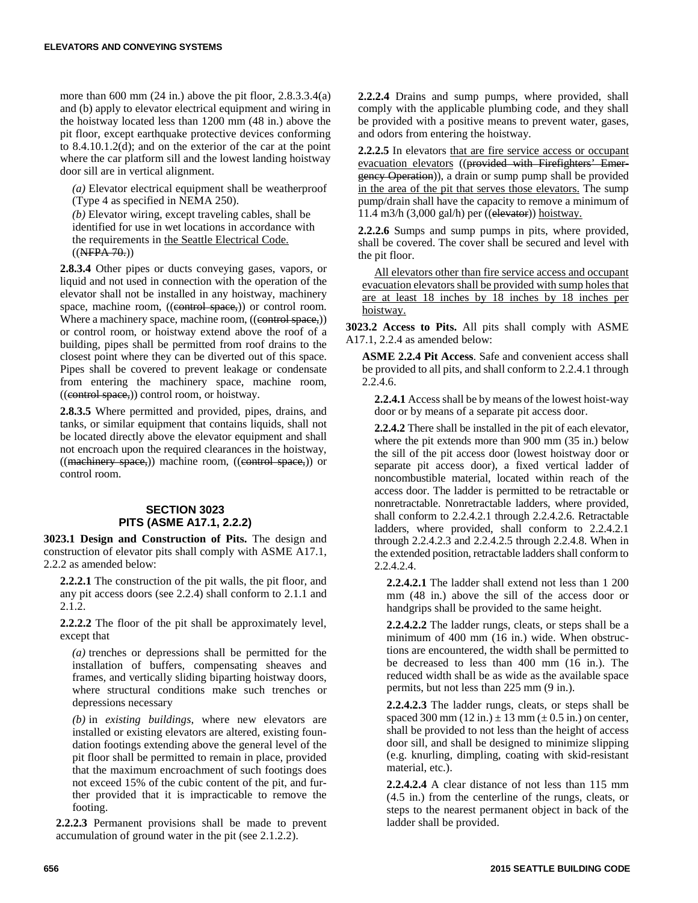more than 600 mm (24 in.) above the pit floor, 2.8.3.3.4(a) and (b) apply to elevator electrical equipment and wiring in the hoistway located less than 1200 mm (48 in.) above the pit floor, except earthquake protective devices conforming to 8.4.10.1.2(d); and on the exterior of the car at the point where the car platform sill and the lowest landing hoistway door sill are in vertical alignment.

*(a)* Elevator electrical equipment shall be weatherproof (Type 4 as specified in NEMA 250).

*(b)* Elevator wiring, except traveling cables, shall be identified for use in wet locations in accordance with the requirements in <u>the Seattle Electrical Code.</u> ((~~NFPA 70.~~))

**2.8.3.4** Other pipes or ducts conveying gases, vapors, or liquid and not used in connection with the operation of the elevator shall not be installed in any hoistway, machinery space, machine room, ((~~control space,~~)) or control room. Where a machinery space, machine room, ((~~control space,~~)) or control room, or hoistway extend above the roof of a building, pipes shall be permitted from roof drains to the closest point where they can be diverted out of this space. Pipes shall be covered to prevent leakage or condensate from entering the machinery space, machine room, ((~~control space,~~)) control room, or hoistway.

**2.8.3.5** Where permitted and provided, pipes, drains, and tanks, or similar equipment that contains liquids, shall not be located directly above the elevator equipment and shall not encroach upon the required clearances in the hoistway, ((~~machinery space,~~)) machine room, ((~~control space,~~)) or control room.

## SECTION 3023 PITS (ASME A17.1, 2.2.2)

**3023.1 Design and Construction of Pits.** The design and construction of elevator pits shall comply with ASME A17.1, 2.2.2 as amended below:

**2.2.2.1** The construction of the pit walls, the pit floor, and any pit access doors (see 2.2.4) shall conform to 2.1.1 and 2.1.2.

**2.2.2.2** The floor of the pit shall be approximately level, except that

*(a)* trenches or depressions shall be permitted for the installation of buffers, compensating sheaves and frames, and vertically sliding biparting hoistway doors, where structural conditions make such trenches or depressions necessary

*(b)* in *existing buildings*, where new elevators are installed or existing elevators are altered, existing foundation footings extending above the general level of the pit floor shall be permitted to remain in place, provided that the maximum encroachment of such footings does not exceed 15% of the cubic content of the pit, and further provided that it is impracticable to remove the footing.

**2.2.2.3** Permanent provisions shall be made to prevent accumulation of ground water in the pit (see 2.1.2.2).

**2.2.2.4** Drains and sump pumps, where provided, shall comply with the applicable plumbing code, and they shall be provided with a positive means to prevent water, gases, and odors from entering the hoistway.

**2.2.2.5** In elevators <u>that are fire service access or occupant evacuation elevators</u> ((~~provided with Firefighters' Emergency Operation~~)), a drain or sump pump shall be provided <u>in the area of the pit that serves those elevators.</u> The sump pump/drain shall have the capacity to remove a minimum of 11.4 m3/h (3,000 gal/h) per ((~~elevator~~)) <u>hoistway.</u>

**2.2.2.6** Sumps and sump pumps in pits, where provided, shall be covered. The cover shall be secured and level with the pit floor.

<u>All elevators other than fire service access and occupant evacuation elevators shall be provided with sump holes that are at least 18 inches by 18 inches by 18 inches per hoistway.</u>

**3023.2 Access to Pits.** All pits shall comply with ASME A17.1, 2.2.4 as amended below:

**ASME 2.2.4 Pit Access**. Safe and convenient access shall be provided to all pits, and shall conform to 2.2.4.1 through 2.2.4.6.

**2.2.4.1** Access shall be by means of the lowest hoist-way door or by means of a separate pit access door.

**2.2.4.2** There shall be installed in the pit of each elevator, where the pit extends more than 900 mm (35 in.) below the sill of the pit access door (lowest hoistway door or separate pit access door), a fixed vertical ladder of noncombustible material, located within reach of the access door. The ladder is permitted to be retractable or nonretractable. Nonretractable ladders, where provided, shall conform to 2.2.4.2.1 through 2.2.4.2.6. Retractable ladders, where provided, shall conform to 2.2.4.2.1 through 2.2.4.2.3 and 2.2.4.2.5 through 2.2.4.8. When in the extended position, retractable ladders shall conform to 2.2.4.2.4.

**2.2.4.2.1** The ladder shall extend not less than 1 200 mm (48 in.) above the sill of the access door or handgrips shall be provided to the same height.

**2.2.4.2.2** The ladder rungs, cleats, or steps shall be a minimum of 400 mm (16 in.) wide. When obstructions are encountered, the width shall be permitted to be decreased to less than 400 mm (16 in.). The reduced width shall be as wide as the available space permits, but not less than 225 mm (9 in.).

**2.2.4.2.3** The ladder rungs, cleats, or steps shall be spaced 300 mm (12 in.) ± 13 mm (± 0.5 in.) on center, shall be provided to not less than the height of access door sill, and shall be designed to minimize slipping (e.g. knurling, dimpling, coating with skid-resistant material, etc.).

**2.2.4.2.4** A clear distance of not less than 115 mm (4.5 in.) from the centerline of the rungs, cleats, or steps to the nearest permanent object in back of the ladder shall be provided.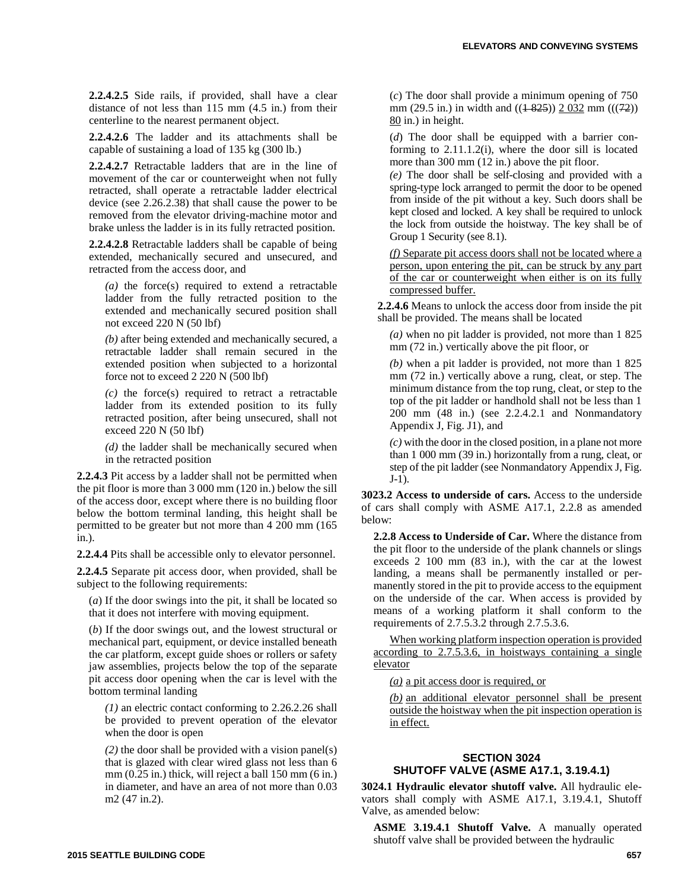**2.2.4.2.5** Side rails, if provided, shall have a clear distance of not less than 115 mm (4.5 in.) from their centerline to the nearest permanent object.

**2.2.4.2.6** The ladder and its attachments shall be capable of sustaining a load of 135 kg (300 lb.)

**2.2.4.2.7** Retractable ladders that are in the line of movement of the car or counterweight when not fully retracted, shall operate a retractable ladder electrical device (see 2.26.2.38) that shall cause the power to be removed from the elevator driving-machine motor and brake unless the ladder is in its fully retracted position.

**2.2.4.2.8** Retractable ladders shall be capable of being extended, mechanically secured and unsecured, and retracted from the access door, and

*(a)* the force(s) required to extend a retractable ladder from the fully retracted position to the extended and mechanically secured position shall not exceed 220 N (50 lbf)

*(b)* after being extended and mechanically secured, a retractable ladder shall remain secured in the extended position when subjected to a horizontal force not to exceed 2 220 N (500 lbf)

*(c)* the force(s) required to retract a retractable ladder from its extended position to its fully retracted position, after being unsecured, shall not exceed 220 N (50 lbf)

*(d)* the ladder shall be mechanically secured when in the retracted position

**2.2.4.3** Pit access by a ladder shall not be permitted when the pit floor is more than 3 000 mm (120 in.) below the sill of the access door, except where there is no building floor below the bottom terminal landing, this height shall be permitted to be greater but not more than 4 200 mm (165 in.).

**2.2.4.4** Pits shall be accessible only to elevator personnel.

**2.2.4.5** Separate pit access door, when provided, shall be subject to the following requirements:

(*a*) If the door swings into the pit, it shall be located so that it does not interfere with moving equipment.

(*b*) If the door swings out, and the lowest structural or mechanical part, equipment, or device installed beneath the car platform, except guide shoes or rollers or safety jaw assemblies, projects below the top of the separate pit access door opening when the car is level with the bottom terminal landing

*(1)* an electric contact conforming to 2.26.2.26 shall be provided to prevent operation of the elevator when the door is open

*(2)* the door shall be provided with a vision panel(s) that is glazed with clear wired glass not less than 6 mm (0.25 in.) thick, will reject a ball 150 mm (6 in.) in diameter, and have an area of not more than 0.03 m2 (47 in.2).

(*c*) The door shall provide a minimum opening of 750 mm (29.5 in.) in width and ((~~1 825~~)) 2 032 mm ((~~(72~~)) 80 in.) in height.

(*d*) The door shall be equipped with a barrier conforming to 2.11.1.2(i), where the door sill is located more than 300 mm (12 in.) above the pit floor.

*(e)* The door shall be self-closing and provided with a spring-type lock arranged to permit the door to be opened from inside of the pit without a key. Such doors shall be kept closed and locked. A key shall be required to unlock the lock from outside the hoistway. The key shall be of Group 1 Security (see 8.1).

*(f)* Separate pit access doors shall not be located where a person, upon entering the pit, can be struck by any part of the car or counterweight when either is on its fully compressed buffer.

**2.2.4.6** Means to unlock the access door from inside the pit shall be provided. The means shall be located

*(a)* when no pit ladder is provided, not more than 1 825 mm (72 in.) vertically above the pit floor, or

*(b)* when a pit ladder is provided, not more than 1 825 mm (72 in.) vertically above a rung, cleat, or step. The minimum distance from the top rung, cleat, or step to the top of the pit ladder or handhold shall not be less than 1 200 mm (48 in.) (see 2.2.4.2.1 and Nonmandatory Appendix J, Fig. J1), and

*(c)* with the door in the closed position, in a plane not more than 1 000 mm (39 in.) horizontally from a rung, cleat, or step of the pit ladder (see Nonmandatory Appendix J, Fig. J-1).

**3023.2 Access to underside of cars.** Access to the underside of cars shall comply with ASME A17.1, 2.2.8 as amended below:

**2.2.8 Access to Underside of Car.** Where the distance from the pit floor to the underside of the plank channels or slings exceeds 2 100 mm (83 in.), with the car at the lowest landing, a means shall be permanently installed or permanently stored in the pit to provide access to the equipment on the underside of the car. When access is provided by means of a working platform it shall conform to the requirements of 2.7.5.3.2 through 2.7.5.3.6.

When working platform inspection operation is provided according to 2.7.5.3.6, in hoistways containing a single elevator

*(a)* a pit access door is required, or

*(b)* an additional elevator personnel shall be present outside the hoistway when the pit inspection operation is in effect.

## SECTION 3024 SHUTOFF VALVE (ASME A17.1, 3.19.4.1)

**3024.1 Hydraulic elevator shutoff valve.** All hydraulic elevators shall comply with ASME A17.1, 3.19.4.1, Shutoff Valve, as amended below:

**ASME 3.19.4.1 Shutoff Valve.** A manually operated shutoff valve shall be provided between the hydraulic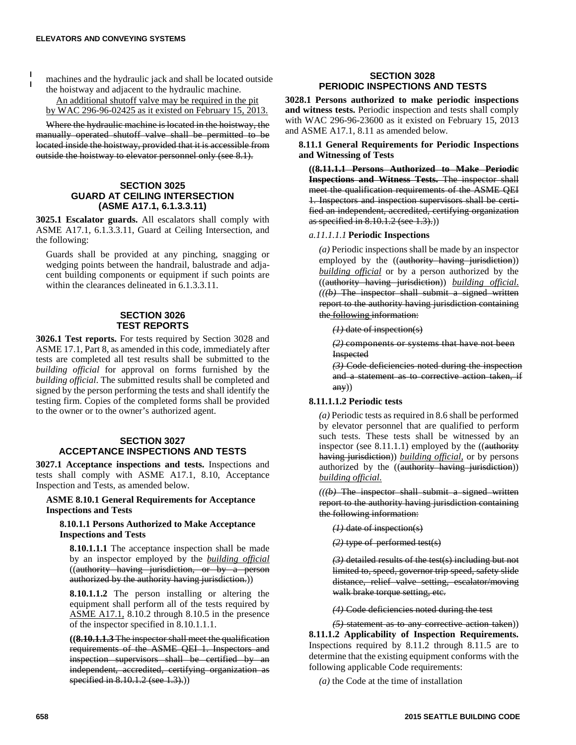machines and the hydraulic jack and shall be located outside the hoistway and adjacent to the hydraulic machine.

An additional shutoff valve may be required in the pit by WAC 296-96-02425 as it existed on February 15, 2013.

~~Where the hydraulic machine is located in the hoistway, the manually operated shutoff valve shall be permitted to be located inside the hoistway, provided that it is accessible from outside the hoistway to elevator personnel only (see 8.1).~~

## SECTION 3025 GUARD AT CEILING INTERSECTION (ASME A17.1, 6.1.3.3.11)

**3025.1 Escalator guards.** All escalators shall comply with ASME A17.1, 6.1.3.3.11, Guard at Ceiling Intersection, and the following:

Guards shall be provided at any pinching, snagging or wedging points between the handrail, balustrade and adjacent building components or equipment if such points are within the clearances delineated in 6.1.3.3.11.

## SECTION 3026 TEST REPORTS

**3026.1 Test reports.** For tests required by Section 3028 and ASME 17.1, Part 8, as amended in this code, immediately after tests are completed all test results shall be submitted to the *building official* for approval on forms furnished by the *building official*. The submitted results shall be completed and signed by the person performing the tests and shall identify the testing firm. Copies of the completed forms shall be provided to the owner or to the owner's authorized agent.

## SECTION 3027 ACCEPTANCE INSPECTIONS AND TESTS

**3027.1 Acceptance inspections and tests.** Inspections and tests shall comply with ASME A17.1, 8.10, Acceptance Inspection and Tests, as amended below.

**ASME 8.10.1 General Requirements for Acceptance Inspections and Tests**

**8.10.1.1 Persons Authorized to Make Acceptance Inspections and Tests**

**8.10.1.1.1** The acceptance inspection shall be made by an inspector employed by the *building official* ((~~authority having jurisdiction, or by a person authorized by the authority having jurisdiction.~~))

**8.10.1.1.2** The person installing or altering the equipment shall perform all of the tests required by ASME A17.1, 8.10.2 through 8.10.5 in the presence of the inspector specified in 8.10.1.1.1.

((~~**8.10.1.1.3** The inspector shall meet the qualification requirements of the ASME QEI 1. Inspectors and inspection supervisors shall be certified by an independent, accredited, certifying organization as specified in 8.10.1.2 (see 1.3).~~))

## SECTION 3028 PERIODIC INSPECTIONS AND TESTS

**3028.1 Persons authorized to make periodic inspections and witness tests.** Periodic inspection and tests shall comply with WAC 296-96-23600 as it existed on February 15, 2013 and ASME A17.1, 8.11 as amended below.

**8.11.1 General Requirements for Periodic Inspections and Witnessing of Tests**

((~~**8.11.1.1 Persons Authorized to Make Periodic Inspections and Witness Tests.** The inspector shall meet the qualification requirements of the ASME QEI 1. Inspectors and inspection supervisors shall be certified an independent, accredited, certifying organization as specified in 8.10.1.2 (see 1.3).~~))

*a.11.1.1.1* **Periodic Inspections**

*(a)* Periodic inspections shall be made by an inspector employed by the ((~~authority having jurisdiction~~)) *building official* or by a person authorized by the ((~~authority having jurisdiction~~)) *building official*. (((~~*(b)* The inspector shall submit a signed written report to the authority having jurisdiction containing the following information:~~

~~*(1)* date of inspection(s)~~

~~*(2)* components or systems that have not been Inspected~~

~~*(3)* Code deficiencies noted during the inspection and a statement as to corrective action taken, if any~~))

**8.11.1.1.2 Periodic tests**

*(a)* Periodic tests as required in 8.6 shall be performed by elevator personnel that are qualified to perform such tests. These tests shall be witnessed by an inspector (see 8.11.1.1) employed by the ((~~authority having jurisdiction~~)) *building official*, or by persons authorized by the ((~~authority having jurisdiction~~)) *building official*.

(((~~*(b)* The inspector shall submit a signed written report to the authority having jurisdiction containing the following information:~~

~~*(1)* date of inspection(s)~~

~~*(2)* type of performed test(s)~~

~~*(3)* detailed results of the test(s) including but not limited to, speed, governor trip speed, safety slide distance, relief valve setting, escalator/moving walk brake torque setting, etc.~~

~~*(4)* Code deficiencies noted during the test~~

~~*(5)* statement as to any corrective action taken~~))

**8.11.1.2 Applicability of Inspection Requirements.** Inspections required by 8.11.2 through 8.11.5 are to determine that the existing equipment conforms with the following applicable Code requirements:

*(a)* the Code at the time of installation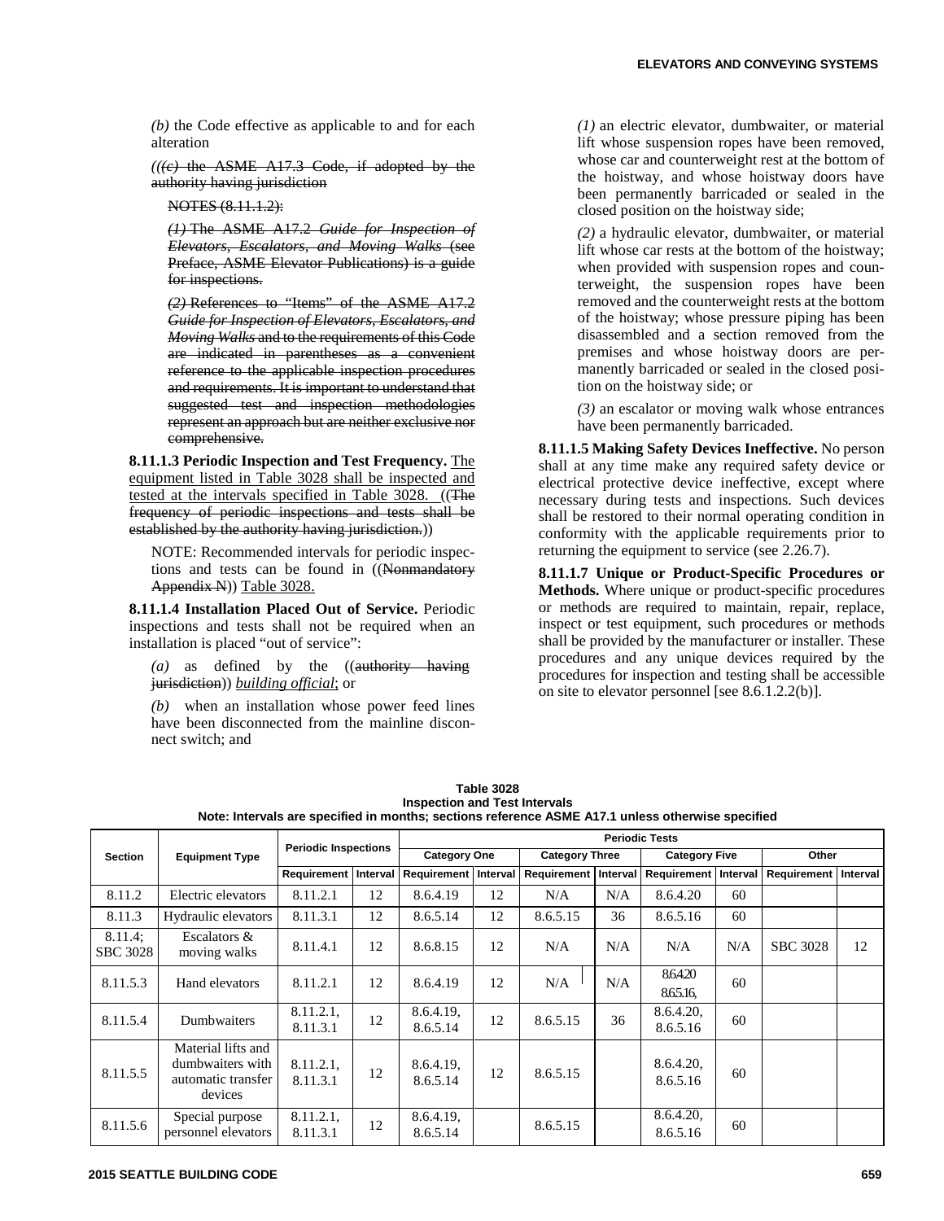*(b)* the Code effective as applicable to and for each alteration

~~(((c) the ASME A17.3 Code, if adopted by the authority having jurisdiction~~

~~NOTES (8.11.1.2):~~

~~(1) The ASME A17.2 *Guide for Inspection of Elevators, Escalators, and Moving Walks* (see Preface, ASME Elevator Publications) is a guide for inspections.~~

~~(2) References to "Items" of the ASME A17.2 *Guide for Inspection of Elevators, Escalators, and Moving Walks* and to the requirements of this Code are indicated in parentheses as a convenient reference to the applicable inspection procedures and requirements. It is important to understand that suggested test and inspection methodologies represent an approach but are neither exclusive nor comprehensive.~~

**8.11.1.3 Periodic Inspection and Test Frequency.** The equipment listed in Table 3028 shall be inspected and tested at the intervals specified in Table 3028. ((~~The frequency of periodic inspections and tests shall be established by the authority having jurisdiction.~~))

NOTE: Recommended intervals for periodic inspections and tests can be found in ((~~Nonmandatory Appendix N~~)) Table 3028.

**8.11.1.4 Installation Placed Out of Service.** Periodic inspections and tests shall not be required when an installation is placed "out of service":

*(a)* as defined by the ((~~authority having jurisdiction~~)) *building official*; or

*(b)* when an installation whose power feed lines have been disconnected from the mainline disconnect switch; and

*(1)* an electric elevator, dumbwaiter, or material lift whose suspension ropes have been removed, whose car and counterweight rest at the bottom of the hoistway, and whose hoistway doors have been permanently barricaded or sealed in the closed position on the hoistway side;

*(2)* a hydraulic elevator, dumbwaiter, or material lift whose car rests at the bottom of the hoistway; when provided with suspension ropes and counterweight, the suspension ropes have been removed and the counterweight rests at the bottom of the hoistway; whose pressure piping has been disassembled and a section removed from the premises and whose hoistway doors are permanently barricaded or sealed in the closed position on the hoistway side; or

*(3)* an escalator or moving walk whose entrances have been permanently barricaded.

**8.11.1.5 Making Safety Devices Ineffective.** No person shall at any time make any required safety device or electrical protective device ineffective, except where necessary during tests and inspections. Such devices shall be restored to their normal operating condition in conformity with the applicable requirements prior to returning the equipment to service (see 2.26.7).

**8.11.1.7 Unique or Product-Specific Procedures or Methods.** Where unique or product-specific procedures or methods are required to maintain, repair, replace, inspect or test equipment, such procedures or methods shall be provided by the manufacturer or installer. These procedures and any unique devices required by the procedures for inspection and testing shall be accessible on site to elevator personnel [see 8.6.1.2.2(b)].

**Table 3028**
**Inspection and Test Intervals**
**Note: Intervals are specified in months; sections reference ASME A17.1 unless otherwise specified**

| Section | Equipment Type | Periodic Inspections | | Periodic Tests | | | | | | | |
|---|---|---|---|---|---|---|---|---|---|---|---|
| | | | | Category One | | Category Three | | Category Five | | Other | |
| | | Requirement | Interval | Requirement | Interval | Requirement | Interval | Requirement | Interval | Requirement | Interval |
| 8.11.2 | Electric elevators | 8.11.2.1 | 12 | 8.6.4.19 | 12 | N/A | N/A | 8.6.4.20 | 60 | | |
| 8.11.3 | Hydraulic elevators | 8.11.3.1 | 12 | 8.6.5.14 | 12 | 8.6.5.15 | 36 | 8.6.5.16 | 60 | | |
| 8.11.4; SBC 3028 | Escalators & moving walks | 8.11.4.1 | 12 | 8.6.8.15 | 12 | N/A | N/A | N/A | N/A | SBC 3028 | 12 |
| 8.11.5.3 | Hand elevators | 8.11.2.1 | 12 | 8.6.4.19 | 12 | N/A | N/A | 8.6.4.20 8.6.5.16, | 60 | | |
| 8.11.5.4 | Dumbwaiters | 8.11.2.1, 8.11.3.1 | 12 | 8.6.4.19, 8.6.5.14 | 12 | 8.6.5.15 | 36 | 8.6.4.20, 8.6.5.16 | 60 | | |
| 8.11.5.5 | Material lifts and dumbwaiters with automatic transfer devices | 8.11.2.1, 8.11.3.1 | 12 | 8.6.4.19, 8.6.5.14 | 12 | 8.6.5.15 | | 8.6.4.20, 8.6.5.16 | 60 | | |
| 8.11.5.6 | Special purpose personnel elevators | 8.11.2.1, 8.11.3.1 | 12 | 8.6.4.19, 8.6.5.14 | | 8.6.5.15 | | 8.6.4.20, 8.6.5.16 | 60 | | |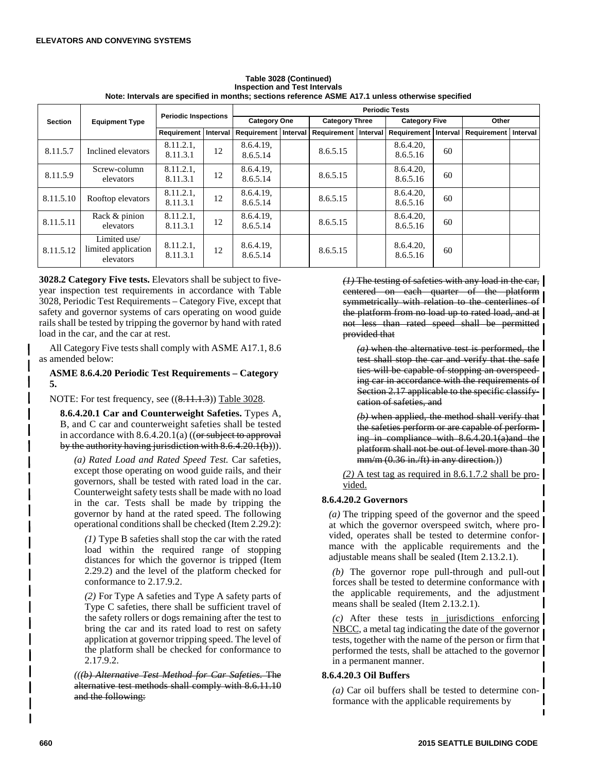**Table 3028 (Continued)**
**Inspection and Test Intervals**
**Note: Intervals are specified in months; sections reference ASME A17.1 unless otherwise specified**

| Section | Equipment Type | Periodic Inspections | | Periodic Tests | | | | | | | |
|---|---|---|---|---|---|---|---|---|---|---|---|
| | | | | Category One | | Category Three | | Category Five | | Other | |
| | | Requirement | Interval | Requirement | Interval | Requirement | Interval | Requirement | Interval | Requirement | Interval |
| 8.11.5.7 | Inclined elevators | 8.11.2.1, 8.11.3.1 | 12 | 8.6.4.19, 8.6.5.14 | | 8.6.5.15 | | 8.6.4.20, 8.6.5.16 | 60 | | |
| 8.11.5.9 | Screw-column elevators | 8.11.2.1, 8.11.3.1 | 12 | 8.6.4.19, 8.6.5.14 | | 8.6.5.15 | | 8.6.4.20, 8.6.5.16 | 60 | | |
| 8.11.5.10 | Rooftop elevators | 8.11.2.1, 8.11.3.1 | 12 | 8.6.4.19, 8.6.5.14 | | 8.6.5.15 | | 8.6.4.20, 8.6.5.16 | 60 | | |
| 8.11.5.11 | Rack & pinion elevators | 8.11.2.1, 8.11.3.1 | 12 | 8.6.4.19, 8.6.5.14 | | 8.6.5.15 | | 8.6.4.20, 8.6.5.16 | 60 | | |
| 8.11.5.12 | Limited use/ limited application elevators | 8.11.2.1, 8.11.3.1 | 12 | 8.6.4.19, 8.6.5.14 | | 8.6.5.15 | | 8.6.4.20, 8.6.5.16 | 60 | | |

**3028.2 Category Five tests.** Elevators shall be subject to five-year inspection test requirements in accordance with Table 3028, Periodic Test Requirements – Category Five, except that safety and governor systems of cars operating on wood guide rails shall be tested by tripping the governor by hand with rated load in the car, and the car at rest.

All Category Five tests shall comply with ASME A17.1, 8.6 as amended below:

**ASME 8.6.4.20 Periodic Test Requirements – Category 5.**

NOTE: For test frequency, see ((~~8.11.1.3~~)) Table 3028.

**8.6.4.20.1 Car and Counterweight Safeties.** Types A, B, and C car and counterweight safeties shall be tested in accordance with 8.6.4.20.1(a) ((~~or subject to approval by the authority having jurisdiction with 8.6.4.20.1(b)~~)).

*(a) Rated Load and Rated Speed Test.* Car safeties, except those operating on wood guide rails, and their governors, shall be tested with rated load in the car. Counterweight safety tests shall be made with no load in the car. Tests shall be made by tripping the governor by hand at the rated speed. The following operational conditions shall be checked (Item 2.29.2):

*(1)* Type B safeties shall stop the car with the rated load within the required range of stopping distances for which the governor is tripped (Item 2.29.2) and the level of the platform checked for conformance to 2.17.9.2.

*(2)* For Type A safeties and Type A safety parts of Type C safeties, there shall be sufficient travel of the safety rollers or dogs remaining after the test to bring the car and its rated load to rest on safety application at governor tripping speed. The level of the platform shall be checked for conformance to 2.17.9.2.

((~~*(b) Alternative Test Method for Car Safeties.* The alternative test methods shall comply with 8.6.11.10 and the following:~~

~~*(1)* The testing of safeties with any load in the car, centered on each quarter of the platform symmetrically with relation to the centerlines of the platform from no load up to rated load, and at not less than rated speed shall be permitted provided that~~

~~*(a)* when the alternative test is performed, the test shall stop the car and verify that the safeties will be capable of stopping an overspeeding car in accordance with the requirements of Section 2.17 applicable to the specific classification of safeties, and~~

~~*(b)* when applied, the method shall verify that the safeties perform or are capable of performing in compliance with 8.6.4.20.1(a)and the platform shall not be out of level more than 30 mm/m (0.36 in./ft) in any direction.~~))

*(2)* A test tag as required in 8.6.1.7.2 shall be provided.

**8.6.4.20.2 Governors**

*(a)* The tripping speed of the governor and the speed at which the governor overspeed switch, where provided, operates shall be tested to determine conformance with the applicable requirements and the adjustable means shall be sealed (Item 2.13.2.1).

*(b)* The governor rope pull-through and pull-out forces shall be tested to determine conformance with the applicable requirements, and the adjustment means shall be sealed (Item 2.13.2.1).

*(c)* After these tests in jurisdictions enforcing NBCC, a metal tag indicating the date of the governor tests, together with the name of the person or firm that performed the tests, shall be attached to the governor in a permanent manner.

**8.6.4.20.3 Oil Buffers**

*(a)* Car oil buffers shall be tested to determine conformance with the applicable requirements by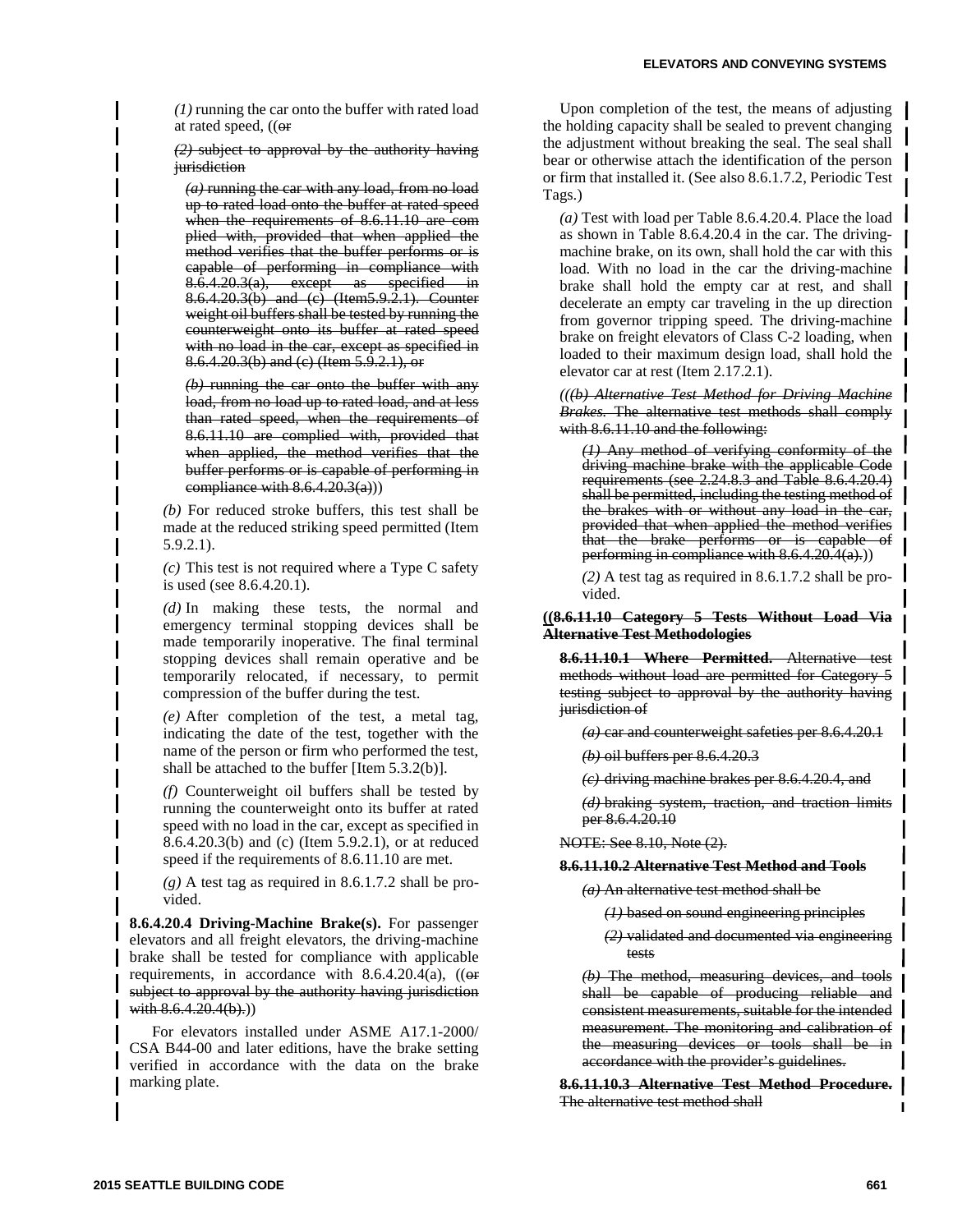*(1)* running the car onto the buffer with rated load at rated speed, ((~~or~~

~~*(2)* subject to approval by the authority having jurisdiction~~

~~*(a)* running the car with any load, from no load up to rated load onto the buffer at rated speed when the requirements of 8.6.11.10 are com plied with, provided that when applied the method verifies that the buffer performs or is capable of performing in compliance with 8.6.4.20.3(a), except as specified in 8.6.4.20.3(b) and (c) (Item5.9.2.1). Counter weight oil buffers shall be tested by running the counterweight onto its buffer at rated speed with no load in the car, except as specified in 8.6.4.20.3(b) and (c) (Item 5.9.2.1), or~~

~~*(b)* running the car onto the buffer with any load, from no load up to rated load, and at less than rated speed, when the requirements of 8.6.11.10 are complied with, provided that when applied, the method verifies that the buffer performs or is capable of performing in compliance with 8.6.4.20.3(a)~~))

*(b)* For reduced stroke buffers, this test shall be made at the reduced striking speed permitted (Item 5.9.2.1).

*(c)* This test is not required where a Type C safety is used (see 8.6.4.20.1).

*(d)* In making these tests, the normal and emergency terminal stopping devices shall be made temporarily inoperative. The final terminal stopping devices shall remain operative and be temporarily relocated, if necessary, to permit compression of the buffer during the test.

*(e)* After completion of the test, a metal tag, indicating the date of the test, together with the name of the person or firm who performed the test, shall be attached to the buffer [Item 5.3.2(b)].

*(f)* Counterweight oil buffers shall be tested by running the counterweight onto its buffer at rated speed with no load in the car, except as specified in 8.6.4.20.3(b) and (c) (Item 5.9.2.1), or at reduced speed if the requirements of 8.6.11.10 are met.

*(g)* A test tag as required in 8.6.1.7.2 shall be provided.

**8.6.4.20.4 Driving-Machine Brake(s).** For passenger elevators and all freight elevators, the driving-machine brake shall be tested for compliance with applicable requirements, in accordance with 8.6.4.20.4(a), ((~~or subject to approval by the authority having jurisdiction with 8.6.4.20.4(b).~~))

For elevators installed under ASME A17.1-2000/ CSA B44-00 and later editions, have the brake setting verified in accordance with the data on the brake marking plate.

Upon completion of the test, the means of adjusting the holding capacity shall be sealed to prevent changing the adjustment without breaking the seal. The seal shall bear or otherwise attach the identification of the person or firm that installed it. (See also 8.6.1.7.2, Periodic Test Tags.)

*(a)* Test with load per Table 8.6.4.20.4. Place the load as shown in Table 8.6.4.20.4 in the car. The driving-machine brake, on its own, shall hold the car with this load. With no load in the car the driving-machine brake shall hold the empty car at rest, and shall decelerate an empty car traveling in the up direction from governor tripping speed. The driving-machine brake on freight elevators of Class C-2 loading, when loaded to their maximum design load, shall hold the elevator car at rest (Item 2.17.2.1).

((~~*(b) Alternative Test Method for Driving Machine Brakes.* The alternative test methods shall comply with 8.6.11.10 and the following:~~

~~*(1)* Any method of verifying conformity of the driving machine brake with the applicable Code requirements (see 2.24.8.3 and Table 8.6.4.20.4) shall be permitted, including the testing method of the brakes with or without any load in the car, provided that when applied the method verifies that the brake performs or is capable of performing in compliance with 8.6.4.20.4(a).~~))

*(2)* A test tag as required in 8.6.1.7.2 shall be provided.

**((~~8.6.11.10 Category 5 Tests Without Load Via Alternative Test Methodologies~~**

~~**8.6.11.10.1 Where Permitted.** Alternative test methods without load are permitted for Category 5 testing subject to approval by the authority having jurisdiction of~~

~~*(a)* car and counterweight safeties per 8.6.4.20.1~~

~~*(b)* oil buffers per 8.6.4.20.3~~

~~*(c)* driving machine brakes per 8.6.4.20.4, and~~

~~*(d)* braking system, traction, and traction limits per 8.6.4.20.10~~

~~NOTE: See 8.10, Note (2).~~

~~**8.6.11.10.2 Alternative Test Method and Tools**~~

~~*(a)* An alternative test method shall be~~

~~*(1)* based on sound engineering principles~~

~~*(2)* validated and documented via engineering tests~~

~~*(b)* The method, measuring devices, and tools shall be capable of producing reliable and consistent measurements, suitable for the intended measurement. The monitoring and calibration of the measuring devices or tools shall be in accordance with the provider's guidelines.~~

~~**8.6.11.10.3 Alternative Test Method Procedure.** The alternative test method shall~~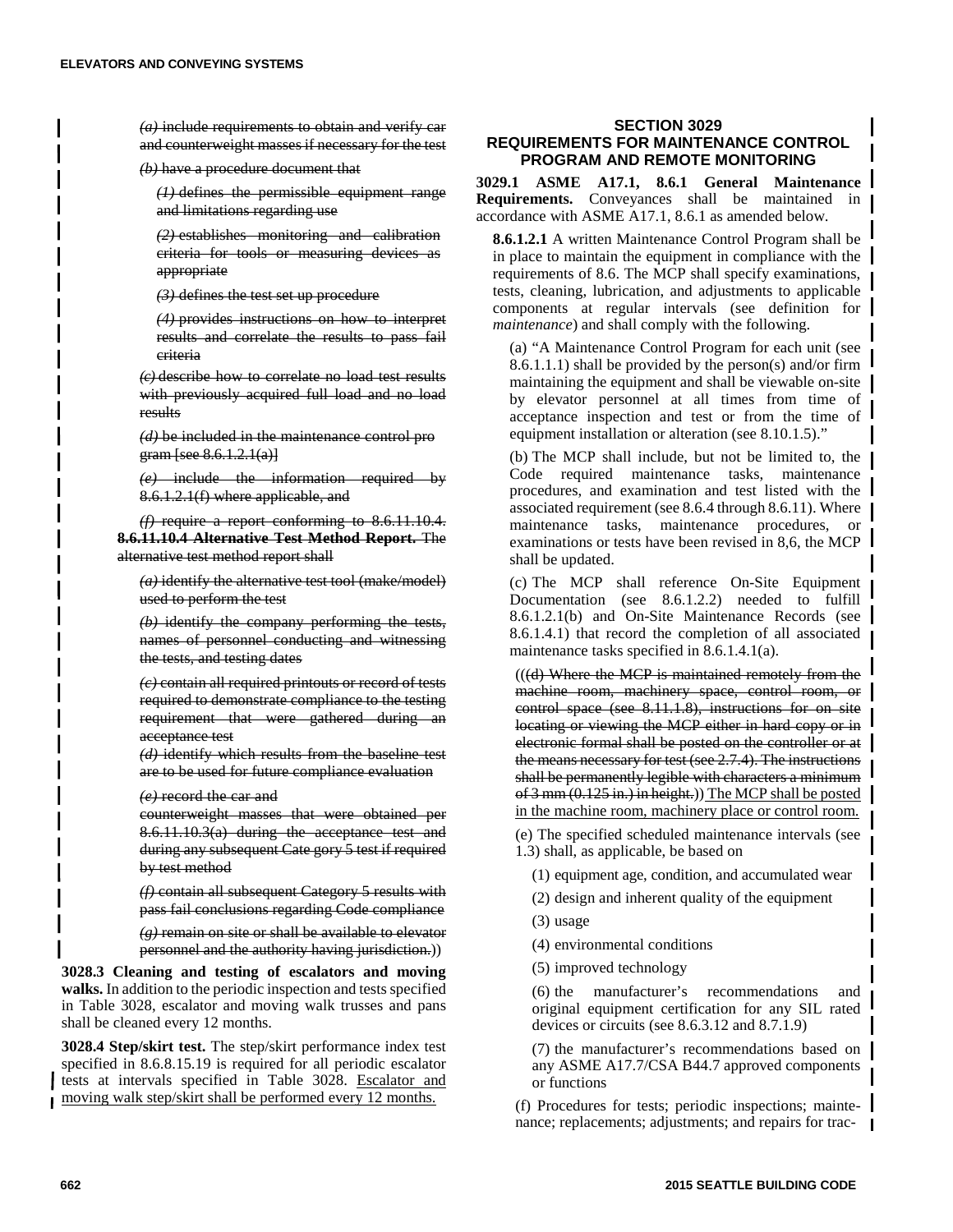~~*(a)* include requirements to obtain and verify car and counterweight masses if necessary for the test~~

~~*(b)* have a procedure document that~~

~~*(1)* defines the permissible equipment range and limitations regarding use~~

~~*(2)* establishes monitoring and calibration criteria for tools or measuring devices as appropriate~~

~~*(3)* defines the test set up procedure~~

~~*(4)* provides instructions on how to interpret results and correlate the results to pass fail criteria~~

~~*(c)* describe how to correlate no load test results with previously acquired full load and no load results~~

~~*(d)* be included in the maintenance control pro gram [see 8.6.1.2.1(a)]~~

~~*(e)* include the information required by 8.6.1.2.1(f) where applicable, and~~

~~*(f)* require a report conforming to 8.6.11.10.4.~~ ~~**8.6.11.10.4 Alternative Test Method Report.** The alternative test method report shall~~

~~*(a)* identify the alternative test tool (make/model) used to perform the test~~

~~*(b)* identify the company performing the tests, names of personnel conducting and witnessing the tests, and testing dates~~

~~*(c)* contain all required printouts or record of tests required to demonstrate compliance to the testing requirement that were gathered during an acceptance test~~

~~*(d)* identify which results from the baseline test are to be used for future compliance evaluation~~

~~*(e)* record the car and counterweight masses that were obtained per 8.6.11.10.3(a) during the acceptance test and during any subsequent Cate gory 5 test if required by test method~~

~~*(f)* contain all subsequent Category 5 results with pass fail conclusions regarding Code compliance~~

~~*(g)* remain on site or shall be available to elevator personnel and the authority having jurisdiction.~~))

**3028.3 Cleaning and testing of escalators and moving walks.** In addition to the periodic inspection and tests specified in Table 3028, escalator and moving walk trusses and pans shall be cleaned every 12 months.

**3028.4 Step/skirt test.** The step/skirt performance index test specified in 8.6.8.15.19 is required for all periodic escalator tests at intervals specified in Table 3028. <u>Escalator and moving walk step/skirt shall be performed every 12 months.</u>

## SECTION 3029
## REQUIREMENTS FOR MAINTENANCE CONTROL PROGRAM AND REMOTE MONITORING

**3029.1 ASME A17.1, 8.6.1 General Maintenance Requirements.** Conveyances shall be maintained in accordance with ASME A17.1, 8.6.1 as amended below.

**8.6.1.2.1** A written Maintenance Control Program shall be in place to maintain the equipment in compliance with the requirements of 8.6. The MCP shall specify examinations, tests, cleaning, lubrication, and adjustments to applicable components at regular intervals (see definition for *maintenance*) and shall comply with the following.

(a) "A Maintenance Control Program for each unit (see 8.6.1.1.1) shall be provided by the person(s) and/or firm maintaining the equipment and shall be viewable on-site by elevator personnel at all times from time of acceptance inspection and test or from the time of equipment installation or alteration (see 8.10.1.5)."

(b) The MCP shall include, but not be limited to, the Code required maintenance tasks, maintenance procedures, and examination and test listed with the associated requirement (see 8.6.4 through 8.6.11). Where maintenance tasks, maintenance procedures, or examinations or tests have been revised in 8,6, the MCP shall be updated.

(c) The MCP shall reference On-Site Equipment Documentation (see 8.6.1.2.2) needed to fulfill 8.6.1.2.1(b) and On-Site Maintenance Records (see 8.6.1.4.1) that record the completion of all associated maintenance tasks specified in 8.6.1.4.1(a).

((~~(d) Where the MCP is maintained remotely from the machine room, machinery space, control room, or control space (see 8.11.1.8), instructions for on site locating or viewing the MCP either in hard copy or in electronic formal shall be posted on the controller or at the means necessary for test (see 2.7.4). The instructions shall be permanently legible with characters a minimum of 3 mm (0.125 in.) in height.~~)) <u>The MCP shall be posted in the machine room, machinery place or control room.</u>

(e) The specified scheduled maintenance intervals (see 1.3) shall, as applicable, be based on

(1) equipment age, condition, and accumulated wear

(2) design and inherent quality of the equipment

(3) usage

(4) environmental conditions

(5) improved technology

(6) the manufacturer's recommendations and original equipment certification for any SIL rated devices or circuits (see 8.6.3.12 and 8.7.1.9)

(7) the manufacturer's recommendations based on any ASME A17.7/CSA B44.7 approved components or functions

(f) Procedures for tests; periodic inspections; maintenance; replacements; adjustments; and repairs for trac-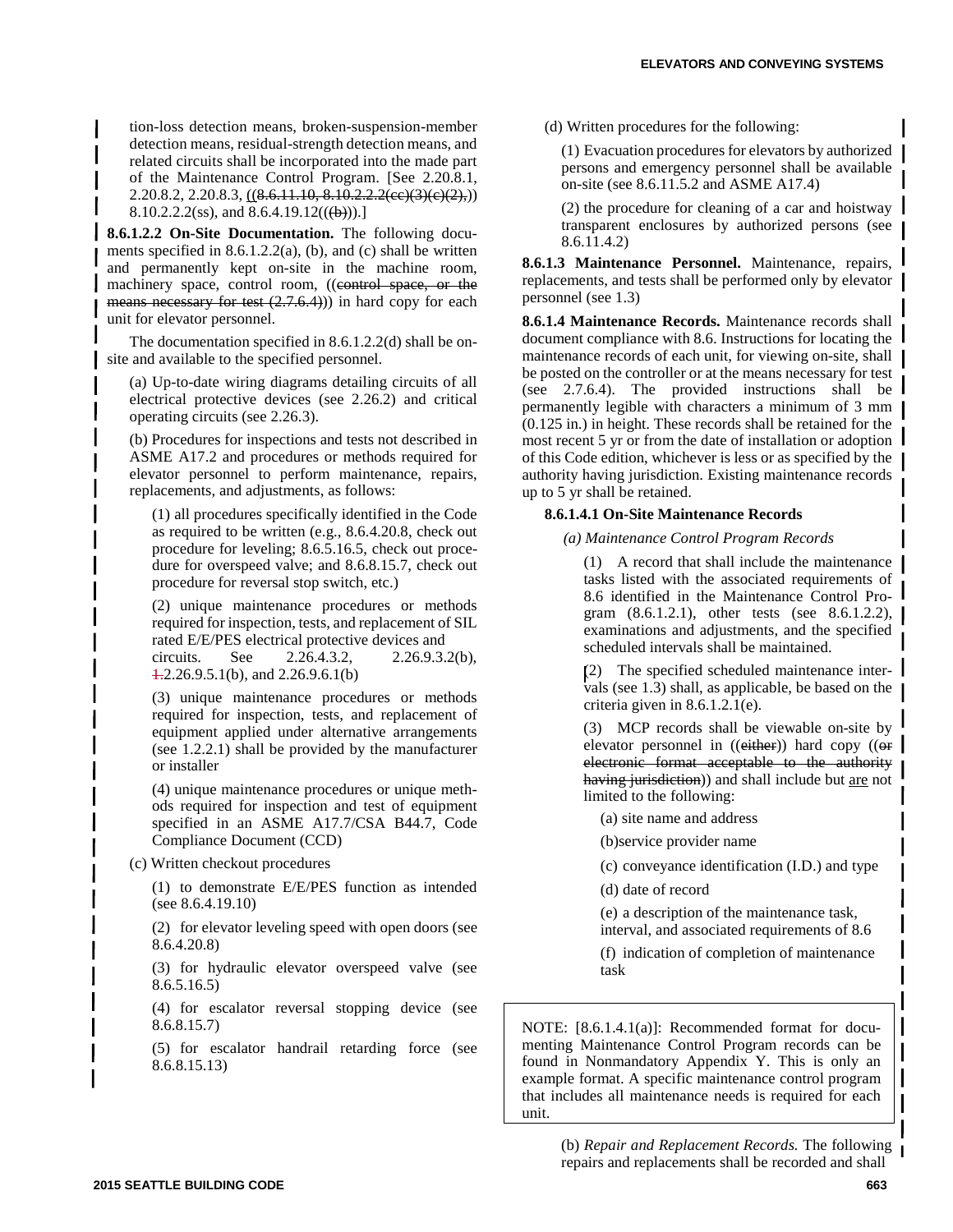tion-loss detection means, broken-suspension-member detection means, residual-strength detection means, and related circuits shall be incorporated into the made part of the Maintenance Control Program. [See 2.20.8.1, 2.20.8.2, 2.20.8.3, ((~~8.6.11.10, 8.10.2.2.2(cc)(3)(c)(2),~~)) 8.10.2.2.2(ss), and 8.6.4.19.12((~~(b)~~)).]

**8.6.1.2.2 On-Site Documentation.** The following documents specified in 8.6.1.2.2(a), (b), and (c) shall be written and permanently kept on-site in the machine room, machinery space, control room, ((~~control space, or the means necessary for test (2.7.6.4)~~)) in hard copy for each unit for elevator personnel.

The documentation specified in 8.6.1.2.2(d) shall be on-site and available to the specified personnel.

(a) Up-to-date wiring diagrams detailing circuits of all electrical protective devices (see 2.26.2) and critical operating circuits (see 2.26.3).

(b) Procedures for inspections and tests not described in ASME A17.2 and procedures or methods required for elevator personnel to perform maintenance, repairs, replacements, and adjustments, as follows:

(1) all procedures specifically identified in the Code as required to be written (e.g., 8.6.4.20.8, check out procedure for leveling; 8.6.5.16.5, check out procedure for overspeed valve; and 8.6.8.15.7, check out procedure for reversal stop switch, etc.)

(2) unique maintenance procedures or methods required for inspection, tests, and replacement of SIL rated E/E/PES electrical protective devices and circuits. See 2.26.4.3.2, 2.26.9.3.2(b), ~~1.~~2.26.9.5.1(b), and 2.26.9.6.1(b)

(3) unique maintenance procedures or methods required for inspection, tests, and replacement of equipment applied under alternative arrangements (see 1.2.2.1) shall be provided by the manufacturer or installer

(4) unique maintenance procedures or unique methods required for inspection and test of equipment specified in an ASME A17.7/CSA B44.7, Code Compliance Document (CCD)

(c) Written checkout procedures

(1) to demonstrate E/E/PES function as intended (see 8.6.4.19.10)

(2) for elevator leveling speed with open doors (see 8.6.4.20.8)

(3) for hydraulic elevator overspeed valve (see 8.6.5.16.5)

(4) for escalator reversal stopping device (see 8.6.8.15.7)

(5) for escalator handrail retarding force (see 8.6.8.15.13)

(d) Written procedures for the following:

(1) Evacuation procedures for elevators by authorized persons and emergency personnel shall be available on-site (see 8.6.11.5.2 and ASME A17.4)

(2) the procedure for cleaning of a car and hoistway transparent enclosures by authorized persons (see 8.6.11.4.2)

**8.6.1.3 Maintenance Personnel.** Maintenance, repairs, replacements, and tests shall be performed only by elevator personnel (see 1.3)

**8.6.1.4 Maintenance Records.** Maintenance records shall document compliance with 8.6. Instructions for locating the maintenance records of each unit, for viewing on-site, shall be posted on the controller or at the means necessary for test (see 2.7.6.4). The provided instructions shall be permanently legible with characters a minimum of 3 mm (0.125 in.) in height. These records shall be retained for the most recent 5 yr or from the date of installation or adoption of this Code edition, whichever is less or as specified by the authority having jurisdiction. Existing maintenance records up to 5 yr shall be retained.

**8.6.1.4.1 On-Site Maintenance Records**

*(a) Maintenance Control Program Records*

(1) A record that shall include the maintenance tasks listed with the associated requirements of 8.6 identified in the Maintenance Control Program (8.6.1.2.1), other tests (see 8.6.1.2.2), examinations and adjustments, and the specified scheduled intervals shall be maintained.

(2) The specified scheduled maintenance intervals (see 1.3) shall, as applicable, be based on the criteria given in 8.6.1.2.1(e).

(3) MCP records shall be viewable on-site by elevator personnel in ((~~either~~)) hard copy ((~~or electronic format acceptable to the authority having jurisdiction~~)) and shall include but <u>are</u> not limited to the following:

(a) site name and address

(b)service provider name

(c) conveyance identification (I.D.) and type

(d) date of record

(e) a description of the maintenance task, interval, and associated requirements of 8.6

(f) indication of completion of maintenance task

NOTE: [8.6.1.4.1(a)]: Recommended format for documenting Maintenance Control Program records can be found in Nonmandatory Appendix Y. This is only an example format. A specific maintenance control program that includes all maintenance needs is required for each unit.

(b) *Repair and Replacement Records.* The following repairs and replacements shall be recorded and shall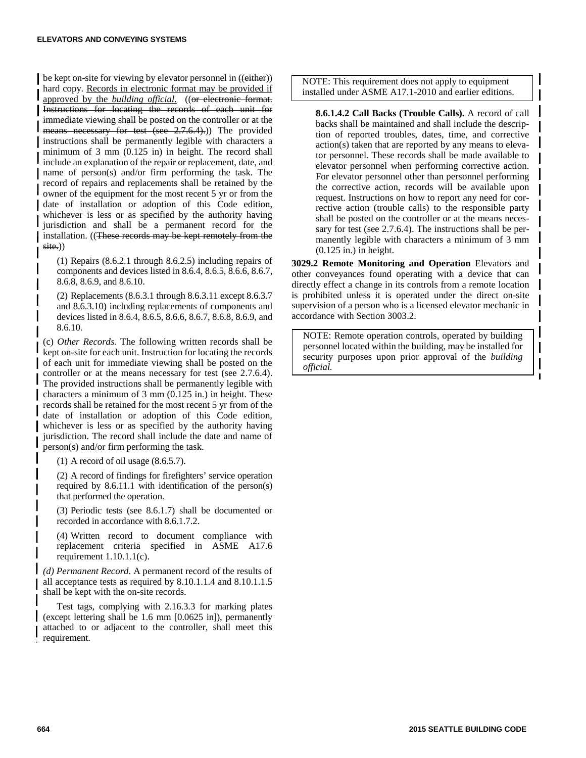be kept on-site for viewing by elevator personnel in ((~~either~~)) hard copy. <u>Records in electronic format may be provided if approved by the *building official*.</u> ((~~or electronic format. Instructions for locating the records of each unit for immediate viewing shall be posted on the controller or at the means necessary for test (see 2.7.6.4).~~)) The provided instructions shall be permanently legible with characters a minimum of 3 mm (0.125 in) in height. The record shall include an explanation of the repair or replacement, date, and name of person(s) and/or firm performing the task. The record of repairs and replacements shall be retained by the owner of the equipment for the most recent 5 yr or from the date of installation or adoption of this Code edition, whichever is less or as specified by the authority having jurisdiction and shall be a permanent record for the installation. ((~~These records may be kept remotely from the site.~~))

(1) Repairs (8.6.2.1 through 8.6.2.5) including repairs of components and devices listed in 8.6.4, 8.6.5, 8.6.6, 8.6.7, 8.6.8, 8.6.9, and 8.6.10.

(2) Replacements (8.6.3.1 through 8.6.3.11 except 8.6.3.7 and 8.6.3.10) including replacements of components and devices listed in 8.6.4, 8.6.5, 8.6.6, 8.6.7, 8.6.8, 8.6.9, and 8.6.10.

(c) *Other Records.* The following written records shall be kept on-site for each unit. Instruction for locating the records of each unit for immediate viewing shall be posted on the controller or at the means necessary for test (see 2.7.6.4). The provided instructions shall be permanently legible with characters a minimum of 3 mm (0.125 in.) in height. These records shall be retained for the most recent 5 yr from of the date of installation or adoption of this Code edition, whichever is less or as specified by the authority having jurisdiction. The record shall include the date and name of person(s) and/or firm performing the task.

(1) A record of oil usage (8.6.5.7).

(2) A record of findings for firefighters' service operation required by 8.6.11.1 with identification of the person(s) that performed the operation.

(3) Periodic tests (see 8.6.1.7) shall be documented or recorded in accordance with 8.6.1.7.2.

(4) Written record to document compliance with replacement criteria specified in ASME A17.6 requirement 1.10.1.1(c).

*(d) Permanent Record.* A permanent record of the results of all acceptance tests as required by 8.10.1.1.4 and 8.10.1.1.5 shall be kept with the on-site records.

Test tags, complying with 2.16.3.3 for marking plates (except lettering shall be 1.6 mm [0.0625 in]), permanently attached to or adjacent to the controller, shall meet this requirement.

> NOTE: This requirement does not apply to equipment installed under ASME A17.1-2010 and earlier editions.

**8.6.1.4.2 Call Backs (Trouble Calls).** A record of call backs shall be maintained and shall include the description of reported troubles, dates, time, and corrective action(s) taken that are reported by any means to elevator personnel. These records shall be made available to elevator personnel when performing corrective action. For elevator personnel other than personnel performing the corrective action, records will be available upon request. Instructions on how to report any need for corrective action (trouble calls) to the responsible party shall be posted on the controller or at the means necessary for test (see 2.7.6.4). The instructions shall be permanently legible with characters a minimum of 3 mm (0.125 in.) in height.

**3029.2 Remote Monitoring and Operation** Elevators and other conveyances found operating with a device that can directly effect a change in its controls from a remote location is prohibited unless it is operated under the direct on-site supervision of a person who is a licensed elevator mechanic in accordance with Section 3003.2.

> NOTE: Remote operation controls, operated by building personnel located within the building, may be installed for security purposes upon prior approval of the *building official.*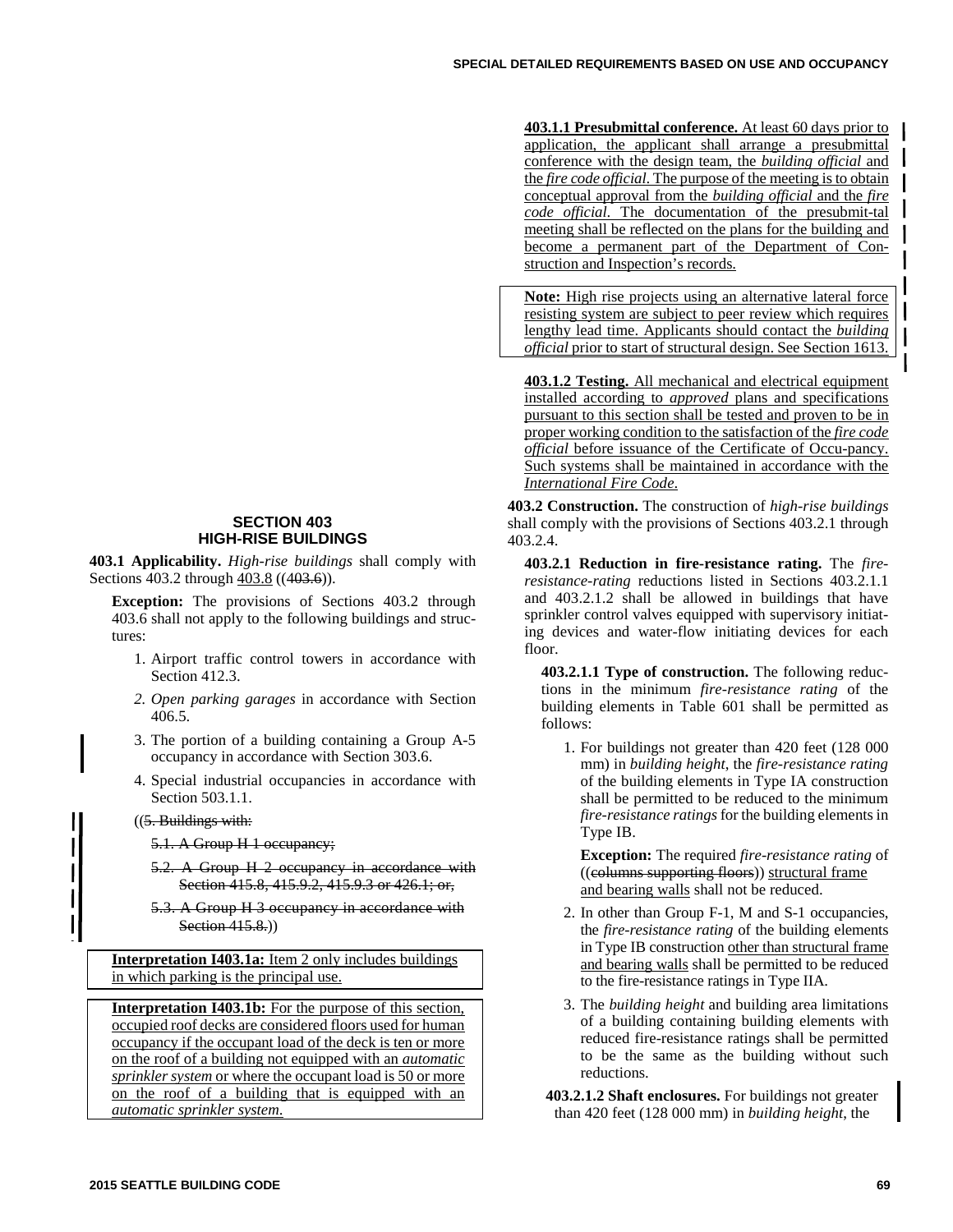## SECTION 403
## HIGH-RISE BUILDINGS

**403.1 Applicability.** *High-rise buildings* shall comply with Sections 403.2 through 403.8 ((403.6)).

**Exception:** The provisions of Sections 403.2 through 403.6 shall not apply to the following buildings and structures:

1. Airport traffic control towers in accordance with Section 412.3.
2. *Open parking garages* in accordance with Section 406.5.
3. The portion of a building containing a Group A-5 occupancy in accordance with Section 303.6.
4. Special industrial occupancies in accordance with Section 503.1.1.

((~~5. Buildings with:~~

~~5.1. A Group H-1 occupancy;~~

~~5.2. A Group H-2 occupancy in accordance with Section 415.8, 415.9.2, 415.9.3 or 426.1; or,~~

~~5.3. A Group H-3 occupancy in accordance with Section 415.8.~~))

**Interpretation I403.1a:** Item 2 only includes buildings in which parking is the principal use.

**Interpretation I403.1b:** For the purpose of this section, occupied roof decks are considered floors used for human occupancy if the occupant load of the deck is ten or more on the roof of a building not equipped with an *automatic sprinkler system* or where the occupant load is 50 or more on the roof of a building that is equipped with an *automatic sprinkler system*.

**403.1.1 Presubmittal conference.** At least 60 days prior to application, the applicant shall arrange a presubmittal conference with the design team, the *building official* and the *fire code official*. The purpose of the meeting is to obtain conceptual approval from the *building official* and the *fire code official*. The documentation of the presubmit-tal meeting shall be reflected on the plans for the building and become a permanent part of the Department of Construction and Inspection's records.

**Note:** High rise projects using an alternative lateral force resisting system are subject to peer review which requires lengthy lead time. Applicants should contact the *building official* prior to start of structural design. See Section 1613.

**403.1.2 Testing.** All mechanical and electrical equipment installed according to *approved* plans and specifications pursuant to this section shall be tested and proven to be in proper working condition to the satisfaction of the *fire code official* before issuance of the Certificate of Occu-pancy. Such systems shall be maintained in accordance with the *International Fire Code*.

**403.2 Construction.** The construction of *high-rise buildings* shall comply with the provisions of Sections 403.2.1 through 403.2.4.

**403.2.1 Reduction in fire-resistance rating.** The *fire-resistance-rating* reductions listed in Sections 403.2.1.1 and 403.2.1.2 shall be allowed in buildings that have sprinkler control valves equipped with supervisory initiating devices and water-flow initiating devices for each floor.

**403.2.1.1 Type of construction.** The following reductions in the minimum *fire-resistance rating* of the building elements in Table 601 shall be permitted as follows:

1. For buildings not greater than 420 feet (128 000 mm) in *building height*, the *fire-resistance rating* of the building elements in Type IA construction shall be permitted to be reduced to the minimum *fire-resistance ratings* for the building elements in Type IB.

   **Exception:** The required *fire-resistance rating* of ((~~columns supporting floors~~)) structural frame and bearing walls shall not be reduced.

2. In other than Group F-1, M and S-1 occupancies, the *fire-resistance rating* of the building elements in Type IB construction other than structural frame and bearing walls shall be permitted to be reduced to the fire-resistance ratings in Type IIA.
3. The *building height* and building area limitations of a building containing building elements with reduced fire-resistance ratings shall be permitted to be the same as the building without such reductions.

**403.2.1.2 Shaft enclosures.** For buildings not greater than 420 feet (128 000 mm) in *building height*, the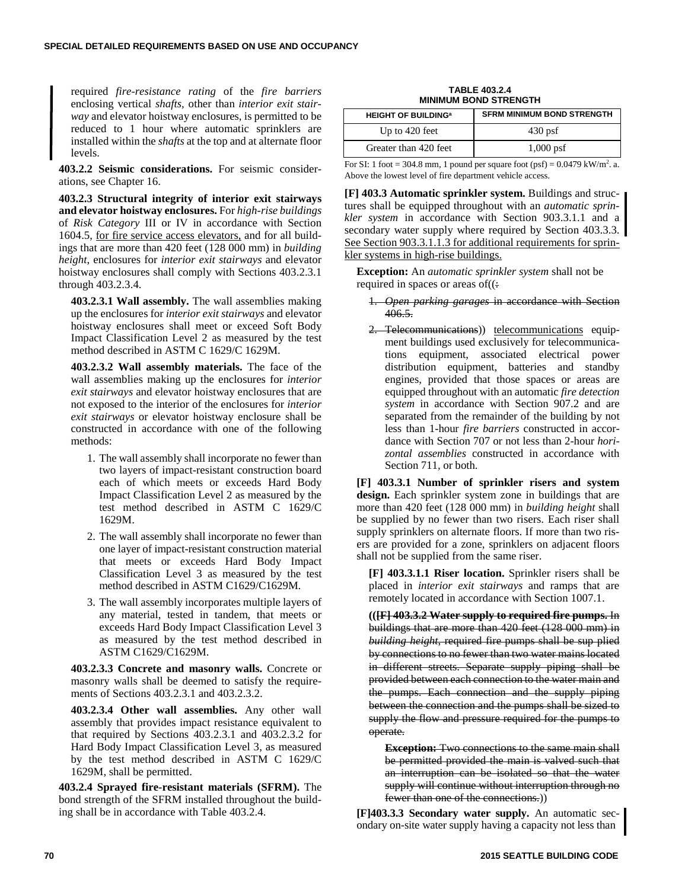required *fire-resistance rating* of the *fire barriers* enclosing vertical *shafts*, other than *interior exit stairway* and elevator hoistway enclosures, is permitted to be reduced to 1 hour where automatic sprinklers are installed within the *shafts* at the top and at alternate floor levels.

**403.2.2 Seismic considerations.** For seismic considerations, see Chapter 16.

**403.2.3 Structural integrity of interior exit stairways and elevator hoistway enclosures.** For *high-rise buildings* of *Risk Category* III or IV in accordance with Section 1604.5, for fire service access elevators, and for all buildings that are more than 420 feet (128 000 mm) in *building height*, enclosures for *interior exit stairways* and elevator hoistway enclosures shall comply with Sections 403.2.3.1 through 403.2.3.4.

**403.2.3.1 Wall assembly.** The wall assemblies making up the enclosures for *interior exit stairways* and elevator hoistway enclosures shall meet or exceed Soft Body Impact Classification Level 2 as measured by the test method described in ASTM C 1629/C 1629M.

**403.2.3.2 Wall assembly materials.** The face of the wall assemblies making up the enclosures for *interior exit stairways* and elevator hoistway enclosures that are not exposed to the interior of the enclosures for *interior exit stairways* or elevator hoistway enclosure shall be constructed in accordance with one of the following methods:

1. The wall assembly shall incorporate no fewer than two layers of impact-resistant construction board each of which meets or exceeds Hard Body Impact Classification Level 2 as measured by the test method described in ASTM C 1629/C 1629M.
2. The wall assembly shall incorporate no fewer than one layer of impact-resistant construction material that meets or exceeds Hard Body Impact Classification Level 3 as measured by the test method described in ASTM C1629/C1629M.
3. The wall assembly incorporates multiple layers of any material, tested in tandem, that meets or exceeds Hard Body Impact Classification Level 3 as measured by the test method described in ASTM C1629/C1629M.

**403.2.3.3 Concrete and masonry walls.** Concrete or masonry walls shall be deemed to satisfy the requirements of Sections 403.2.3.1 and 403.2.3.2.

**403.2.3.4 Other wall assemblies.** Any other wall assembly that provides impact resistance equivalent to that required by Sections 403.2.3.1 and 403.2.3.2 for Hard Body Impact Classification Level 3, as measured by the test method described in ASTM C 1629/C 1629M, shall be permitted.

**403.2.4 Sprayed fire-resistant materials (SFRM).** The bond strength of the SFRM installed throughout the building shall be in accordance with Table 403.2.4.

**TABLE 403.2.4 MINIMUM BOND STRENGTH**

| HEIGHT OF BUILDING[a] | SFRM MINIMUM BOND STRENGTH |
|---|---|
| Up to 420 feet | 430 psf |
| Greater than 420 feet | 1,000 psf |

For SI: 1 foot = 304.8 mm, 1 pound per square foot (psf) = 0.0479 kW/m$^2$. a. Above the lowest level of fire department vehicle access.

**[F] 403.3 Automatic sprinkler system.** Buildings and structures shall be equipped throughout with an *automatic sprinkler system* in accordance with Section 903.3.1.1 and a secondary water supply where required by Section 403.3.3. See Section 903.3.1.1.3 for additional requirements for sprinkler systems in high-rise buildings.

**Exception:** An *automatic sprinkler system* shall not be required in spaces or areas of((:

~~1. *Open parking garages* in accordance with Section 406.5.~~

~~2. Telecommunications~~)) telecommunications equipment buildings used exclusively for telecommunications equipment, associated electrical power distribution equipment, batteries and standby engines, provided that those spaces or areas are equipped throughout with an automatic *fire detection system* in accordance with Section 907.2 and are separated from the remainder of the building by not less than 1-hour *fire barriers* constructed in accordance with Section 707 or not less than 2-hour *horizontal assemblies* constructed in accordance with Section 711, or both.

**[F] 403.3.1 Number of sprinkler risers and system design.** Each sprinkler system zone in buildings that are more than 420 feet (128 000 mm) in *building height* shall be supplied by no fewer than two risers. Each riser shall supply sprinklers on alternate floors. If more than two risers are provided for a zone, sprinklers on adjacent floors shall not be supplied from the same riser.

**[F] 403.3.1.1 Riser location.** Sprinkler risers shall be placed in *interior exit stairways* and ramps that are remotely located in accordance with Section 1007.1.

((~~**[F] 403.3.2 Water supply to required fire pumps.** In buildings that are more than 420 feet (128 000 mm) in *building height*, required fire pumps shall be sup plied by connections to no fewer than two water mains located in different streets. Separate supply piping shall be provided between each connection to the water main and the pumps. Each connection and the supply piping between the connection and the pumps shall be sized to supply the flow and pressure required for the pumps to operate.~~

~~**Exception:** Two connections to the same main shall be permitted provided the main is valved such that an interruption can be isolated so that the water supply will continue without interruption through no fewer than one of the connections.~~))

**[F]403.3.3 Secondary water supply.** An automatic secondary on-site water supply having a capacity not less than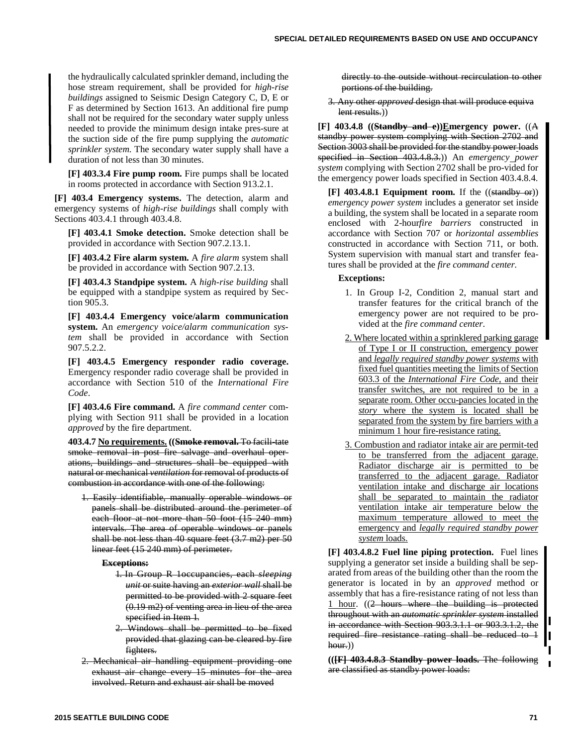the hydraulically calculated sprinkler demand, including the hose stream requirement, shall be provided for *high-rise buildings* assigned to Seismic Design Category C, D, E or F as determined by Section 1613. An additional fire pump shall not be required for the secondary water supply unless needed to provide the minimum design intake pres-sure at the suction side of the fire pump supplying the *automatic sprinkler system*. The secondary water supply shall have a duration of not less than 30 minutes.

**[F] 403.3.4 Fire pump room.** Fire pumps shall be located in rooms protected in accordance with Section 913.2.1.

**[F] 403.4 Emergency systems.** The detection, alarm and emergency systems of *high-rise buildings* shall comply with Sections 403.4.1 through 403.4.8.

**[F] 403.4.1 Smoke detection.** Smoke detection shall be provided in accordance with Section 907.2.13.1.

**[F] 403.4.2 Fire alarm system.** A *fire alarm* system shall be provided in accordance with Section 907.2.13.

**[F] 403.4.3 Standpipe system.** A *high-rise building* shall be equipped with a standpipe system as required by Section 905.3.

**[F] 403.4.4 Emergency voice/alarm communication system.** An *emergency voice/alarm communication system* shall be provided in accordance with Section 907.5.2.2.

**[F] 403.4.5 Emergency responder radio coverage.** Emergency responder radio coverage shall be provided in accordance with Section 510 of the *International Fire Code*.

**[F] 403.4.6 Fire command.** A *fire command center* complying with Section 911 shall be provided in a location *approved* by the fire department.

**403.4.7 No requirements. ((~~Smoke removal.~~** ~~To facili-tate smoke removal in post fire salvage and overhaul oper-ations, buildings and structures shall be equipped with natural or mechanical *ventilation* for removal of products of combustion in accordance with one of the following:~~

~~1. Easily identifiable, manually operable windows or panels shall be distributed around the perimeter of each floor at not more than 50 foot (15 240 mm) intervals. The area of operable windows or panels shall be not less than 40 square feet (3.7 m2) per 50 linear feet (15 240 mm) of perimeter.~~

~~**Exceptions:**~~

~~1. In Group R 1occupancies, each *sleeping unit* or suite having an *exterior wall* shall be permitted to be provided with 2 square feet (0.19 m2) of venting area in lieu of the area specified in Item 1.~~

~~2. Windows shall be permitted to be fixed provided that glazing can be cleared by fire fighters.~~

~~2. Mechanical air handling equipment providing one exhaust air change every 15 minutes for the area involved. Return and exhaust air shall be moved directly to the outside without recirculation to other portions of the building.~~

~~3. Any other *approved* design that will produce equiva lent results.~~))

**[F] 403.4.8 ((~~Standby and e~~))Emergency power.** ((~~A standby power system complying with Section 2702 and Section 3003 shall be provided for the standby power loads specified in Section 403.4.8.3.~~)) An *emergency power system* complying with Section 2702 shall be pro-vided for the emergency power loads specified in Section 403.4.8.4.

**[F] 403.4.8.1 Equipment room.** If the ((~~standby or~~)) *emergency power system* includes a generator set inside a building, the system shall be located in a separate room enclosed with 2-hour *fire barriers* constructed in accordance with Section 707 or *horizontal assemblies* constructed in accordance with Section 711, or both. System supervision with manual start and transfer features shall be provided at the *fire command center.*

**Exceptions:**

1. In Group I-2, Condition 2, manual start and transfer features for the critical branch of the emergency power are not required to be provided at the *fire command center*.
2. Where located within a sprinklered parking garage of Type I or II construction, emergency power and *legally required standby power systems* with fixed fuel quantities meeting the limits of Section 603.3 of the *International Fire Code*, and their transfer switches, are not required to be in a separate room. Other occu-pancies located in the *story* where the system is located shall be separated from the system by fire barriers with a minimum 1 hour fire-resistance rating.
3. Combustion and radiator intake air are permit-ted to be transferred from the adjacent garage. Radiator discharge air is permitted to be transferred to the adjacent garage. Radiator ventilation intake and discharge air locations shall be separated to maintain the radiator ventilation intake air temperature below the maximum temperature allowed to meet the emergency and *legally required standby power system* loads.

**[F] 403.4.8.2 Fuel line piping protection.** Fuel lines supplying a generator set inside a building shall be separated from areas of the building other than the room the generator is located in by an *approved* method or assembly that has a fire-resistance rating of not less than 1 hour. ((~~2 hours where the building is protected throughout with an *automatic sprinkler system* installed in accordance with Section 903.3.1.1 or 903.3.1.2, the required fire resistance rating shall be reduced to 1 hour.~~))

((~~**[F] 403.4.8.3 Standby power loads.**~~ ~~The following are classified as standby power loads:~~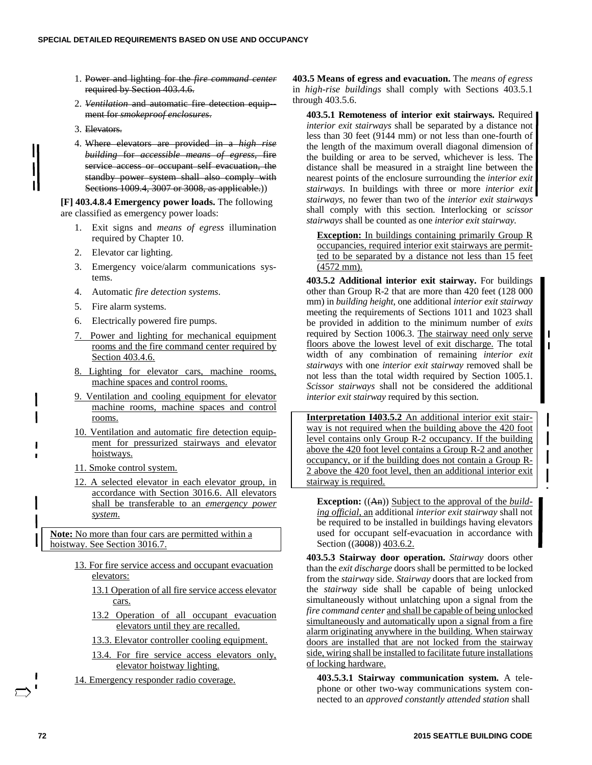1. ~~Power and lighting for the *fire command center* required by Section 403.4.6.~~
2. ~~*Ventilation* and automatic fire detection equipment for *smokeproof enclosures*.~~
3. ~~Elevators.~~
4. ~~Where elevators are provided in a *high rise building* for *accessible means of egress*, fire service access or occupant self evacuation, the standby power system shall also comply with Sections 1009.4, 3007 or 3008, as applicable.~~))

**[F] 403.4.8.4 Emergency power loads.** The following are classified as emergency power loads:

1. Exit signs and *means of egress* illumination required by Chapter 10.
2. Elevator car lighting.
3. Emergency voice/alarm communications systems.
4. Automatic *fire detection systems*.
5. Fire alarm systems.
6. Electrically powered fire pumps.
7. <u>Power and lighting for mechanical equipment rooms and the fire command center required by Section 403.4.6.</u>
8. <u>Lighting for elevator cars, machine rooms, machine spaces and control rooms.</u>
9. <u>Ventilation and cooling equipment for elevator machine rooms, machine spaces and control rooms.</u>
10. <u>Ventilation and automatic fire detection equipment for pressurized stairways and elevator hoistways.</u>
11. <u>Smoke control system.</u>
12. <u>A selected elevator in each elevator group, in accordance with Section 3016.6. All elevators shall be transferable to an *emergency power system*.</u>

<u>**Note:** No more than four cars are permitted within a hoistway. See Section 3016.7.</u>

13. <u>For fire service access and occupant evacuation elevators:</u>
    - <u>13.1 Operation of all fire service access elevator cars.</u>
    - <u>13.2 Operation of all occupant evacuation elevators until they are recalled.</u>
    - <u>13.3. Elevator controller cooling equipment.</u>
    - <u>13.4. For fire service access elevators only, elevator hoistway lighting.</u>
14. <u>Emergency responder radio coverage.</u>

**403.5 Means of egress and evacuation.** The *means of egress* in *high-rise buildings* shall comply with Sections 403.5.1 through 403.5.6.

**403.5.1 Remoteness of interior exit stairways.** Required *interior exit stairways* shall be separated by a distance not less than 30 feet (9144 mm) or not less than one-fourth of the length of the maximum overall diagonal dimension of the building or area to be served, whichever is less. The distance shall be measured in a straight line between the nearest points of the enclosure surrounding the *interior exit stairways*. In buildings with three or more *interior exit stairways*, no fewer than two of the *interior exit stairways* shall comply with this section. Interlocking or *scissor stairways* shall be counted as one *interior exit stairway*.

<u>**Exception:** In buildings containing primarily Group R occupancies, required interior exit stairways are permitted to be separated by a distance not less than 15 feet (4572 mm).</u>

**403.5.2 Additional interior exit stairway.** For buildings other than Group R-2 that are more than 420 feet (128 000 mm) in *building height*, one additional *interior exit stairway* meeting the requirements of Sections 1011 and 1023 shall be provided in addition to the minimum number of *exits* required by Section 1006.3. <u>The stairway need only serve floors above the lowest level of exit discharge.</u> The total width of any combination of remaining *interior exit stairways* with one *interior exit stairway* removed shall be not less than the total width required by Section 1005.1. *Scissor stairways* shall not be considered the additional *interior exit stairway* required by this section.

<u>**Interpretation I403.5.2** An additional interior exit stairway is not required when the building above the 420 foot level contains only Group R-2 occupancy. If the building above the 420 foot level contains a Group R-2 and another occupancy, or if the building does not contain a Group R-2 above the 420 foot level, then an additional interior exit stairway is required.</u>

**Exception:** ((~~An~~)) <u>Subject to the approval of the *building official*, an</u> additional *interior exit stairway* shall not be required to be installed in buildings having elevators used for occupant self-evacuation in accordance with Section ((~~3008~~)) <u>403.6.2.</u>

**403.5.3 Stairway door operation.** *Stairway* doors other than the *exit discharge* doors shall be permitted to be locked from the *stairway* side. *Stairway* doors that are locked from the *stairway* side shall be capable of being unlocked simultaneously without unlatching upon a signal from the *fire command center* <u>and shall be capable of being unlocked simultaneously and automatically upon a signal from a fire alarm originating anywhere in the building. When stairway doors are installed that are not locked from the stairway side, wiring shall be installed to facilitate future installations of locking hardware.</u>

**403.5.3.1 Stairway communication system.** A telephone or other two-way communications system connected to an *approved constantly attended station* shall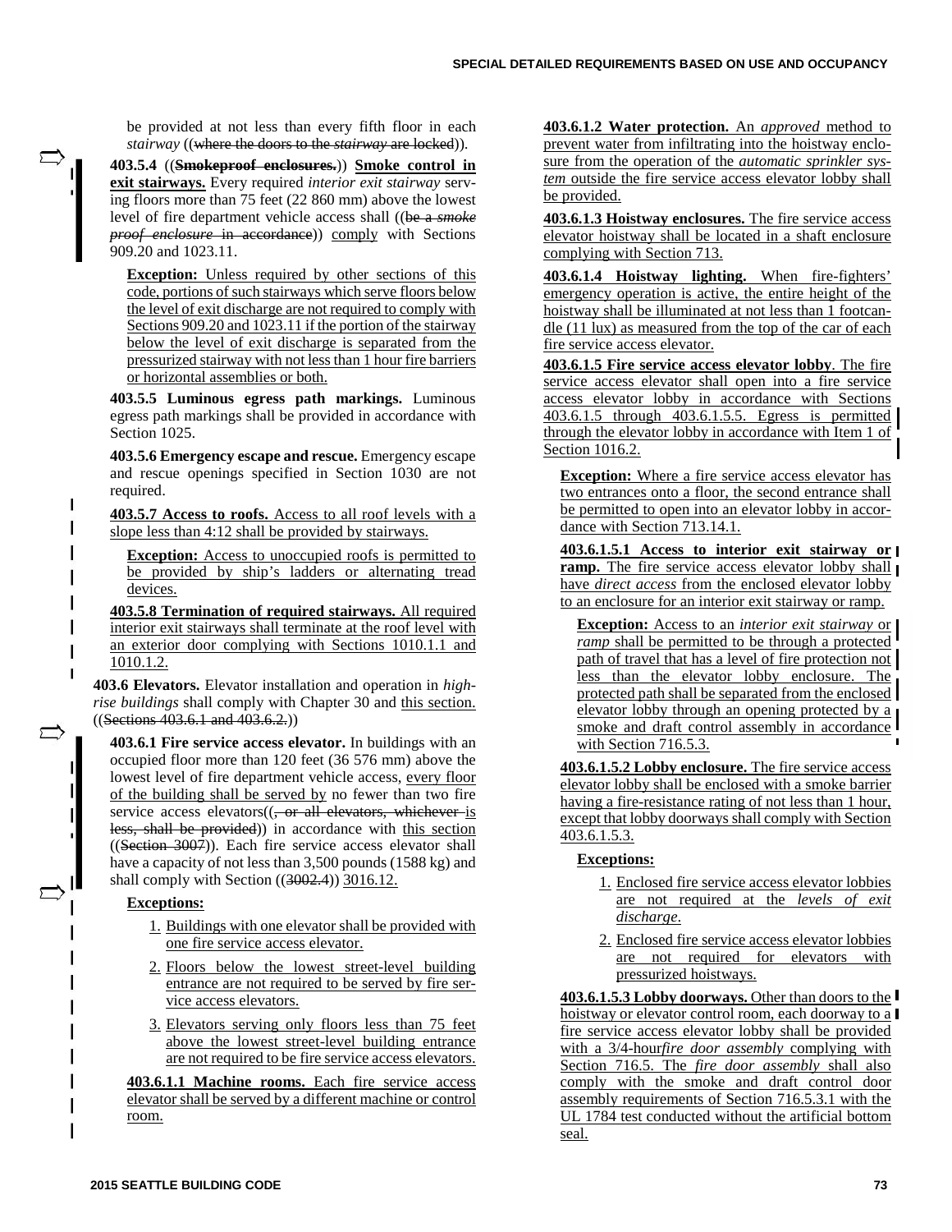be provided at not less than every fifth floor in each *stairway* ((where the doors to the *stairway* are locked)).

**403.5.4** ((**Smokeproof enclosures.**)) **Smoke control in exit stairways.** Every required *interior exit stairway* serving floors more than 75 feet (22 860 mm) above the lowest level of fire department vehicle access shall ((be a *smoke proof enclosure* in accordance)) comply with Sections 909.20 and 1023.11.

**Exception:** Unless required by other sections of this code, portions of such stairways which serve floors below the level of exit discharge are not required to comply with Sections 909.20 and 1023.11 if the portion of the stairway below the level of exit discharge is separated from the pressurized stairway with not less than 1 hour fire barriers or horizontal assemblies or both.

**403.5.5 Luminous egress path markings.** Luminous egress path markings shall be provided in accordance with Section 1025.

**403.5.6 Emergency escape and rescue.** Emergency escape and rescue openings specified in Section 1030 are not required.

**403.5.7 Access to roofs.** Access to all roof levels with a slope less than 4:12 shall be provided by stairways.

**Exception:** Access to unoccupied roofs is permitted to be provided by ship's ladders or alternating tread devices.

**403.5.8 Termination of required stairways.** All required interior exit stairways shall terminate at the roof level with an exterior door complying with Sections 1010.1.1 and 1010.1.2.

**403.6 Elevators.** Elevator installation and operation in *high-rise buildings* shall comply with Chapter 30 and this section. ((Sections 403.6.1 and 403.6.2.))

**403.6.1 Fire service access elevator.** In buildings with an occupied floor more than 120 feet (36 576 mm) above the lowest level of fire department vehicle access, every floor of the building shall be served by no fewer than two fire service access elevators((, or all elevators, whichever is less, shall be provided)) in accordance with this section ((Section 3007)). Each fire service access elevator shall have a capacity of not less than 3,500 pounds (1588 kg) and shall comply with Section ((3002.4)) 3016.12.

**Exceptions:**

1. Buildings with one elevator shall be provided with one fire service access elevator.
2. Floors below the lowest street-level building entrance are not required to be served by fire service access elevators.
3. Elevators serving only floors less than 75 feet above the lowest street-level building entrance are not required to be fire service access elevators.

**403.6.1.1 Machine rooms.** Each fire service access elevator shall be served by a different machine or control room.

**403.6.1.2 Water protection.** An *approved* method to prevent water from infiltrating into the hoistway enclosure from the operation of the *automatic sprinkler system* outside the fire service access elevator lobby shall be provided.

**403.6.1.3 Hoistway enclosures.** The fire service access elevator hoistway shall be located in a shaft enclosure complying with Section 713.

**403.6.1.4 Hoistway lighting.** When fire-fighters' emergency operation is active, the entire height of the hoistway shall be illuminated at not less than 1 footcandle (11 lux) as measured from the top of the car of each fire service access elevator.

**403.6.1.5 Fire service access elevator lobby**. The fire service access elevator shall open into a fire service access elevator lobby in accordance with Sections 403.6.1.5 through 403.6.1.5.5. Egress is permitted through the elevator lobby in accordance with Item 1 of Section 1016.2.

**Exception:** Where a fire service access elevator has two entrances onto a floor, the second entrance shall be permitted to open into an elevator lobby in accordance with Section 713.14.1.

**403.6.1.5.1 Access to interior exit stairway or ramp.** The fire service access elevator lobby shall have *direct access* from the enclosed elevator lobby to an enclosure for an interior exit stairway or ramp.

**Exception:** Access to an *interior exit stairway* or *ramp* shall be permitted to be through a protected path of travel that has a level of fire protection not less than the elevator lobby enclosure. The protected path shall be separated from the enclosed elevator lobby through an opening protected by a smoke and draft control assembly in accordance with Section 716.5.3.

**403.6.1.5.2 Lobby enclosure.** The fire service access elevator lobby shall be enclosed with a smoke barrier having a fire-resistance rating of not less than 1 hour, except that lobby doorways shall comply with Section 403.6.1.5.3.

**Exceptions:**

1. Enclosed fire service access elevator lobbies are not required at the *levels of exit discharge*.
2. Enclosed fire service access elevator lobbies are not required for elevators with pressurized hoistways.

**403.6.1.5.3 Lobby doorways.** Other than doors to the hoistway or elevator control room, each doorway to a fire service access elevator lobby shall be provided with a 3/4-hour *fire door assembly* complying with Section 716.5. The *fire door assembly* shall also comply with the smoke and draft control door assembly requirements of Section 716.5.3.1 with the UL 1784 test conducted without the artificial bottom seal.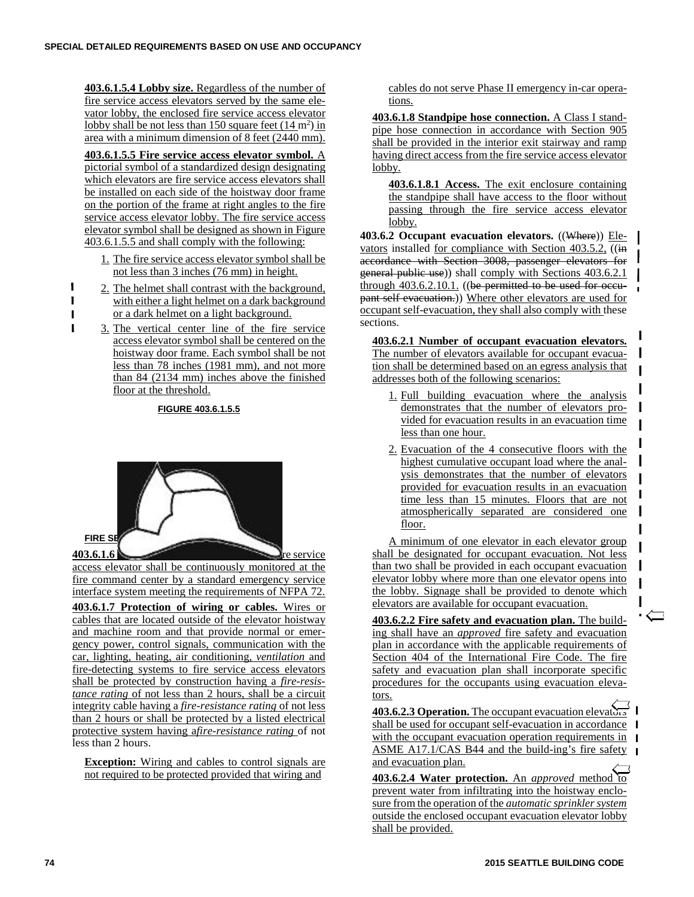**403.6.1.5.4 Lobby size.** Regardless of the number of fire service access elevators served by the same elevator lobby, the enclosed fire service access elevator lobby shall be not less than 150 square feet (14 $m^2$) in area with a minimum dimension of 8 feet (2440 mm).

**403.6.1.5.5 Fire service access elevator symbol.** A pictorial symbol of a standardized design designating which elevators are fire service access elevators shall be installed on each side of the hoistway door frame on the portion of the frame at right angles to the fire service access elevator lobby. The fire service access elevator symbol shall be designed as shown in Figure 403.6.1.5.5 and shall comply with the following:

1. The fire service access elevator symbol shall be not less than 3 inches (76 mm) in height.
2. The helmet shall contrast with the background, with either a light helmet on a dark background or a dark helmet on a light background.
3. The vertical center line of the fire service access elevator symbol shall be centered on the hoistway door frame. Each symbol shall be not less than 78 inches (1981 mm), and not more than 84 (2134 mm) inches above the finished floor at the threshold.

**FIGURE 403.6.1.5.5**

FIRE SE

**403.6.1.6** re service access elevator shall be continuously monitored at the fire command center by a standard emergency service interface system meeting the requirements of NFPA 72.

**403.6.1.7 Protection of wiring or cables.** Wires or cables that are located outside of the elevator hoistway and machine room and that provide normal or emergency power, control signals, communication with the car, lighting, heating, air conditioning, *ventilation* and fire-detecting systems to fire service access elevators shall be protected by construction having a *fire-resistance rating* of not less than 2 hours, shall be a circuit integrity cable having a *fire-resistance rating* of not less than 2 hours or shall be protected by a listed electrical protective system having a *fire-resistance rating* of not less than 2 hours.

**Exception:** Wiring and cables to control signals are not required to be protected provided that wiring and cables do not serve Phase II emergency in-car operations.

**403.6.1.8 Standpipe hose connection.** A Class I standpipe hose connection in accordance with Section 905 shall be provided in the interior exit stairway and ramp having direct access from the fire service access elevator lobby.

**403.6.1.8.1 Access.** The exit enclosure containing the standpipe shall have access to the floor without passing through the fire service access elevator lobby.

**403.6.2 Occupant evacuation elevators.** ((~~Where~~)) Elevators installed for compliance with Section 403.5.2, ((~~in accordance with Section 3008, passenger elevators for general public use~~)) shall comply with Sections 403.6.2.1 through 403.6.2.10.1. ((~~be permitted to be used for occupant self evacuation.~~)) Where other elevators are used for occupant self-evacuation, they shall also comply with these sections.

**403.6.2.1 Number of occupant evacuation elevators.** The number of elevators available for occupant evacuation shall be determined based on an egress analysis that addresses both of the following scenarios:

1. Full building evacuation where the analysis demonstrates that the number of elevators provided for evacuation results in an evacuation time less than one hour.
2. Evacuation of the 4 consecutive floors with the highest cumulative occupant load where the analysis demonstrates that the number of elevators provided for evacuation results in an evacuation time less than 15 minutes. Floors that are not atmospherically separated are considered one floor.

A minimum of one elevator in each elevator group shall be designated for occupant evacuation. Not less than two shall be provided in each occupant evacuation elevator lobby where more than one elevator opens into the lobby. Signage shall be provided to denote which elevators are available for occupant evacuation.

**403.6.2.2 Fire safety and evacuation plan.** The building shall have an *approved* fire safety and evacuation plan in accordance with the applicable requirements of Section 404 of the International Fire Code. The fire safety and evacuation plan shall incorporate specific procedures for the occupants using evacuation elevators.

**403.6.2.3 Operation.** The occupant evacuation elevators shall be used for occupant self-evacuation in accordance with the occupant evacuation operation requirements in ASME A17.1/CAS B44 and the build-ing's fire safety and evacuation plan.

**403.6.2.4 Water protection.** An *approved* method to prevent water from infiltrating into the hoistway enclosure from the operation of the *automatic sprinkler system* outside the enclosed occupant evacuation elevator lobby shall be provided.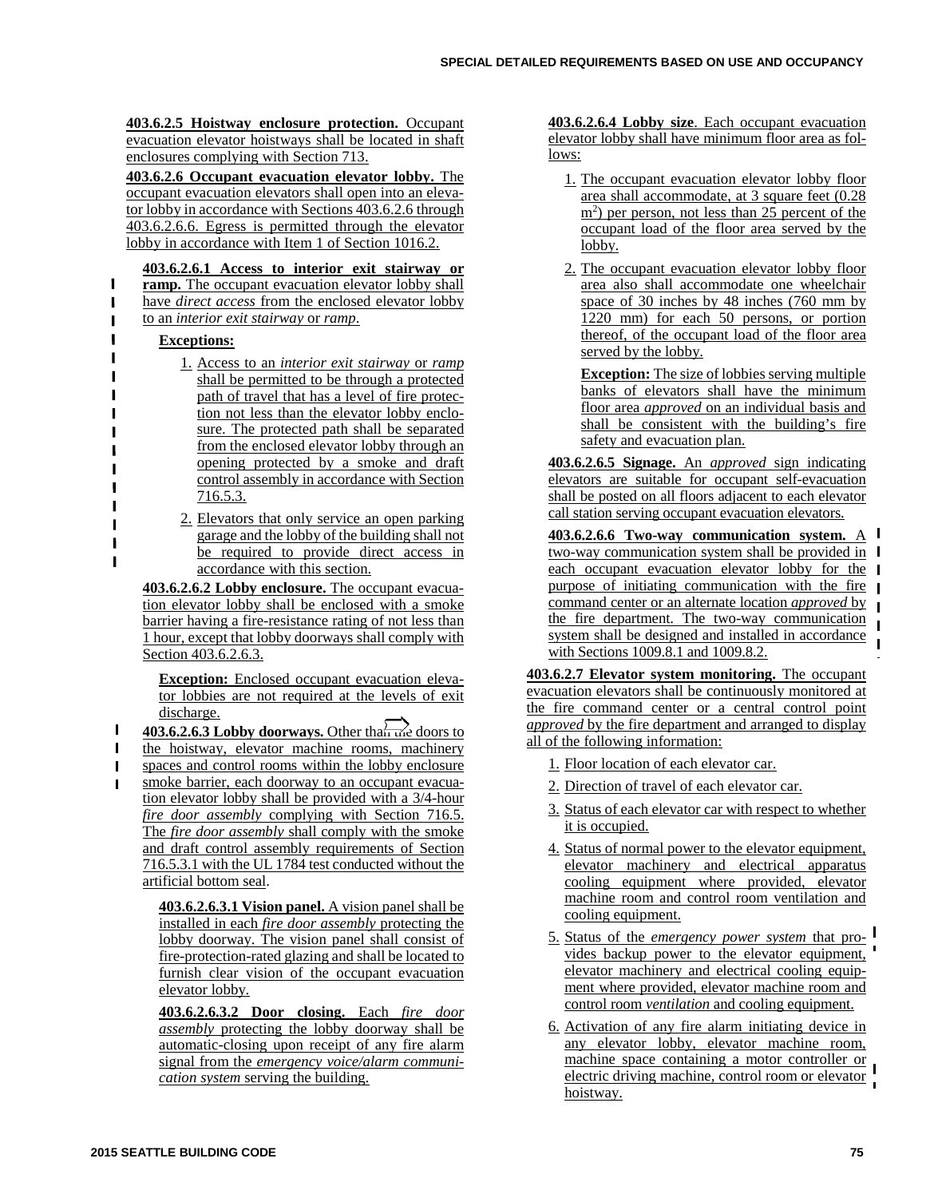**403.6.2.5 Hoistway enclosure protection.** Occupant evacuation elevator hoistways shall be located in shaft enclosures complying with Section 713.

**403.6.2.6 Occupant evacuation elevator lobby.** The occupant evacuation elevators shall open into an elevator lobby in accordance with Sections 403.6.2.6 through 403.6.2.6.6. Egress is permitted through the elevator lobby in accordance with Item 1 of Section 1016.2.

**403.6.2.6.1 Access to interior exit stairway or ramp.** The occupant evacuation elevator lobby shall have *direct access* from the enclosed elevator lobby to an *interior exit stairway* or *ramp*.

**Exceptions:**

1. Access to an *interior exit stairway* or *ramp* shall be permitted to be through a protected path of travel that has a level of fire protection not less than the elevator lobby enclosure. The protected path shall be separated from the enclosed elevator lobby through an opening protected by a smoke and draft control assembly in accordance with Section 716.5.3.
2. Elevators that only service an open parking garage and the lobby of the building shall not be required to provide direct access in accordance with this section.

**403.6.2.6.2 Lobby enclosure.** The occupant evacuation elevator lobby shall be enclosed with a smoke barrier having a fire-resistance rating of not less than 1 hour, except that lobby doorways shall comply with Section 403.6.2.6.3.

**Exception:** Enclosed occupant evacuation elevator lobbies are not required at the levels of exit discharge.

**403.6.2.6.3 Lobby doorways.** Other than the doors to the hoistway, elevator machine rooms, machinery spaces and control rooms within the lobby enclosure smoke barrier, each doorway to an occupant evacuation elevator lobby shall be provided with a 3/4-hour *fire door assembly* complying with Section 716.5. The *fire door assembly* shall comply with the smoke and draft control assembly requirements of Section 716.5.3.1 with the UL 1784 test conducted without the artificial bottom seal.

**403.6.2.6.3.1 Vision panel.** A vision panel shall be installed in each *fire door assembly* protecting the lobby doorway. The vision panel shall consist of fire-protection-rated glazing and shall be located to furnish clear vision of the occupant evacuation elevator lobby.

**403.6.2.6.3.2 Door closing.** Each *fire door assembly* protecting the lobby doorway shall be automatic-closing upon receipt of any fire alarm signal from the *emergency voice/alarm communication system* serving the building.

**403.6.2.6.4 Lobby size**. Each occupant evacuation elevator lobby shall have minimum floor area as follows:

1. The occupant evacuation elevator lobby floor area shall accommodate, at 3 square feet (0.28 $m^2$) per person, not less than 25 percent of the occupant load of the floor area served by the lobby.
2. The occupant evacuation elevator lobby floor area also shall accommodate one wheelchair space of 30 inches by 48 inches (760 mm by 1220 mm) for each 50 persons, or portion thereof, of the occupant load of the floor area served by the lobby.

**Exception:** The size of lobbies serving multiple banks of elevators shall have the minimum floor area *approved* on an individual basis and shall be consistent with the building's fire safety and evacuation plan.

**403.6.2.6.5 Signage.** An *approved* sign indicating elevators are suitable for occupant self-evacuation shall be posted on all floors adjacent to each elevator call station serving occupant evacuation elevators.

**403.6.2.6.6 Two-way communication system.** A two-way communication system shall be provided in each occupant evacuation elevator lobby for the purpose of initiating communication with the fire command center or an alternate location *approved* by the fire department. The two-way communication system shall be designed and installed in accordance with Sections 1009.8.1 and 1009.8.2.

**403.6.2.7 Elevator system monitoring.** The occupant evacuation elevators shall be continuously monitored at the fire command center or a central control point *approved* by the fire department and arranged to display all of the following information:

1. Floor location of each elevator car.
2. Direction of travel of each elevator car.
3. Status of each elevator car with respect to whether it is occupied.
4. Status of normal power to the elevator equipment, elevator machinery and electrical apparatus cooling equipment where provided, elevator machine room and control room ventilation and cooling equipment.
5. Status of the *emergency power system* that provides backup power to the elevator equipment, elevator machinery and electrical cooling equipment where provided, elevator machine room and control room *ventilation* and cooling equipment.
6. Activation of any fire alarm initiating device in any elevator lobby, elevator machine room, machine space containing a motor controller or electric driving machine, control room or elevator hoistway.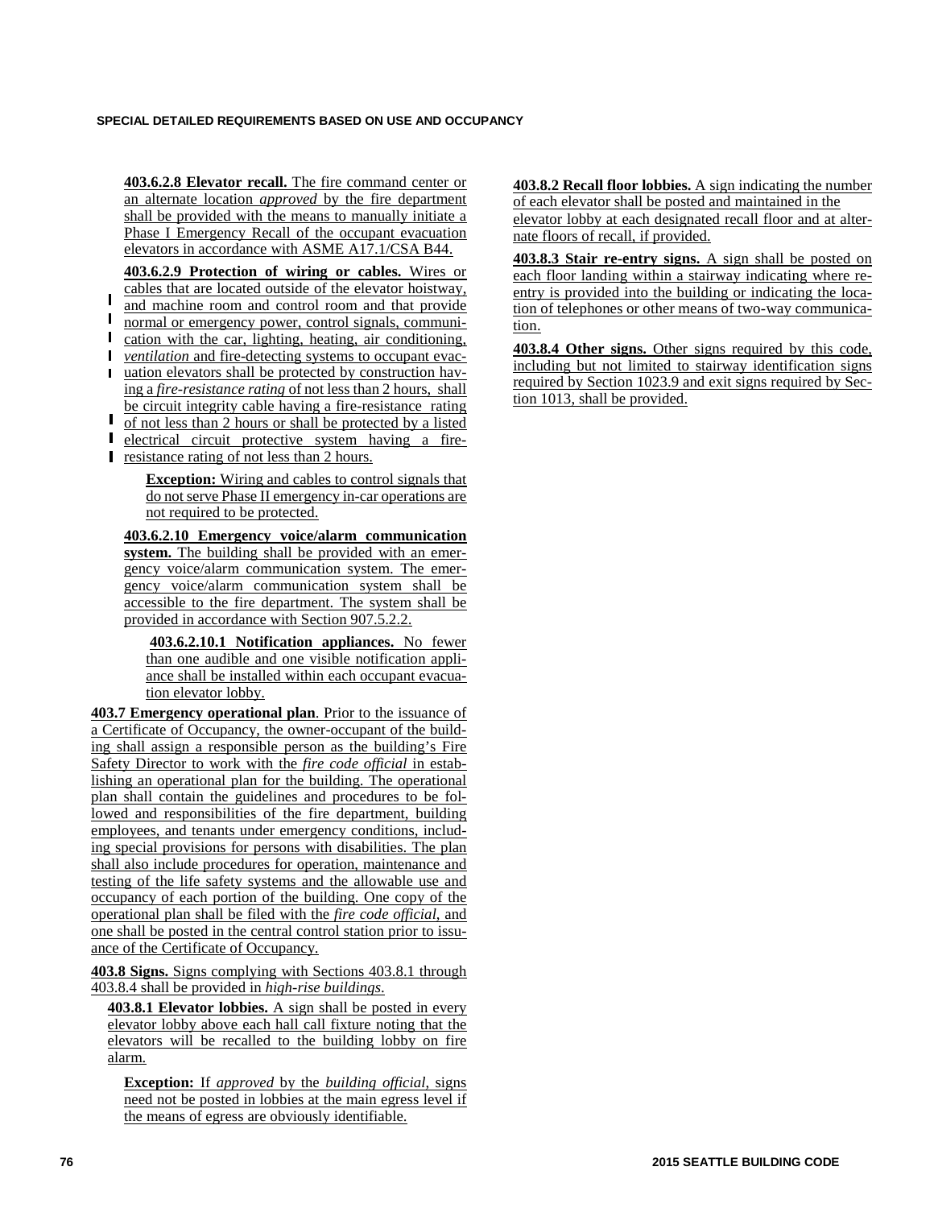**403.6.2.8 Elevator recall.** The fire command center or an alternate location *approved* by the fire department shall be provided with the means to manually initiate a Phase I Emergency Recall of the occupant evacuation elevators in accordance with ASME A17.1/CSA B44.

**403.6.2.9 Protection of wiring or cables.** Wires or cables that are located outside of the elevator hoistway, and machine room and control room and that provide normal or emergency power, control signals, communication with the car, lighting, heating, air conditioning, *ventilation* and fire-detecting systems to occupant evacuation elevators shall be protected by construction having a *fire-resistance rating* of not less than 2 hours, shall be circuit integrity cable having a fire-resistance rating of not less than 2 hours or shall be protected by a listed electrical circuit protective system having a fire-resistance rating of not less than 2 hours.

> **Exception:** Wiring and cables to control signals that do not serve Phase II emergency in-car operations are not required to be protected.

**403.6.2.10 Emergency voice/alarm communication system.** The building shall be provided with an emergency voice/alarm communication system. The emergency voice/alarm communication system shall be accessible to the fire department. The system shall be provided in accordance with Section 907.5.2.2.

**403.6.2.10.1 Notification appliances.** No fewer than one audible and one visible notification appliance shall be installed within each occupant evacuation elevator lobby.

**403.7 Emergency operational plan**. Prior to the issuance of a Certificate of Occupancy, the owner-occupant of the building shall assign a responsible person as the building's Fire Safety Director to work with the *fire code official* in establishing an operational plan for the building. The operational plan shall contain the guidelines and procedures to be followed and responsibilities of the fire department, building employees, and tenants under emergency conditions, including special provisions for persons with disabilities. The plan shall also include procedures for operation, maintenance and testing of the life safety systems and the allowable use and occupancy of each portion of the building. One copy of the operational plan shall be filed with the *fire code official*, and one shall be posted in the central control station prior to issuance of the Certificate of Occupancy.

**403.8 Signs.** Signs complying with Sections 403.8.1 through 403.8.4 shall be provided in *high-rise buildings*.

**403.8.1 Elevator lobbies.** A sign shall be posted in every elevator lobby above each hall call fixture noting that the elevators will be recalled to the building lobby on fire alarm.

> **Exception:** If *approved* by the *building official*, signs need not be posted in lobbies at the main egress level if the means of egress are obviously identifiable.

**403.8.2 Recall floor lobbies.** A sign indicating the number of each elevator shall be posted and maintained in the elevator lobby at each designated recall floor and at alternate floors of recall, if provided.

**403.8.3 Stair re-entry signs.** A sign shall be posted on each floor landing within a stairway indicating where re-entry is provided into the building or indicating the location of telephones or other means of two-way communication.

**403.8.4 Other signs.** Other signs required by this code, including but not limited to stairway identification signs required by Section 1023.9 and exit signs required by Section 1013, shall be provided.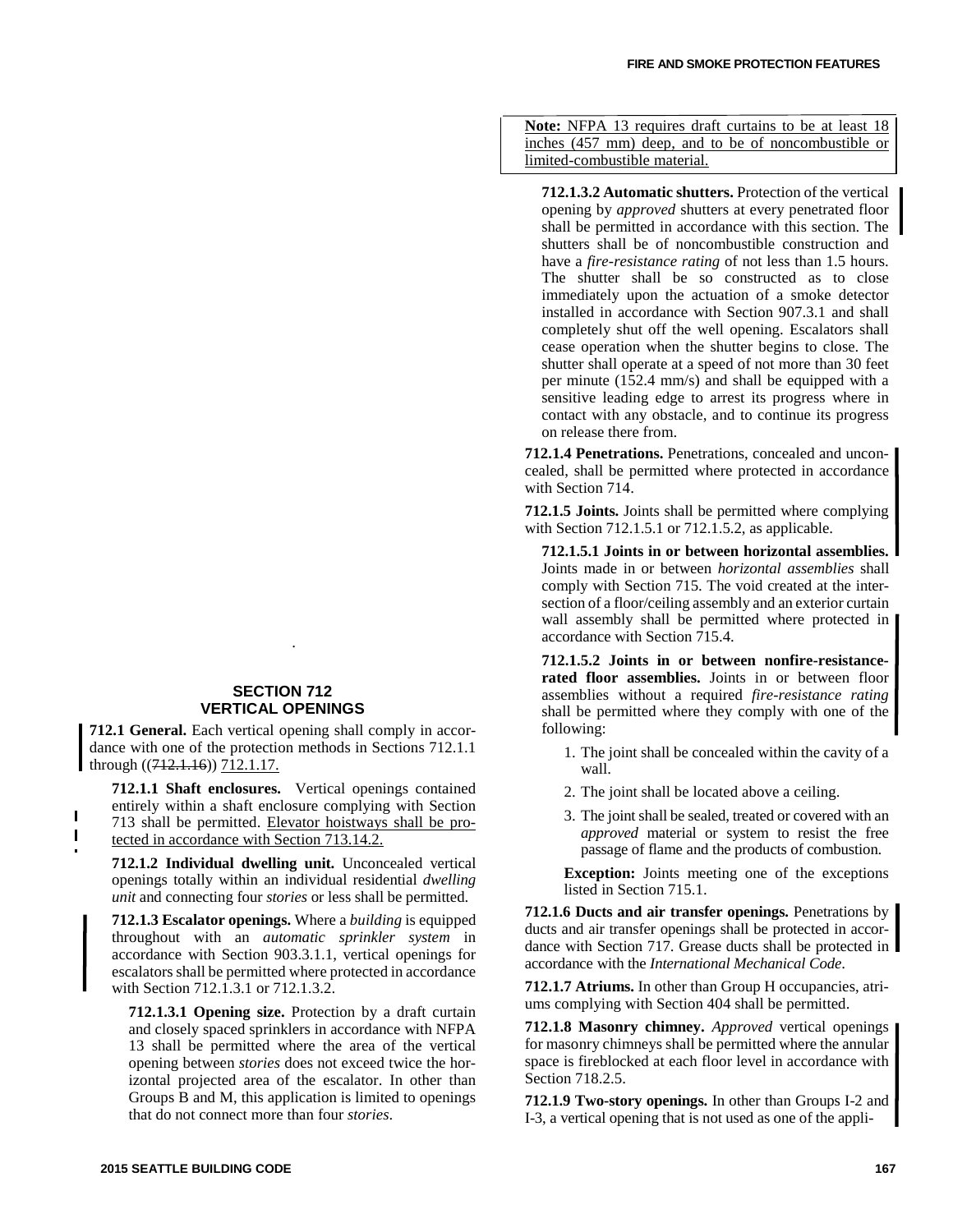**Note:** NFPA 13 requires draft curtains to be at least 18 inches (457 mm) deep, and to be of noncombustible or limited-combustible material.

**712.1.3.2 Automatic shutters.** Protection of the vertical opening by *approved* shutters at every penetrated floor shall be permitted in accordance with this section. The shutters shall be of noncombustible construction and have a *fire-resistance rating* of not less than 1.5 hours. The shutter shall be so constructed as to close immediately upon the actuation of a smoke detector installed in accordance with Section 907.3.1 and shall completely shut off the well opening. Escalators shall cease operation when the shutter begins to close. The shutter shall operate at a speed of not more than 30 feet per minute (152.4 mm/s) and shall be equipped with a sensitive leading edge to arrest its progress where in contact with any obstacle, and to continue its progress on release there from.

**712.1.4 Penetrations.** Penetrations, concealed and unconcealed, shall be permitted where protected in accordance with Section 714.

**712.1.5 Joints.** Joints shall be permitted where complying with Section 712.1.5.1 or 712.1.5.2, as applicable.

**712.1.5.1 Joints in or between horizontal assemblies.** Joints made in or between *horizontal assemblies* shall comply with Section 715. The void created at the intersection of a floor/ceiling assembly and an exterior curtain wall assembly shall be permitted where protected in accordance with Section 715.4.

**712.1.5.2 Joints in or between nonfire-resistance-rated floor assemblies.** Joints in or between floor assemblies without a required *fire-resistance rating* shall be permitted where they comply with one of the following:

1. The joint shall be concealed within the cavity of a wall.
2. The joint shall be located above a ceiling.
3. The joint shall be sealed, treated or covered with an *approved* material or system to resist the free passage of flame and the products of combustion.

**Exception:** Joints meeting one of the exceptions listed in Section 715.1.

**712.1.6 Ducts and air transfer openings.** Penetrations by ducts and air transfer openings shall be protected in accordance with Section 717. Grease ducts shall be protected in accordance with the *International Mechanical Code*.

**712.1.7 Atriums.** In other than Group H occupancies, atriums complying with Section 404 shall be permitted.

**712.1.8 Masonry chimney.** *Approved* vertical openings for masonry chimneys shall be permitted where the annular space is fireblocked at each floor level in accordance with Section 718.2.5.

**712.1.9 Two-story openings.** In other than Groups I-2 and I-3, a vertical opening that is not used as one of the appli-

## SECTION 712 VERTICAL OPENINGS

**712.1 General.** Each vertical opening shall comply in accordance with one of the protection methods in Sections 712.1.1 through ((~~712.1.16~~)) 712.1.17.

**712.1.1 Shaft enclosures.** Vertical openings contained entirely within a shaft enclosure complying with Section 713 shall be permitted. Elevator hoistways shall be protected in accordance with Section 713.14.2.

**712.1.2 Individual dwelling unit.** Unconcealed vertical openings totally within an individual residential *dwelling unit* and connecting four *stories* or less shall be permitted.

**712.1.3 Escalator openings.** Where a *building* is equipped throughout with an *automatic sprinkler system* in accordance with Section 903.3.1.1, vertical openings for escalators shall be permitted where protected in accordance with Section 712.1.3.1 or 712.1.3.2.

**712.1.3.1 Opening size.** Protection by a draft curtain and closely spaced sprinklers in accordance with NFPA 13 shall be permitted where the area of the vertical opening between *stories* does not exceed twice the horizontal projected area of the escalator. In other than Groups B and M, this application is limited to openings that do not connect more than four *stories*.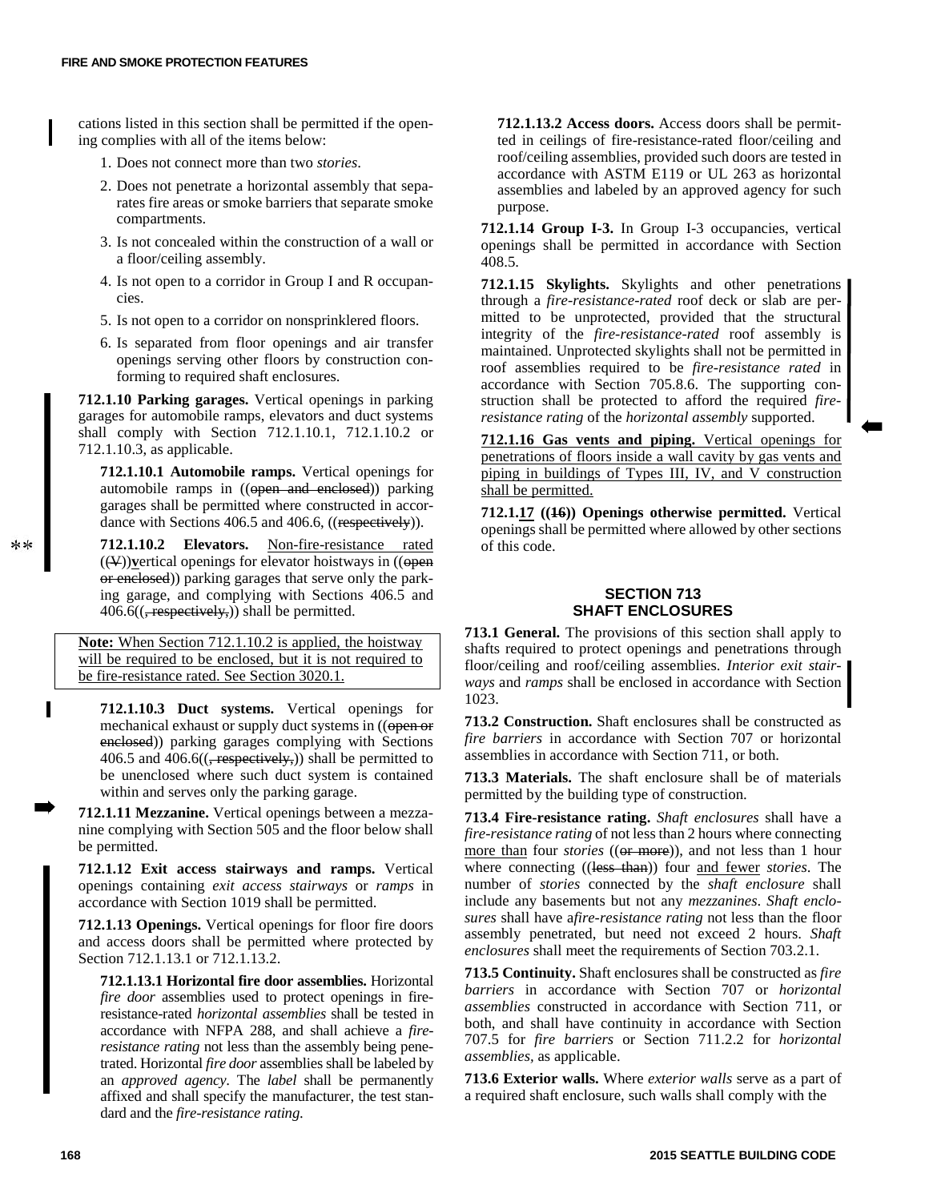cations listed in this section shall be permitted if the opening complies with all of the items below:

1. Does not connect more than two *stories*.
2. Does not penetrate a horizontal assembly that separates fire areas or smoke barriers that separate smoke compartments.
3. Is not concealed within the construction of a wall or a floor/ceiling assembly.
4. Is not open to a corridor in Group I and R occupancies.
5. Is not open to a corridor on nonsprinklered floors.
6. Is separated from floor openings and air transfer openings serving other floors by construction conforming to required shaft enclosures.

**712.1.10 Parking garages.** Vertical openings in parking garages for automobile ramps, elevators and duct systems shall comply with Section 712.1.10.1, 712.1.10.2 or 712.1.10.3, as applicable.

**712.1.10.1 Automobile ramps.** Vertical openings for automobile ramps in ((~~open and enclosed~~)) parking garages shall be permitted where constructed in accordance with Sections 406.5 and 406.6, ((~~respectively~~)).

**712.1.10.2 Elevators.** Non-fire-resistance rated ((~~V~~))**v**ertical openings for elevator hoistways in ((~~open or enclosed~~)) parking garages that serve only the parking garage, and complying with Sections 406.5 and 406.6((~~, respectively,~~)) shall be permitted.

**Note:** When Section 712.1.10.2 is applied, the hoistway will be required to be enclosed, but it is not required to be fire-resistance rated. See Section 3020.1.

**712.1.10.3 Duct systems.** Vertical openings for mechanical exhaust or supply duct systems in ((~~open or enclosed~~)) parking garages complying with Sections 406.5 and 406.6((~~, respectively,~~)) shall be permitted to be unenclosed where such duct system is contained within and serves only the parking garage.

**712.1.11 Mezzanine.** Vertical openings between a mezzanine complying with Section 505 and the floor below shall be permitted.

**712.1.12 Exit access stairways and ramps.** Vertical openings containing *exit access stairways* or *ramps* in accordance with Section 1019 shall be permitted.

**712.1.13 Openings.** Vertical openings for floor fire doors and access doors shall be permitted where protected by Section 712.1.13.1 or 712.1.13.2.

**712.1.13.1 Horizontal fire door assemblies.** Horizontal *fire door* assemblies used to protect openings in fire-resistance-rated *horizontal assemblies* shall be tested in accordance with NFPA 288, and shall achieve a *fire-resistance rating* not less than the assembly being penetrated. Horizontal *fire door* assemblies shall be labeled by an *approved agency*. The *label* shall be permanently affixed and shall specify the manufacturer, the test standard and the *fire-resistance rating*.

**712.1.13.2 Access doors.** Access doors shall be permitted in ceilings of fire-resistance-rated floor/ceiling and roof/ceiling assemblies, provided such doors are tested in accordance with ASTM E119 or UL 263 as horizontal assemblies and labeled by an approved agency for such purpose.

**712.1.14 Group I-3.** In Group I-3 occupancies, vertical openings shall be permitted in accordance with Section 408.5.

**712.1.15 Skylights.** Skylights and other penetrations through a *fire-resistance-rated* roof deck or slab are permitted to be unprotected, provided that the structural integrity of the *fire-resistance-rated* roof assembly is maintained. Unprotected skylights shall not be permitted in roof assemblies required to be *fire-resistance rated* in accordance with Section 705.8.6. The supporting construction shall be protected to afford the required *fire-resistance rating* of the *horizontal assembly* supported.

**712.1.16 Gas vents and piping.** Vertical openings for penetrations of floors inside a wall cavity by gas vents and piping in buildings of Types III, IV, and V construction shall be permitted.

**712.1.17 ((~~16~~)) Openings otherwise permitted.** Vertical openings shall be permitted where allowed by other sections of this code.

## SECTION 713 SHAFT ENCLOSURES

**713.1 General.** The provisions of this section shall apply to shafts required to protect openings and penetrations through floor/ceiling and roof/ceiling assemblies. *Interior exit stairways* and *ramps* shall be enclosed in accordance with Section 1023.

**713.2 Construction.** Shaft enclosures shall be constructed as *fire barriers* in accordance with Section 707 or horizontal assemblies in accordance with Section 711, or both.

**713.3 Materials.** The shaft enclosure shall be of materials permitted by the building type of construction.

**713.4 Fire-resistance rating.** *Shaft enclosures* shall have a *fire-resistance rating* of not less than 2 hours where connecting more than four *stories* ((~~or more~~)), and not less than 1 hour where connecting ((~~less than~~)) four and fewer *stories*. The number of *stories* connected by the *shaft enclosure* shall include any basements but not any *mezzanines*. *Shaft enclosures* shall have a *fire-resistance rating* not less than the floor assembly penetrated, but need not exceed 2 hours. *Shaft enclosures* shall meet the requirements of Section 703.2.1.

**713.5 Continuity.** Shaft enclosures shall be constructed as *fire barriers* in accordance with Section 707 or *horizontal assemblies* constructed in accordance with Section 711, or both, and shall have continuity in accordance with Section 707.5 for *fire barriers* or Section 711.2.2 for *horizontal assemblies*, as applicable.

**713.6 Exterior walls.** Where *exterior walls* serve as a part of a required shaft enclosure, such walls shall comply with the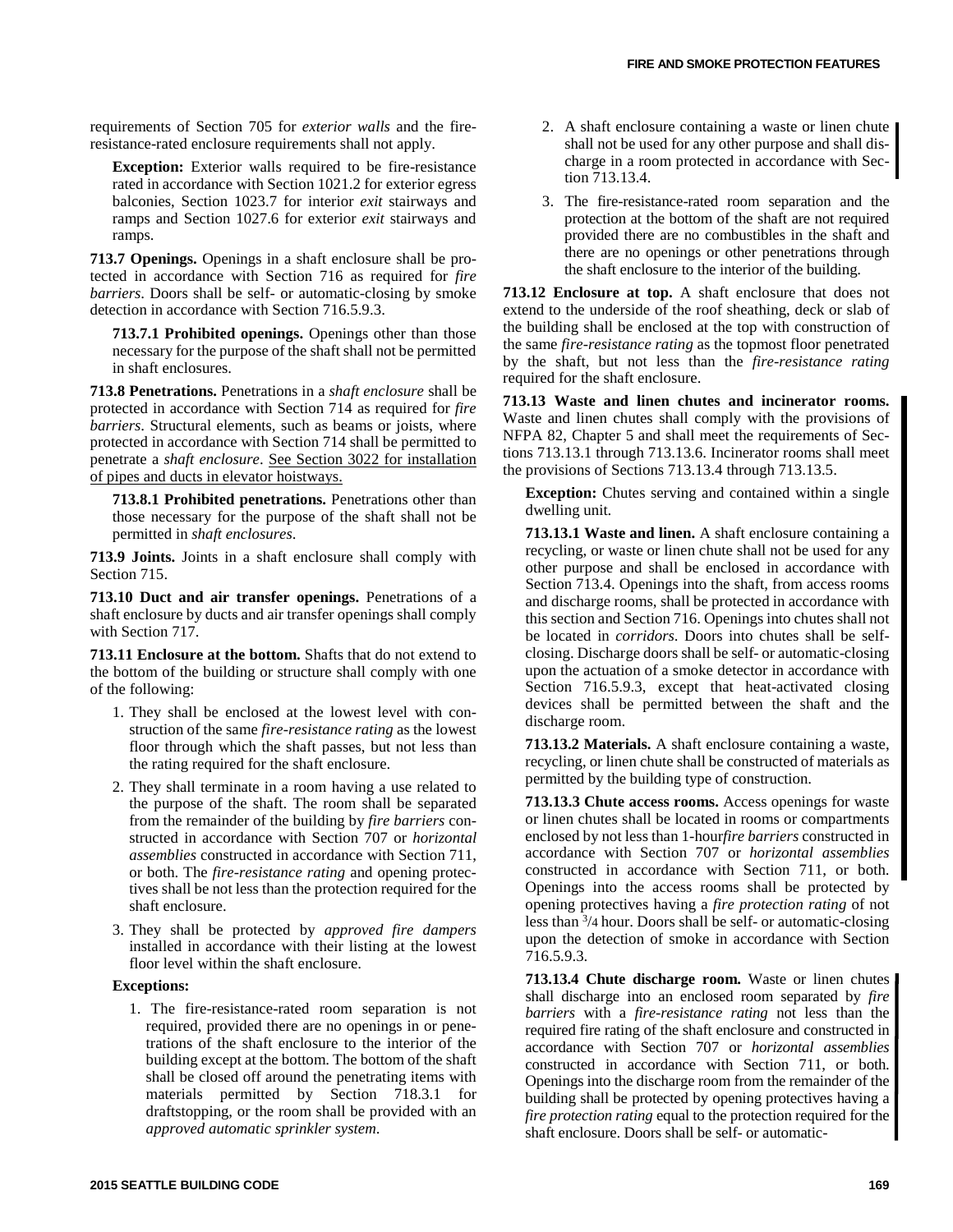requirements of Section 705 for *exterior walls* and the fire-resistance-rated enclosure requirements shall not apply.

**Exception:** Exterior walls required to be fire-resistance rated in accordance with Section 1021.2 for exterior egress balconies, Section 1023.7 for interior *exit* stairways and ramps and Section 1027.6 for exterior *exit* stairways and ramps.

**713.7 Openings.** Openings in a shaft enclosure shall be protected in accordance with Section 716 as required for *fire barriers*. Doors shall be self- or automatic-closing by smoke detection in accordance with Section 716.5.9.3.

**713.7.1 Prohibited openings.** Openings other than those necessary for the purpose of the shaft shall not be permitted in shaft enclosures.

**713.8 Penetrations.** Penetrations in a *shaft enclosure* shall be protected in accordance with Section 714 as required for *fire barriers*. Structural elements, such as beams or joists, where protected in accordance with Section 714 shall be permitted to penetrate a *shaft enclosure*. <u>See Section 3022 for installation of pipes and ducts in elevator hoistways.</u>

**713.8.1 Prohibited penetrations.** Penetrations other than those necessary for the purpose of the shaft shall not be permitted in *shaft enclosures*.

**713.9 Joints.** Joints in a shaft enclosure shall comply with Section 715.

**713.10 Duct and air transfer openings.** Penetrations of a shaft enclosure by ducts and air transfer openings shall comply with Section 717.

**713.11 Enclosure at the bottom.** Shafts that do not extend to the bottom of the building or structure shall comply with one of the following:

1. They shall be enclosed at the lowest level with construction of the same *fire-resistance rating* as the lowest floor through which the shaft passes, but not less than the rating required for the shaft enclosure.
2. They shall terminate in a room having a use related to the purpose of the shaft. The room shall be separated from the remainder of the building by *fire barriers* constructed in accordance with Section 707 or *horizontal assemblies* constructed in accordance with Section 711, or both. The *fire-resistance rating* and opening protectives shall be not less than the protection required for the shaft enclosure.
3. They shall be protected by *approved fire dampers* installed in accordance with their listing at the lowest floor level within the shaft enclosure.

**Exceptions:**

1. The fire-resistance-rated room separation is not required, provided there are no openings in or penetrations of the shaft enclosure to the interior of the building except at the bottom. The bottom of the shaft shall be closed off around the penetrating items with materials permitted by Section 718.3.1 for draftstopping, or the room shall be provided with an *approved automatic sprinkler system*.
2. A shaft enclosure containing a waste or linen chute shall not be used for any other purpose and shall discharge in a room protected in accordance with Section 713.13.4.
3. The fire-resistance-rated room separation and the protection at the bottom of the shaft are not required provided there are no combustibles in the shaft and there are no openings or other penetrations through the shaft enclosure to the interior of the building.

**713.12 Enclosure at top.** A shaft enclosure that does not extend to the underside of the roof sheathing, deck or slab of the building shall be enclosed at the top with construction of the same *fire-resistance rating* as the topmost floor penetrated by the shaft, but not less than the *fire-resistance rating* required for the shaft enclosure.

**713.13 Waste and linen chutes and incinerator rooms.** Waste and linen chutes shall comply with the provisions of NFPA 82, Chapter 5 and shall meet the requirements of Sections 713.13.1 through 713.13.6. Incinerator rooms shall meet the provisions of Sections 713.13.4 through 713.13.5.

**Exception:** Chutes serving and contained within a single dwelling unit.

**713.13.1 Waste and linen.** A shaft enclosure containing a recycling, or waste or linen chute shall not be used for any other purpose and shall be enclosed in accordance with Section 713.4. Openings into the shaft, from access rooms and discharge rooms, shall be protected in accordance with this section and Section 716. Openings into chutes shall not be located in *corridors*. Doors into chutes shall be self-closing. Discharge doors shall be self- or automatic-closing upon the actuation of a smoke detector in accordance with Section 716.5.9.3, except that heat-activated closing devices shall be permitted between the shaft and the discharge room.

**713.13.2 Materials.** A shaft enclosure containing a waste, recycling, or linen chute shall be constructed of materials as permitted by the building type of construction.

**713.13.3 Chute access rooms.** Access openings for waste or linen chutes shall be located in rooms or compartments enclosed by not less than 1-hour*fire barriers* constructed in accordance with Section 707 or *horizontal assemblies* constructed in accordance with Section 711, or both. Openings into the access rooms shall be protected by opening protectives having a *fire protection rating* of not less than 3/4 hour. Doors shall be self- or automatic-closing upon the detection of smoke in accordance with Section 716.5.9.3.

**713.13.4 Chute discharge room.** Waste or linen chutes shall discharge into an enclosed room separated by *fire barriers* with a *fire-resistance rating* not less than the required fire rating of the shaft enclosure and constructed in accordance with Section 707 or *horizontal assemblies* constructed in accordance with Section 711, or both. Openings into the discharge room from the remainder of the building shall be protected by opening protectives having a *fire protection rating* equal to the protection required for the shaft enclosure. Doors shall be self- or automatic-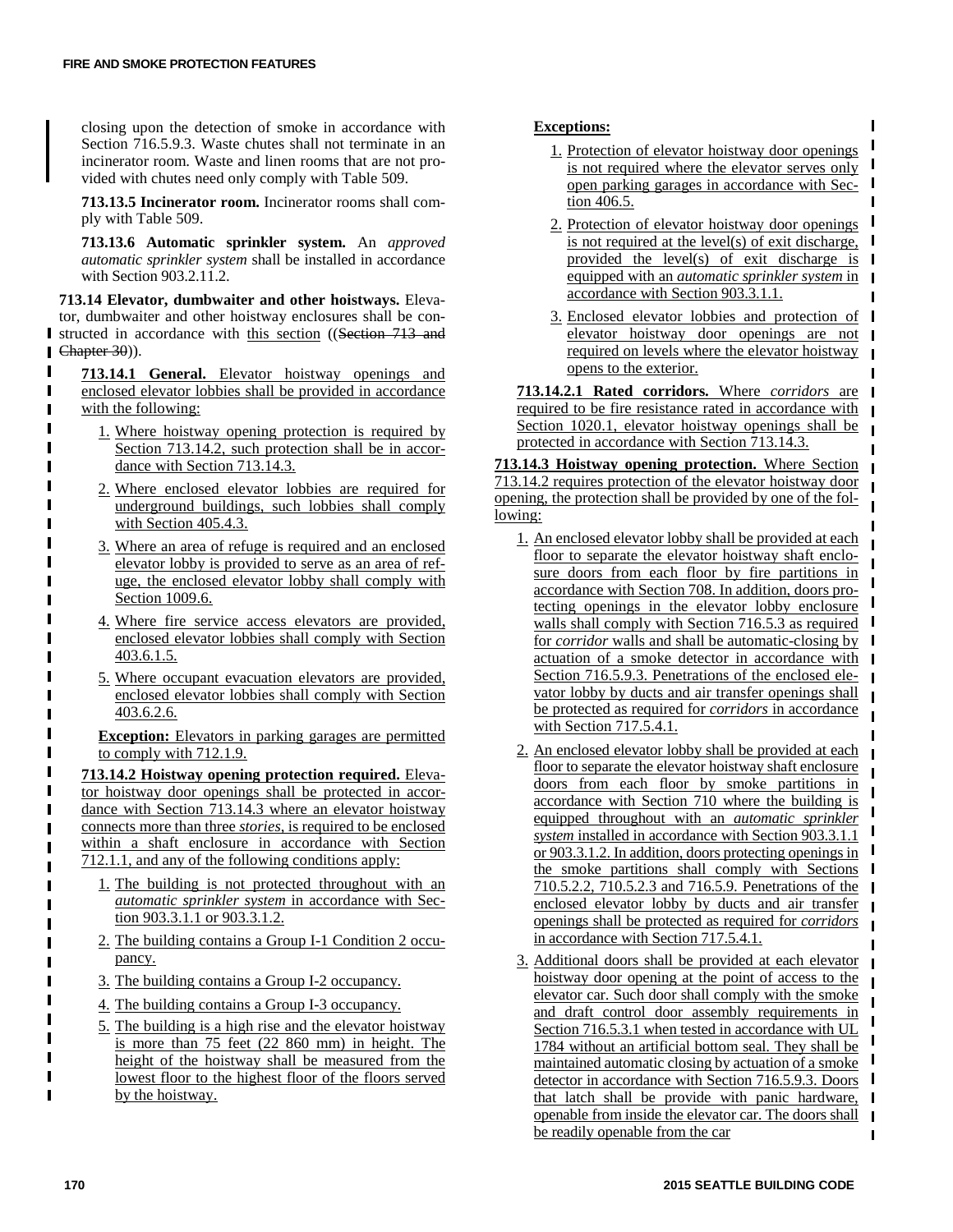closing upon the detection of smoke in accordance with Section 716.5.9.3. Waste chutes shall not terminate in an incinerator room. Waste and linen rooms that are not provided with chutes need only comply with Table 509.

**713.13.5 Incinerator room.** Incinerator rooms shall comply with Table 509.

**713.13.6 Automatic sprinkler system.** An *approved automatic sprinkler system* shall be installed in accordance with Section 903.2.11.2.

**713.14 Elevator, dumbwaiter and other hoistways.** Elevator, dumbwaiter and other hoistway enclosures shall be constructed in accordance with this section ((~~Section 713 and Chapter 30~~)).

**713.14.1 General.** Elevator hoistway openings and enclosed elevator lobbies shall be provided in accordance with the following:

1. Where hoistway opening protection is required by Section 713.14.2, such protection shall be in accordance with Section 713.14.3.
2. Where enclosed elevator lobbies are required for underground buildings, such lobbies shall comply with Section 405.4.3.
3. Where an area of refuge is required and an enclosed elevator lobby is provided to serve as an area of refuge, the enclosed elevator lobby shall comply with Section 1009.6.
4. Where fire service access elevators are provided, enclosed elevator lobbies shall comply with Section 403.6.1.5.
5. Where occupant evacuation elevators are provided, enclosed elevator lobbies shall comply with Section 403.6.2.6.

**Exception:** Elevators in parking garages are permitted to comply with 712.1.9.

**713.14.2 Hoistway opening protection required.** Elevator hoistway door openings shall be protected in accordance with Section 713.14.3 where an elevator hoistway connects more than three *stories*, is required to be enclosed within a shaft enclosure in accordance with Section 712.1.1, and any of the following conditions apply:

1. The building is not protected throughout with an *automatic sprinkler system* in accordance with Section 903.3.1.1 or 903.3.1.2.
2. The building contains a Group I-1 Condition 2 occupancy.
3. The building contains a Group I-2 occupancy.
4. The building contains a Group I-3 occupancy.
5. The building is a high rise and the elevator hoistway is more than 75 feet (22 860 mm) in height. The height of the hoistway shall be measured from the lowest floor to the highest floor of the floors served by the hoistway.

**Exceptions:**

1. Protection of elevator hoistway door openings is not required where the elevator serves only open parking garages in accordance with Section 406.5.
2. Protection of elevator hoistway door openings is not required at the level(s) of exit discharge, provided the level(s) of exit discharge is equipped with an *automatic sprinkler system* in accordance with Section 903.3.1.1.
3. Enclosed elevator lobbies and protection of elevator hoistway door openings are not required on levels where the elevator hoistway opens to the exterior.

**713.14.2.1 Rated corridors.** Where *corridors* are required to be fire resistance rated in accordance with Section 1020.1, elevator hoistway openings shall be protected in accordance with Section 713.14.3.

**713.14.3 Hoistway opening protection.** Where Section 713.14.2 requires protection of the elevator hoistway door opening, the protection shall be provided by one of the following:

1. An enclosed elevator lobby shall be provided at each floor to separate the elevator hoistway shaft enclosure doors from each floor by fire partitions in accordance with Section 708. In addition, doors protecting openings in the elevator lobby enclosure walls shall comply with Section 716.5.3 as required for *corridor* walls and shall be automatic-closing by actuation of a smoke detector in accordance with Section 716.5.9.3. Penetrations of the enclosed elevator lobby by ducts and air transfer openings shall be protected as required for *corridors* in accordance with Section 717.5.4.1.
2. An enclosed elevator lobby shall be provided at each floor to separate the elevator hoistway shaft enclosure doors from each floor by smoke partitions in accordance with Section 710 where the building is equipped throughout with an *automatic sprinkler system* installed in accordance with Section 903.3.1.1 or 903.3.1.2. In addition, doors protecting openings in the smoke partitions shall comply with Sections 710.5.2.2, 710.5.2.3 and 716.5.9. Penetrations of the enclosed elevator lobby by ducts and air transfer openings shall be protected as required for *corridors* in accordance with Section 717.5.4.1.
3. Additional doors shall be provided at each elevator hoistway door opening at the point of access to the elevator car. Such door shall comply with the smoke and draft control door assembly requirements in Section 716.5.3.1 when tested in accordance with UL 1784 without an artificial bottom seal. They shall be maintained automatic closing by actuation of a smoke detector in accordance with Section 716.5.9.3. Doors that latch shall be provide with panic hardware, openable from inside the elevator car. The doors shall be readily openable from the car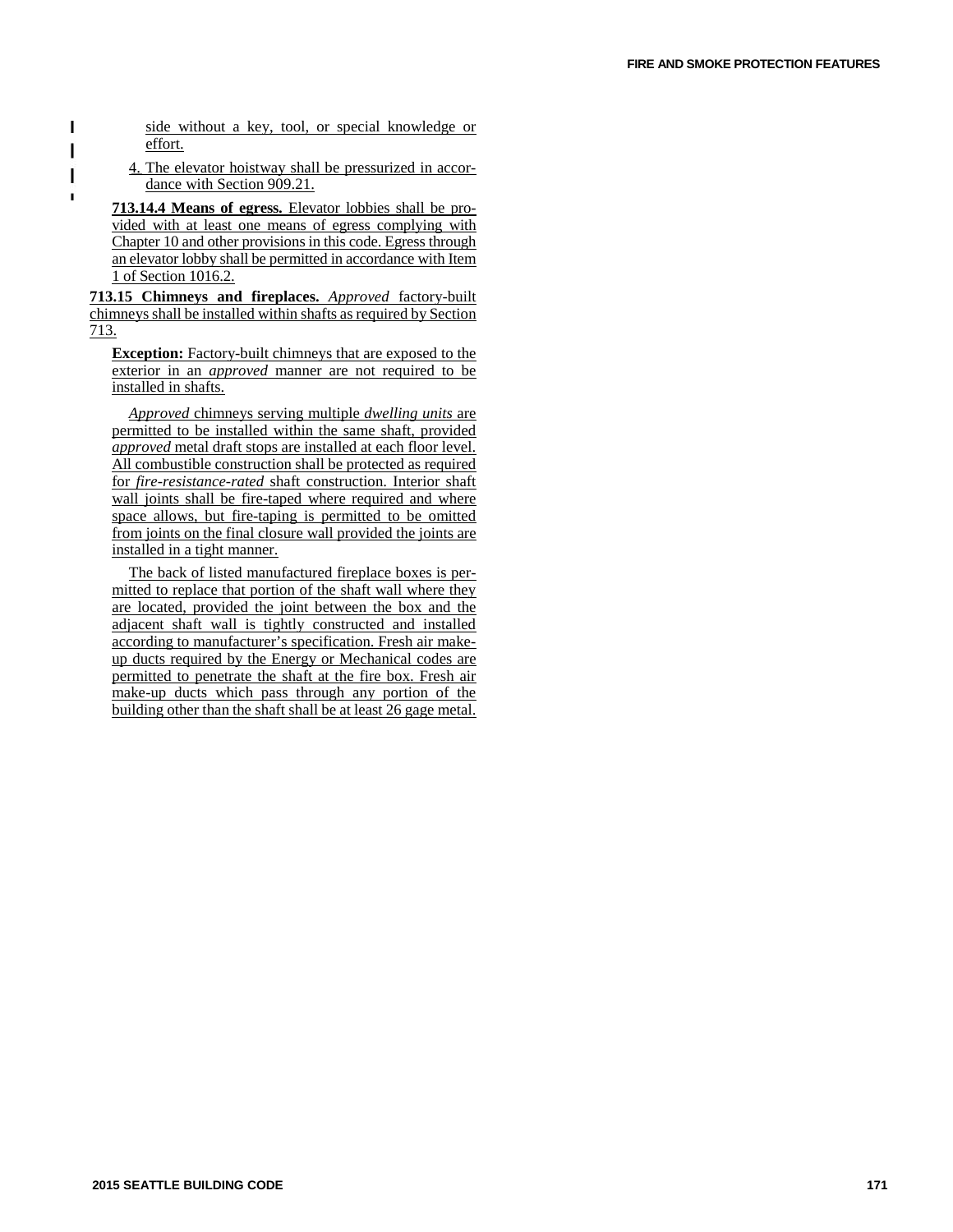side without a key, tool, or special knowledge or effort.

4. The elevator hoistway shall be pressurized in accordance with Section 909.21.

**713.14.4 Means of egress.** Elevator lobbies shall be provided with at least one means of egress complying with Chapter 10 and other provisions in this code. Egress through an elevator lobby shall be permitted in accordance with Item 1 of Section 1016.2.

**713.15 Chimneys and fireplaces.** *Approved* factory-built chimneys shall be installed within shafts as required by Section 713.

**Exception:** Factory-built chimneys that are exposed to the exterior in an *approved* manner are not required to be installed in shafts.

*Approved* chimneys serving multiple *dwelling units* are permitted to be installed within the same shaft, provided *approved* metal draft stops are installed at each floor level. All combustible construction shall be protected as required for *fire-resistance-rated* shaft construction. Interior shaft wall joints shall be fire-taped where required and where space allows, but fire-taping is permitted to be omitted from joints on the final closure wall provided the joints are installed in a tight manner.

The back of listed manufactured fireplace boxes is permitted to replace that portion of the shaft wall where they are located, provided the joint between the box and the adjacent shaft wall is tightly constructed and installed according to manufacturer's specification. Fresh air make-up ducts required by the Energy or Mechanical codes are permitted to penetrate the shaft at the fire box. Fresh air make-up ducts which pass through any portion of the building other than the shaft shall be at least 26 gage metal.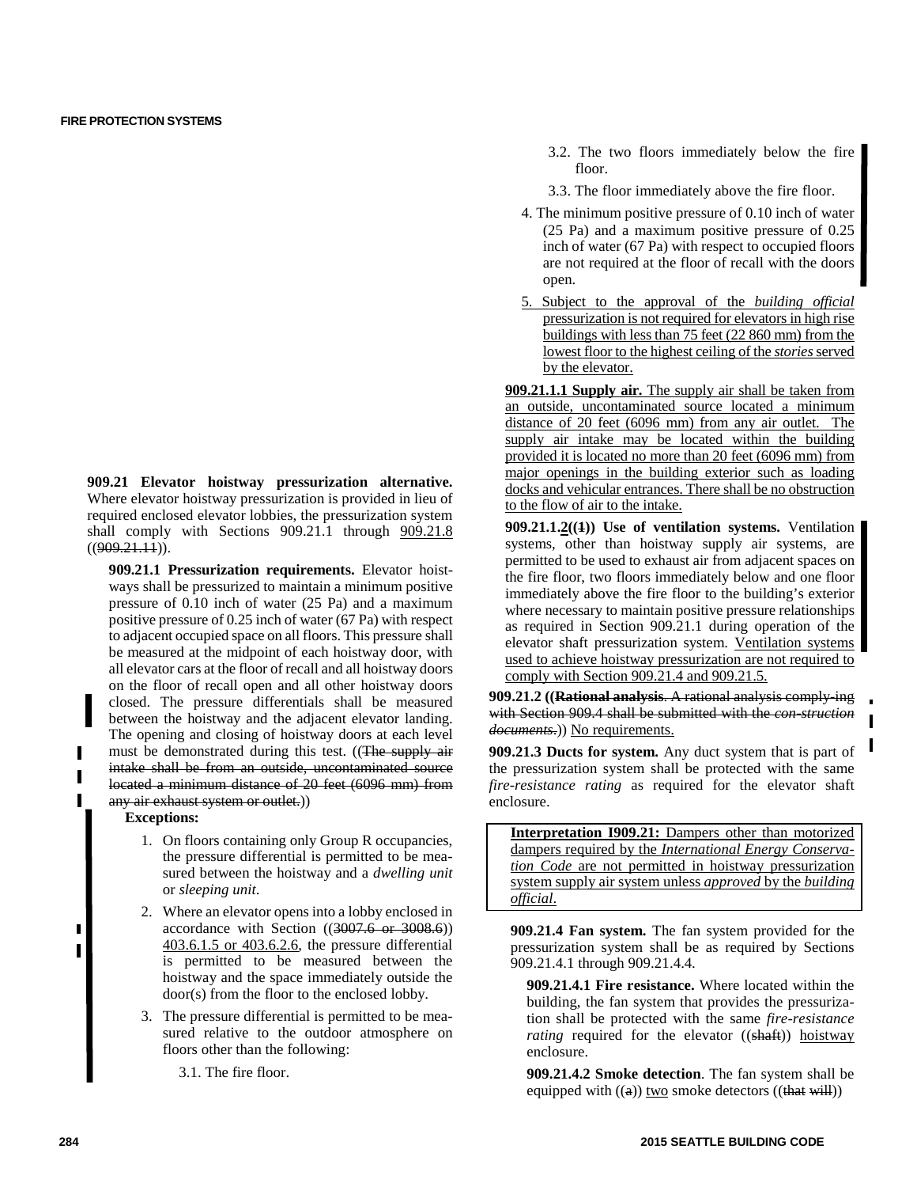**909.21 Elevator hoistway pressurization alternative.** Where elevator hoistway pressurization is provided in lieu of required enclosed elevator lobbies, the pressurization system shall comply with Sections 909.21.1 through 909.21.8 ((~~909.21.11~~)).

**909.21.1 Pressurization requirements.** Elevator hoistways shall be pressurized to maintain a minimum positive pressure of 0.10 inch of water (25 Pa) and a maximum positive pressure of 0.25 inch of water (67 Pa) with respect to adjacent occupied space on all floors. This pressure shall be measured at the midpoint of each hoistway door, with all elevator cars at the floor of recall and all hoistway doors on the floor of recall open and all other hoistway doors closed. The pressure differentials shall be measured between the hoistway and the adjacent elevator landing. The opening and closing of hoistway doors at each level must be demonstrated during this test. ((~~The supply air intake shall be from an outside, uncontaminated source located a minimum distance of 20 feet (6096 mm) from any air exhaust system or outlet.~~))

**Exceptions:**

1. On floors containing only Group R occupancies, the pressure differential is permitted to be measured between the hoistway and a *dwelling unit* or *sleeping unit*.
2. Where an elevator opens into a lobby enclosed in accordance with Section ((~~3007.6 or 3008.6~~)) 403.6.1.5 or 403.6.2.6, the pressure differential is permitted to be measured between the hoistway and the space immediately outside the door(s) from the floor to the enclosed lobby.
3. The pressure differential is permitted to be measured relative to the outdoor atmosphere on floors other than the following:
   - 3.1. The fire floor.
   - 3.2. The two floors immediately below the fire floor.
   - 3.3. The floor immediately above the fire floor.
4. The minimum positive pressure of 0.10 inch of water (25 Pa) and a maximum positive pressure of 0.25 inch of water (67 Pa) with respect to occupied floors are not required at the floor of recall with the doors open.
5. Subject to the approval of the *building official* pressurization is not required for elevators in high rise buildings with less than 75 feet (22 860 mm) from the lowest floor to the highest ceiling of the *stories* served by the elevator.

**909.21.1.1 Supply air.** The supply air shall be taken from an outside, uncontaminated source located a minimum distance of 20 feet (6096 mm) from any air outlet. The supply air intake may be located within the building provided it is located no more than 20 feet (6096 mm) from major openings in the building exterior such as loading docks and vehicular entrances. There shall be no obstruction to the flow of air to the intake.

**909.21.1.2((~~1~~)) Use of ventilation systems.** Ventilation systems, other than hoistway supply air systems, are permitted to be used to exhaust air from adjacent spaces on the fire floor, two floors immediately below and one floor immediately above the fire floor to the building's exterior where necessary to maintain positive pressure relationships as required in Section 909.21.1 during operation of the elevator shaft pressurization system. Ventilation systems used to achieve hoistway pressurization are not required to comply with Section 909.21.4 and 909.21.5.

**909.21.2 ((~~Rational analysis~~. ~~A rational analysis comply-ing with Section 909.4 shall be submitted with the *con-struction documents*.~~)) No requirements.**

**909.21.3 Ducts for system.** Any duct system that is part of the pressurization system shall be protected with the same *fire-resistance rating* as required for the elevator shaft enclosure.

> **Interpretation I909.21:** Dampers other than motorized dampers required by the *International Energy Conservation Code* are not permitted in hoistway pressurization system supply air system unless *approved* by the *building official*.

**909.21.4 Fan system.** The fan system provided for the pressurization system shall be as required by Sections 909.21.4.1 through 909.21.4.4.

**909.21.4.1 Fire resistance.** Where located within the building, the fan system that provides the pressurization shall be protected with the same *fire-resistance rating* required for the elevator ((~~shaft~~)) hoistway enclosure.

**909.21.4.2 Smoke detection**. The fan system shall be equipped with ((~~a~~)) two smoke detectors ((~~that will~~))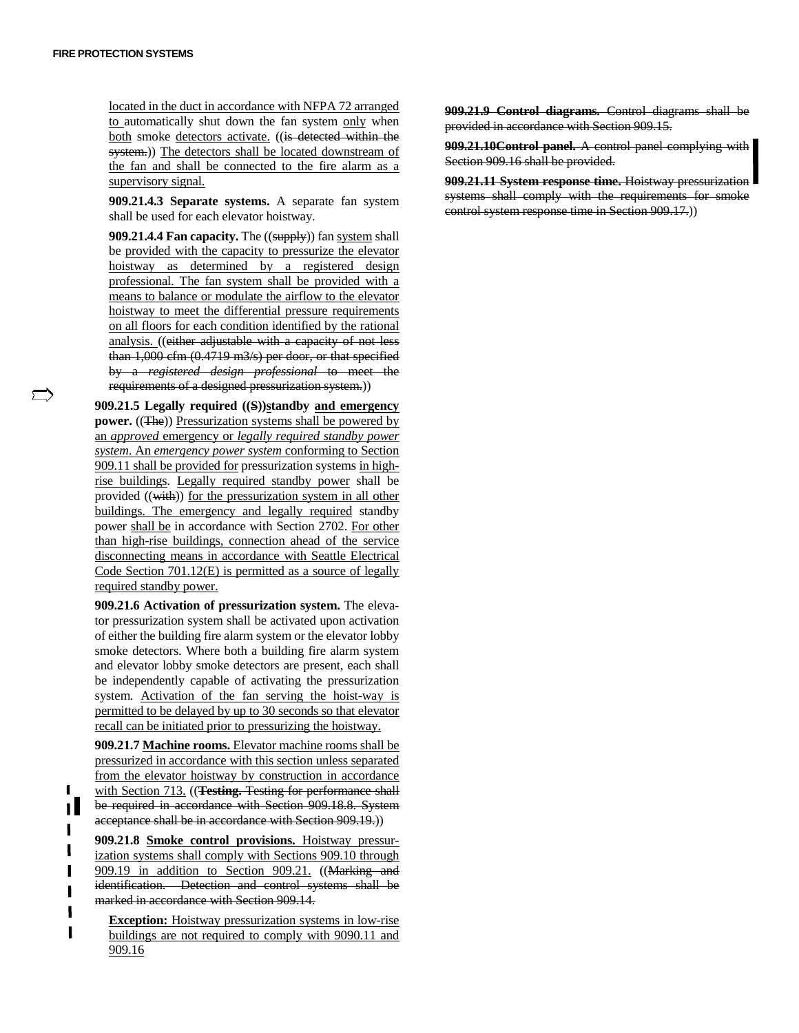located in the duct in accordance with NFPA 72 arranged to automatically shut down the fan system only when both smoke detectors activate. ((is detected within the system.)) The detectors shall be located downstream of the fan and shall be connected to the fire alarm as a supervisory signal.

**909.21.4.3 Separate systems.** A separate fan system shall be used for each elevator hoistway.

**909.21.4.4 Fan capacity.** The ((supply)) fan system shall be provided with the capacity to pressurize the elevator hoistway as determined by a registered design professional. The fan system shall be provided with a means to balance or modulate the airflow to the elevator hoistway to meet the differential pressure requirements on all floors for each condition identified by the rational analysis. ((either adjustable with a capacity of not less than 1,000 cfm (0.4719 m3/s) per door, or that specified by a *registered design professional* to meet the requirements of a designed pressurization system.))

**909.21.5 Legally required ((S))standby and emergency power.** ((The)) Pressurization systems shall be powered by an *approved* emergency or *legally required standby power system*. An *emergency power system* conforming to Section 909.11 shall be provided for pressurization systems in high-rise buildings. Legally required standby power shall be provided ((with)) for the pressurization system in all other buildings. The emergency and legally required standby power shall be in accordance with Section 2702. For other than high-rise buildings, connection ahead of the service disconnecting means in accordance with Seattle Electrical Code Section 701.12(E) is permitted as a source of legally required standby power.

**909.21.6 Activation of pressurization system.** The elevator pressurization system shall be activated upon activation of either the building fire alarm system or the elevator lobby smoke detectors. Where both a building fire alarm system and elevator lobby smoke detectors are present, each shall be independently capable of activating the pressurization system. Activation of the fan serving the hoist-way is permitted to be delayed by up to 30 seconds so that elevator recall can be initiated prior to pressurizing the hoistway.

**909.21.7 Machine rooms.** Elevator machine rooms shall be pressurized in accordance with this section unless separated from the elevator hoistway by construction in accordance with Section 713. ((**Testing.** Testing for performance shall be required in accordance with Section 909.18.8. System acceptance shall be in accordance with Section 909.19.))

**909.21.8 Smoke control provisions.** Hoistway pressurization systems shall comply with Sections 909.10 through 909.19 in addition to Section 909.21. ((Marking and identification. Detection and control systems shall be marked in accordance with Section 909.14.

**Exception:** Hoistway pressurization systems in low-rise buildings are not required to comply with 9090.11 and 909.16

**909.21.9 Control diagrams.** Control diagrams shall be provided in accordance with Section 909.15.

**909.21.10Control panel.** A control panel complying with Section 909.16 shall be provided.

**909.21.11 System response time.** Hoistway pressurization systems shall comply with the requirements for smoke control system response time in Section 909.17.))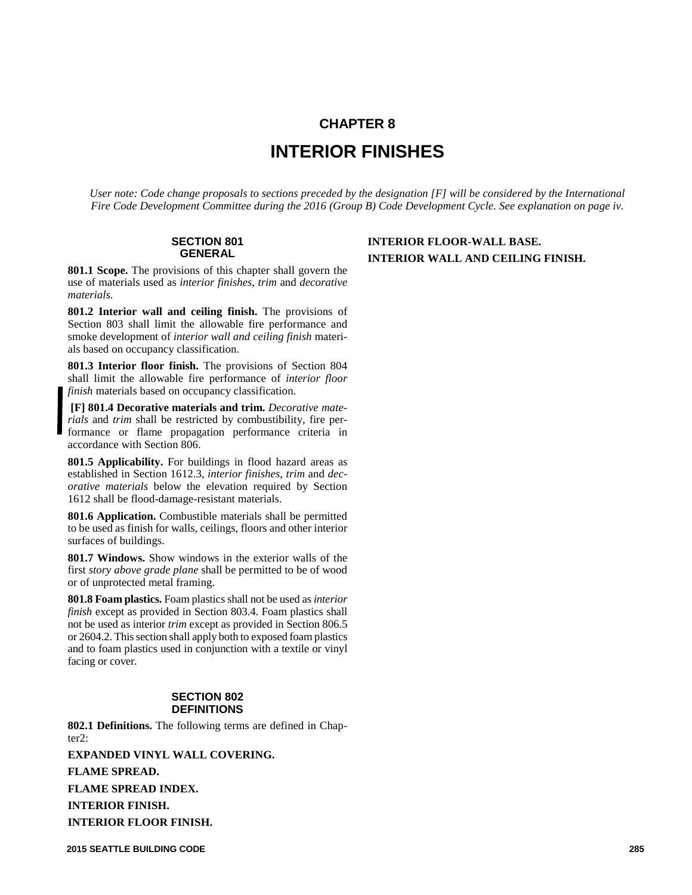# CHAPTER 8

# INTERIOR FINISHES

*User note: Code change proposals to sections preceded by the designation [F] will be considered by the International Fire Code Development Committee during the 2016 (Group B) Code Development Cycle. See explanation on page iv.*

## SECTION 801 GENERAL

**801.1 Scope.** The provisions of this chapter shall govern the use of materials used as *interior finishes*, *trim* and *decorative materials*.

**801.2 Interior wall and ceiling finish.** The provisions of Section 803 shall limit the allowable fire performance and smoke development of *interior wall and ceiling finish* materials based on occupancy classification.

**801.3 Interior floor finish.** The provisions of Section 804 shall limit the allowable fire performance of *interior floor finish* materials based on occupancy classification.

**[F] 801.4 Decorative materials and trim.** *Decorative materials* and *trim* shall be restricted by combustibility, fire performance or flame propagation performance criteria in accordance with Section 806.

**801.5 Applicability.** For buildings in flood hazard areas as established in Section 1612.3, *interior finishes*, *trim* and *decorative materials* below the elevation required by Section 1612 shall be flood-damage-resistant materials.

**801.6 Application.** Combustible materials shall be permitted to be used as finish for walls, ceilings, floors and other interior surfaces of buildings.

**801.7 Windows.** Show windows in the exterior walls of the first *story above grade plane* shall be permitted to be of wood or of unprotected metal framing.

**801.8 Foam plastics.** Foam plastics shall not be used as *interior finish* except as provided in Section 803.4. Foam plastics shall not be used as interior *trim* except as provided in Section 806.5 or 2604.2. This section shall apply both to exposed foam plastics and to foam plastics used in conjunction with a textile or vinyl facing or cover.

## SECTION 802 DEFINITIONS

**802.1 Definitions.** The following terms are defined in Chapter2:

**EXPANDED VINYL WALL COVERING.**

**FLAME SPREAD.**

**FLAME SPREAD INDEX.**

**INTERIOR FINISH.**

**INTERIOR FLOOR FINISH.**

**INTERIOR FLOOR-WALL BASE.**

**INTERIOR WALL AND CEILING FINISH.**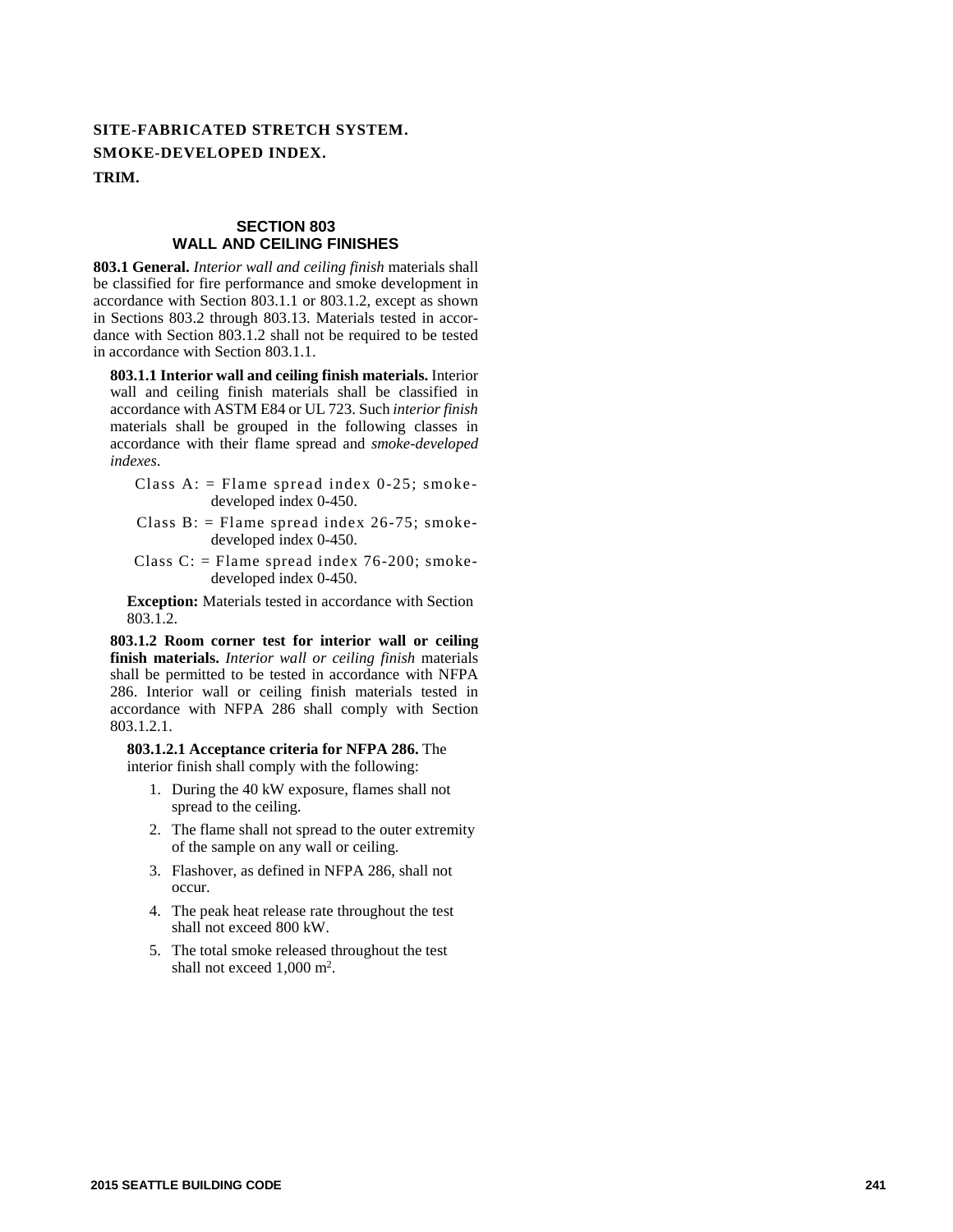**SITE-FABRICATED STRETCH SYSTEM.**

**SMOKE-DEVELOPED INDEX.**

**TRIM.**

## SECTION 803
## WALL AND CEILING FINISHES

**803.1 General.** *Interior wall and ceiling finish* materials shall be classified for fire performance and smoke development in accordance with Section 803.1.1 or 803.1.2, except as shown in Sections 803.2 through 803.13. Materials tested in accordance with Section 803.1.2 shall not be required to be tested in accordance with Section 803.1.1.

**803.1.1 Interior wall and ceiling finish materials.** Interior wall and ceiling finish materials shall be classified in accordance with ASTM E84 or UL 723. Such *interior finish* materials shall be grouped in the following classes in accordance with their flame spread and *smoke-developed indexes*.

Class A: = Flame spread index 0-25; smoke-developed index 0-450.

Class B: = Flame spread index 26-75; smoke-developed index 0-450.

Class C: = Flame spread index 76-200; smoke-developed index 0-450.

**Exception:** Materials tested in accordance with Section 803.1.2.

**803.1.2 Room corner test for interior wall or ceiling finish materials.** *Interior wall or ceiling finish* materials shall be permitted to be tested in accordance with NFPA 286. Interior wall or ceiling finish materials tested in accordance with NFPA 286 shall comply with Section 803.1.2.1.

**803.1.2.1 Acceptance criteria for NFPA 286.** The interior finish shall comply with the following:

1. During the 40 kW exposure, flames shall not spread to the ceiling.
2. The flame shall not spread to the outer extremity of the sample on any wall or ceiling.
3. Flashover, as defined in NFPA 286, shall not occur.
4. The peak heat release rate throughout the test shall not exceed 800 kW.
5. The total smoke released throughout the test shall not exceed 1,000 $m^2$.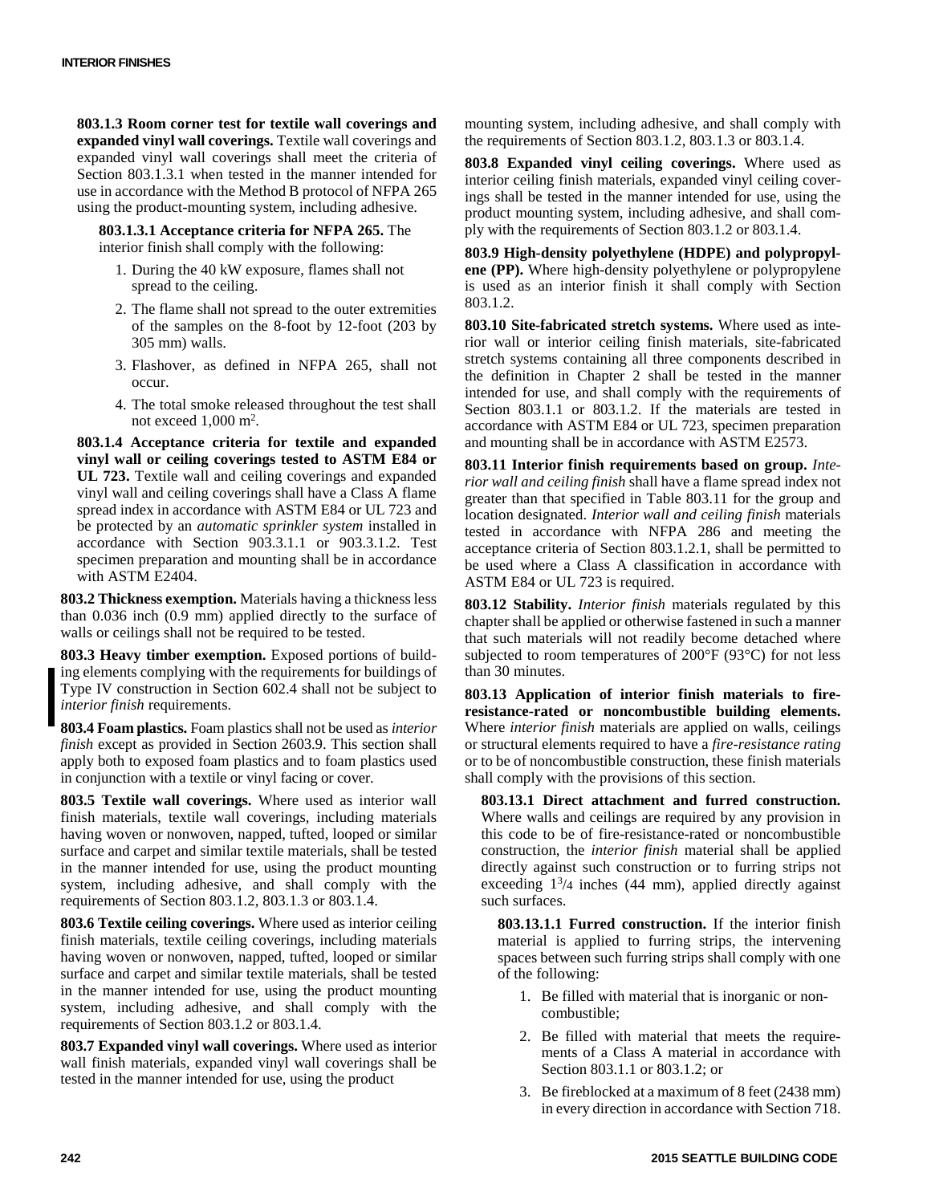**803.1.3 Room corner test for textile wall coverings and expanded vinyl wall coverings.** Textile wall coverings and expanded vinyl wall coverings shall meet the criteria of Section 803.1.3.1 when tested in the manner intended for use in accordance with the Method B protocol of NFPA 265 using the product-mounting system, including adhesive.

**803.1.3.1 Acceptance criteria for NFPA 265.** The interior finish shall comply with the following:

1. During the 40 kW exposure, flames shall not spread to the ceiling.
2. The flame shall not spread to the outer extremities of the samples on the 8-foot by 12-foot (203 by 305 mm) walls.
3. Flashover, as defined in NFPA 265, shall not occur.
4. The total smoke released throughout the test shall not exceed 1,000 $m^2$.

**803.1.4 Acceptance criteria for textile and expanded vinyl wall or ceiling coverings tested to ASTM E84 or UL 723.** Textile wall and ceiling coverings and expanded vinyl wall and ceiling coverings shall have a Class A flame spread index in accordance with ASTM E84 or UL 723 and be protected by an *automatic sprinkler system* installed in accordance with Section 903.3.1.1 or 903.3.1.2. Test specimen preparation and mounting shall be in accordance with ASTM E2404.

**803.2 Thickness exemption.** Materials having a thickness less than 0.036 inch (0.9 mm) applied directly to the surface of walls or ceilings shall not be required to be tested.

**803.3 Heavy timber exemption.** Exposed portions of building elements complying with the requirements for buildings of Type IV construction in Section 602.4 shall not be subject to *interior finish* requirements.

**803.4 Foam plastics.** Foam plastics shall not be used as *interior finish* except as provided in Section 2603.9. This section shall apply both to exposed foam plastics and to foam plastics used in conjunction with a textile or vinyl facing or cover.

**803.5 Textile wall coverings.** Where used as interior wall finish materials, textile wall coverings, including materials having woven or nonwoven, napped, tufted, looped or similar surface and carpet and similar textile materials, shall be tested in the manner intended for use, using the product mounting system, including adhesive, and shall comply with the requirements of Section 803.1.2, 803.1.3 or 803.1.4.

**803.6 Textile ceiling coverings.** Where used as interior ceiling finish materials, textile ceiling coverings, including materials having woven or nonwoven, napped, tufted, looped or similar surface and carpet and similar textile materials, shall be tested in the manner intended for use, using the product mounting system, including adhesive, and shall comply with the requirements of Section 803.1.2 or 803.1.4.

**803.7 Expanded vinyl wall coverings.** Where used as interior wall finish materials, expanded vinyl wall coverings shall be tested in the manner intended for use, using the product mounting system, including adhesive, and shall comply with the requirements of Section 803.1.2, 803.1.3 or 803.1.4.

**803.8 Expanded vinyl ceiling coverings.** Where used as interior ceiling finish materials, expanded vinyl ceiling coverings shall be tested in the manner intended for use, using the product mounting system, including adhesive, and shall comply with the requirements of Section 803.1.2 or 803.1.4.

**803.9 High-density polyethylene (HDPE) and polypropylene (PP).** Where high-density polyethylene or polypropylene is used as an interior finish it shall comply with Section 803.1.2.

**803.10 Site-fabricated stretch systems.** Where used as interior wall or interior ceiling finish materials, site-fabricated stretch systems containing all three components described in the definition in Chapter 2 shall be tested in the manner intended for use, and shall comply with the requirements of Section 803.1.1 or 803.1.2. If the materials are tested in accordance with ASTM E84 or UL 723, specimen preparation and mounting shall be in accordance with ASTM E2573.

**803.11 Interior finish requirements based on group.** *Interior wall and ceiling finish* shall have a flame spread index not greater than that specified in Table 803.11 for the group and location designated. *Interior wall and ceiling finish* materials tested in accordance with NFPA 286 and meeting the acceptance criteria of Section 803.1.2.1, shall be permitted to be used where a Class A classification in accordance with ASTM E84 or UL 723 is required.

**803.12 Stability.** *Interior finish* materials regulated by this chapter shall be applied or otherwise fastened in such a manner that such materials will not readily become detached where subjected to room temperatures of 200°F (93°C) for not less than 30 minutes.

**803.13 Application of interior finish materials to fire-resistance-rated or noncombustible building elements.** Where *interior finish* materials are applied on walls, ceilings or structural elements required to have a *fire-resistance rating* or to be of noncombustible construction, these finish materials shall comply with the provisions of this section.

**803.13.1 Direct attachment and furred construction.** Where walls and ceilings are required by any provision in this code to be of fire-resistance-rated or noncombustible construction, the *interior finish* material shall be applied directly against such construction or to furring strips not exceeding 1$^3$/4 inches (44 mm), applied directly against such surfaces.

**803.13.1.1 Furred construction.** If the interior finish material is applied to furring strips, the intervening spaces between such furring strips shall comply with one of the following:

1. Be filled with material that is inorganic or noncombustible;
2. Be filled with material that meets the requirements of a Class A material in accordance with Section 803.1.1 or 803.1.2; or
3. Be fireblocked at a maximum of 8 feet (2438 mm) in every direction in accordance with Section 718.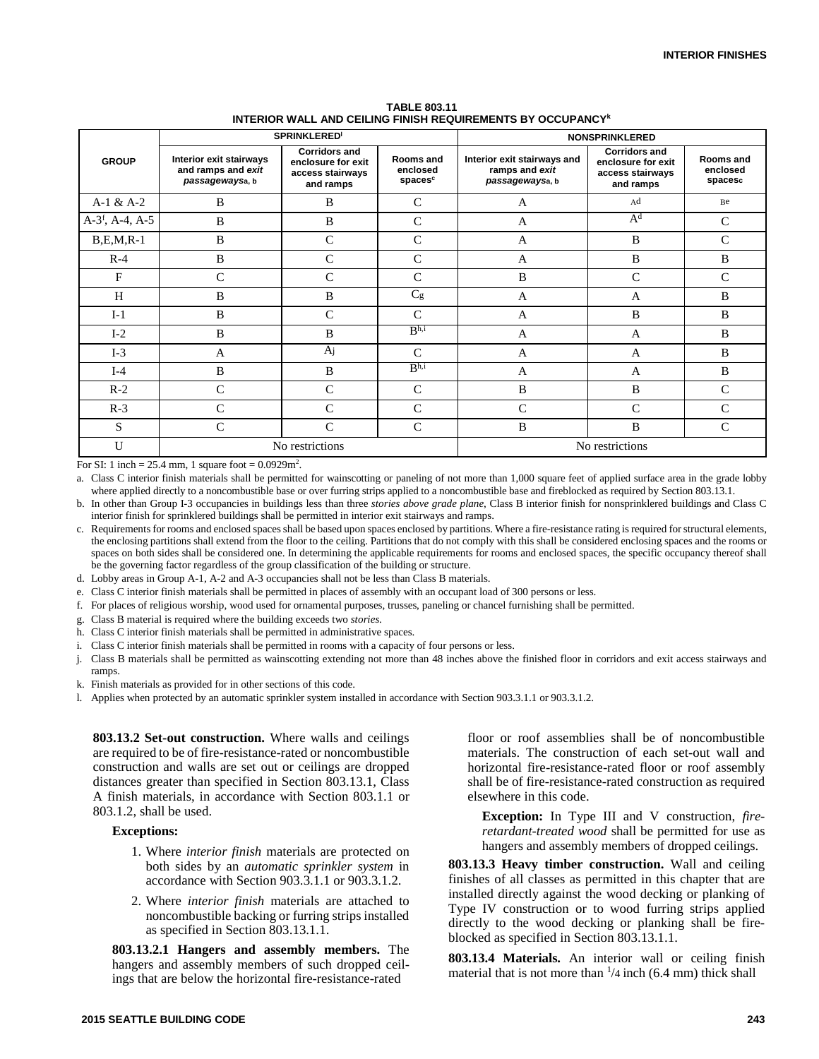**TABLE 803.11**
**INTERIOR WALL AND CEILING FINISH REQUIREMENTS BY OCCUPANCY[k]**

| GROUP | SPRINKLERED[l] | | | NONSPRINKLERED | | |
|---|---|---|---|---|---|---|
| | Interior exit stairways and ramps and *exit passageways*[a, b] | Corridors and enclosure for exit access stairways and ramps | Rooms and enclosed spaces[c] | Interior exit stairways and ramps and *exit passageways*[a, b] | Corridors and enclosure for exit access stairways and ramps | Rooms and enclosed spaces[c] |
| A-1 & A-2 | B | B | C | A | A[d] | B[e] |
| A-3[f], A-4, A-5 | B | B | C | A | A[d] | C |
| B,E,M,R-1 | B | C | C | A | B | C |
| R-4 | B | C | C | A | B | B |
| F | C | C | C | B | C | C |
| H | B | B | C[g] | A | A | B |
| I-1 | B | C | C | A | B | B |
| I-2 | B | B | B[h,i] | A | A | B |
| I-3 | A | A[j] | C | A | A | B |
| I-4 | B | B | B[h,i] | A | A | B |
| R-2 | C | C | C | B | B | C |
| R-3 | C | C | C | C | C | C |
| S | C | C | C | B | B | C |
| U | No restrictions | | | No restrictions | | |

For SI: 1 inch = 25.4 mm, 1 square foot = $0.0929m^2$.

a. Class C interior finish materials shall be permitted for wainscotting or paneling of not more than 1,000 square feet of applied surface area in the grade lobby where applied directly to a noncombustible base or over furring strips applied to a noncombustible base and fireblocked as required by Section 803.13.1.

b. In other than Group I-3 occupancies in buildings less than three *stories above grade plane*, Class B interior finish for nonsprinklered buildings and Class C interior finish for sprinklered buildings shall be permitted in interior exit stairways and ramps.

c. Requirements for rooms and enclosed spaces shall be based upon spaces enclosed by partitions. Where a fire-resistance rating is required for structural elements, the enclosing partitions shall extend from the floor to the ceiling. Partitions that do not comply with this shall be considered enclosing spaces and the rooms or spaces on both sides shall be considered one. In determining the applicable requirements for rooms and enclosed spaces, the specific occupancy thereof shall be the governing factor regardless of the group classification of the building or structure.

d. Lobby areas in Group A-1, A-2 and A-3 occupancies shall not be less than Class B materials.

e. Class C interior finish materials shall be permitted in places of assembly with an occupant load of 300 persons or less.

f. For places of religious worship, wood used for ornamental purposes, trusses, paneling or chancel furnishing shall be permitted.

g. Class B material is required where the building exceeds two *stories.*

h. Class C interior finish materials shall be permitted in administrative spaces.

i. Class C interior finish materials shall be permitted in rooms with a capacity of four persons or less.

j. Class B materials shall be permitted as wainscotting extending not more than 48 inches above the finished floor in corridors and exit access stairways and ramps.

k. Finish materials as provided for in other sections of this code.

l. Applies when protected by an automatic sprinkler system installed in accordance with Section 903.3.1.1 or 903.3.1.2.

**803.13.2 Set-out construction.** Where walls and ceilings are required to be of fire-resistance-rated or noncombustible construction and walls are set out or ceilings are dropped distances greater than specified in Section 803.13.1, Class A finish materials, in accordance with Section 803.1.1 or 803.1.2, shall be used.

**Exceptions:**

1. Where *interior finish* materials are protected on both sides by an *automatic sprinkler system* in accordance with Section 903.3.1.1 or 903.3.1.2.
2. Where *interior finish* materials are attached to noncombustible backing or furring strips installed as specified in Section 803.13.1.1.

**803.13.2.1 Hangers and assembly members.** The hangers and assembly members of such dropped ceilings that are below the horizontal fire-resistance-rated floor or roof assemblies shall be of noncombustible materials. The construction of each set-out wall and horizontal fire-resistance-rated floor or roof assembly shall be of fire-resistance-rated construction as required elsewhere in this code.

**Exception:** In Type III and V construction, *fire-retardant-treated wood* shall be permitted for use as hangers and assembly members of dropped ceilings.

**803.13.3 Heavy timber construction.** Wall and ceiling finishes of all classes as permitted in this chapter that are installed directly against the wood decking or planking of Type IV construction or to wood furring strips applied directly to the wood decking or planking shall be fire-blocked as specified in Section 803.13.1.1.

**803.13.4 Materials.** An interior wall or ceiling finish material that is not more than $^{1}/_{4}$ inch (6.4 mm) thick shall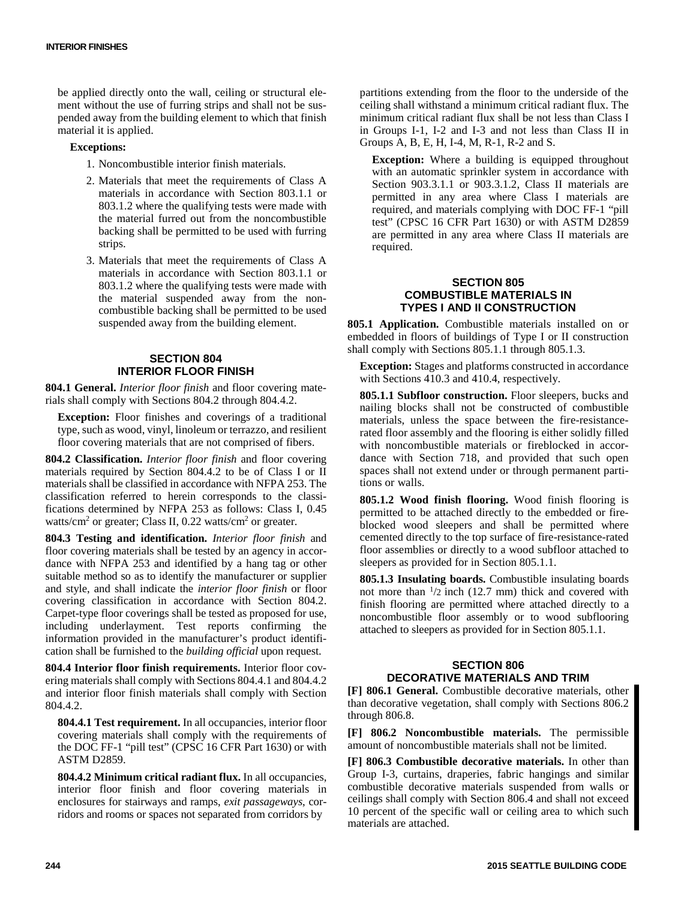be applied directly onto the wall, ceiling or structural element without the use of furring strips and shall not be suspended away from the building element to which that finish material it is applied.

**Exceptions:**

1. Noncombustible interior finish materials.
2. Materials that meet the requirements of Class A materials in accordance with Section 803.1.1 or 803.1.2 where the qualifying tests were made with the material furred out from the noncombustible backing shall be permitted to be used with furring strips.
3. Materials that meet the requirements of Class A materials in accordance with Section 803.1.1 or 803.1.2 where the qualifying tests were made with the material suspended away from the noncombustible backing shall be permitted to be used suspended away from the building element.

## SECTION 804 INTERIOR FLOOR FINISH

**804.1 General.** *Interior floor finish* and floor covering materials shall comply with Sections 804.2 through 804.4.2.

**Exception:** Floor finishes and coverings of a traditional type, such as wood, vinyl, linoleum or terrazzo, and resilient floor covering materials that are not comprised of fibers.

**804.2 Classification.** *Interior floor finish* and floor covering materials required by Section 804.4.2 to be of Class I or II materials shall be classified in accordance with NFPA 253. The classification referred to herein corresponds to the classifications determined by NFPA 253 as follows: Class I, 0.45 watts/cm$^2$ or greater; Class II, 0.22 watts/cm$^2$ or greater.

**804.3 Testing and identification.** *Interior floor finish* and floor covering materials shall be tested by an agency in accordance with NFPA 253 and identified by a hang tag or other suitable method so as to identify the manufacturer or supplier and style, and shall indicate the *interior floor finish* or floor covering classification in accordance with Section 804.2. Carpet-type floor coverings shall be tested as proposed for use, including underlayment. Test reports confirming the information provided in the manufacturer's product identification shall be furnished to the *building official* upon request.

**804.4 Interior floor finish requirements.** Interior floor covering materials shall comply with Sections 804.4.1 and 804.4.2 and interior floor finish materials shall comply with Section 804.4.2.

**804.4.1 Test requirement.** In all occupancies, interior floor covering materials shall comply with the requirements of the DOC FF-1 "pill test" (CPSC 16 CFR Part 1630) or with ASTM D2859.

**804.4.2 Minimum critical radiant flux.** In all occupancies, interior floor finish and floor covering materials in enclosures for stairways and ramps, *exit passageways*, corridors and rooms or spaces not separated from corridors by partitions extending from the floor to the underside of the ceiling shall withstand a minimum critical radiant flux. The minimum critical radiant flux shall be not less than Class I in Groups I-1, I-2 and I-3 and not less than Class II in Groups A, B, E, H, I-4, M, R-1, R-2 and S.

**Exception:** Where a building is equipped throughout with an automatic sprinkler system in accordance with Section 903.3.1.1 or 903.3.1.2, Class II materials are permitted in any area where Class I materials are required, and materials complying with DOC FF-1 "pill test" (CPSC 16 CFR Part 1630) or with ASTM D2859 are permitted in any area where Class II materials are required.

## SECTION 805 COMBUSTIBLE MATERIALS IN TYPES I AND II CONSTRUCTION

**805.1 Application.** Combustible materials installed on or embedded in floors of buildings of Type I or II construction shall comply with Sections 805.1.1 through 805.1.3.

**Exception:** Stages and platforms constructed in accordance with Sections 410.3 and 410.4, respectively.

**805.1.1 Subfloor construction.** Floor sleepers, bucks and nailing blocks shall not be constructed of combustible materials, unless the space between the fire-resistance-rated floor assembly and the flooring is either solidly filled with noncombustible materials or fireblocked in accordance with Section 718, and provided that such open spaces shall not extend under or through permanent partitions or walls.

**805.1.2 Wood finish flooring.** Wood finish flooring is permitted to be attached directly to the embedded or fireblocked wood sleepers and shall be permitted where cemented directly to the top surface of fire-resistance-rated floor assemblies or directly to a wood subfloor attached to sleepers as provided for in Section 805.1.1.

**805.1.3 Insulating boards.** Combustible insulating boards not more than $^1/_2$ inch (12.7 mm) thick and covered with finish flooring are permitted where attached directly to a noncombustible floor assembly or to wood subflooring attached to sleepers as provided for in Section 805.1.1.

## SECTION 806 DECORATIVE MATERIALS AND TRIM

**[F] 806.1 General.** Combustible decorative materials, other than decorative vegetation, shall comply with Sections 806.2 through 806.8.

**[F] 806.2 Noncombustible materials.** The permissible amount of noncombustible materials shall not be limited.

**[F] 806.3 Combustible decorative materials.** In other than Group I-3, curtains, draperies, fabric hangings and similar combustible decorative materials suspended from walls or ceilings shall comply with Section 806.4 and shall not exceed 10 percent of the specific wall or ceiling area to which such materials are attached.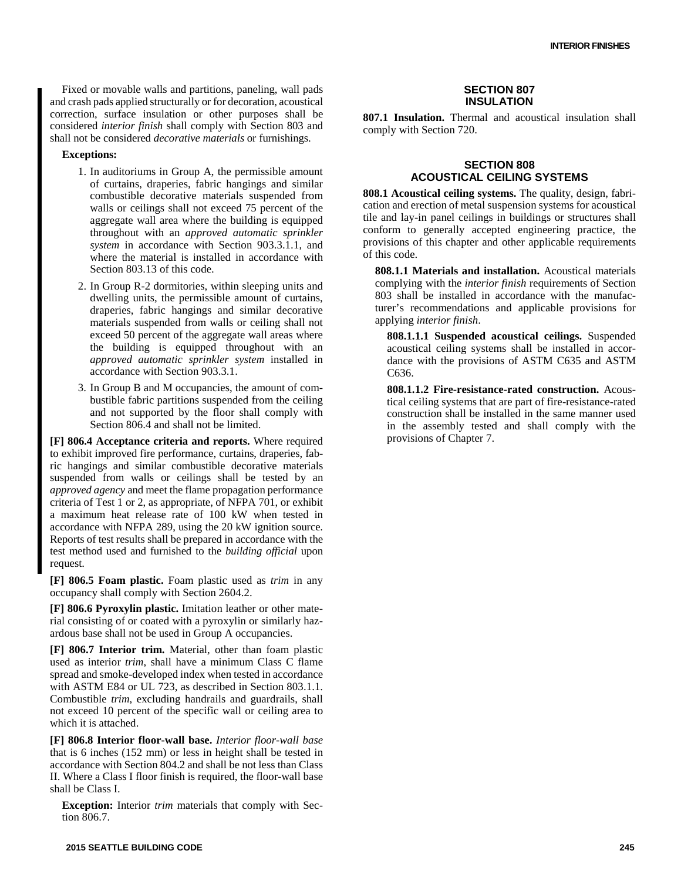Fixed or movable walls and partitions, paneling, wall pads and crash pads applied structurally or for decoration, acoustical correction, surface insulation or other purposes shall be considered *interior finish* shall comply with Section 803 and shall not be considered *decorative materials* or furnishings.

**Exceptions:**

1. In auditoriums in Group A, the permissible amount of curtains, draperies, fabric hangings and similar combustible decorative materials suspended from walls or ceilings shall not exceed 75 percent of the aggregate wall area where the building is equipped throughout with an *approved automatic sprinkler system* in accordance with Section 903.3.1.1, and where the material is installed in accordance with Section 803.13 of this code.
2. In Group R-2 dormitories, within sleeping units and dwelling units, the permissible amount of curtains, draperies, fabric hangings and similar decorative materials suspended from walls or ceiling shall not exceed 50 percent of the aggregate wall areas where the building is equipped throughout with an *approved automatic sprinkler system* installed in accordance with Section 903.3.1.
3. In Group B and M occupancies, the amount of combustible fabric partitions suspended from the ceiling and not supported by the floor shall comply with Section 806.4 and shall not be limited.

**[F] 806.4 Acceptance criteria and reports.** Where required to exhibit improved fire performance, curtains, draperies, fabric hangings and similar combustible decorative materials suspended from walls or ceilings shall be tested by an *approved agency* and meet the flame propagation performance criteria of Test 1 or 2, as appropriate, of NFPA 701, or exhibit a maximum heat release rate of 100 kW when tested in accordance with NFPA 289, using the 20 kW ignition source. Reports of test results shall be prepared in accordance with the test method used and furnished to the *building official* upon request.

**[F] 806.5 Foam plastic.** Foam plastic used as *trim* in any occupancy shall comply with Section 2604.2.

**[F] 806.6 Pyroxylin plastic.** Imitation leather or other material consisting of or coated with a pyroxylin or similarly hazardous base shall not be used in Group A occupancies.

**[F] 806.7 Interior trim.** Material, other than foam plastic used as interior *trim*, shall have a minimum Class C flame spread and smoke-developed index when tested in accordance with ASTM E84 or UL 723, as described in Section 803.1.1. Combustible *trim*, excluding handrails and guardrails, shall not exceed 10 percent of the specific wall or ceiling area to which it is attached.

**[F] 806.8 Interior floor-wall base.** *Interior floor-wall base* that is 6 inches (152 mm) or less in height shall be tested in accordance with Section 804.2 and shall be not less than Class II. Where a Class I floor finish is required, the floor-wall base shall be Class I.

**Exception:** Interior *trim* materials that comply with Section 806.7.

## SECTION 807
## INSULATION

**807.1 Insulation.** Thermal and acoustical insulation shall comply with Section 720.

## SECTION 808
## ACOUSTICAL CEILING SYSTEMS

**808.1 Acoustical ceiling systems.** The quality, design, fabrication and erection of metal suspension systems for acoustical tile and lay-in panel ceilings in buildings or structures shall conform to generally accepted engineering practice, the provisions of this chapter and other applicable requirements of this code.

**808.1.1 Materials and installation.** Acoustical materials complying with the *interior finish* requirements of Section 803 shall be installed in accordance with the manufacturer's recommendations and applicable provisions for applying *interior finish*.

**808.1.1.1 Suspended acoustical ceilings.** Suspended acoustical ceiling systems shall be installed in accordance with the provisions of ASTM C635 and ASTM C636.

**808.1.1.2 Fire-resistance-rated construction.** Acoustical ceiling systems that are part of fire-resistance-rated construction shall be installed in the same manner used in the assembly tested and shall comply with the provisions of Chapter 7.